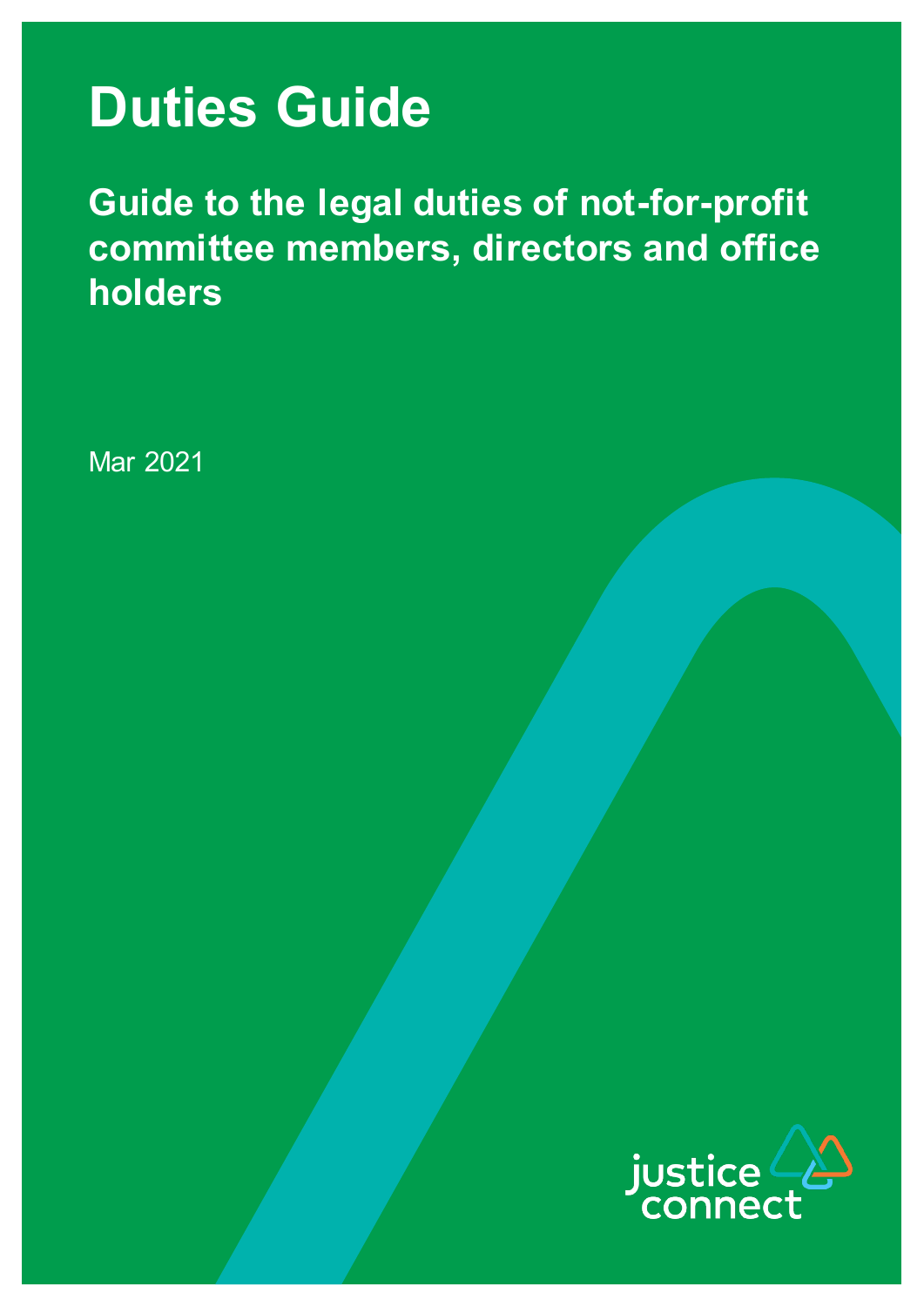# Duties Guide

## Guide to the legal duties of not-for-profit committee members, directors and office holders

Mar 2021

justice connect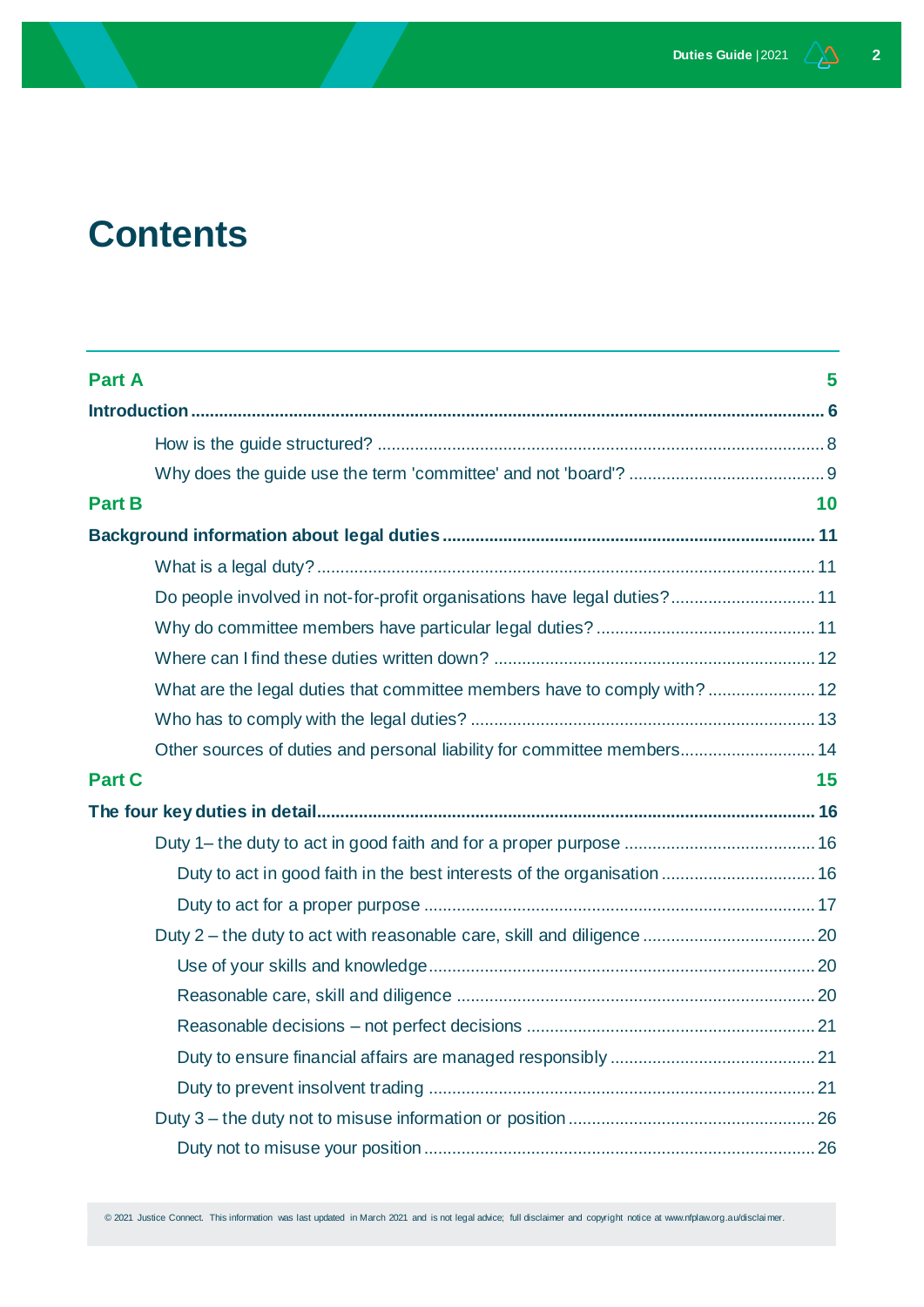# Contents

**Part A** 5

**Introduction** 6

- How is the guide structured? 8
- Why does the guide use the term 'committee' and not 'board'? 9

**Part B** 10

**Background information about legal duties** 11

- What is a legal duty? 11
- Do people involved in not-for-profit organisations have legal duties? 11
- Why do committee members have particular legal duties? 11
- Where can I find these duties written down? 12
- What are the legal duties that committee members have to comply with? 12
- Who has to comply with the legal duties? 13
- Other sources of duties and personal liability for committee members 14

**Part C** 15

**The four key duties in detail** 16

- Duty 1– the duty to act in good faith and for a proper purpose 16
  - Duty to act in good faith in the best interests of the organisation 16
  - Duty to act for a proper purpose 17
- Duty 2 – the duty to act with reasonable care, skill and diligence 20
  - Use of your skills and knowledge 20
  - Reasonable care, skill and diligence 20
  - Reasonable decisions – not perfect decisions 21
  - Duty to ensure financial affairs are managed responsibly 21
  - Duty to prevent insolvent trading 21
- Duty 3 – the duty not to misuse information or position 26
  - Duty not to misuse your position 26

© 2021 Justice Connect. This information was last updated in March 2021 and is not legal advice; full disclaimer and copyright notice at www.nfplaw.org.au/disclaimer.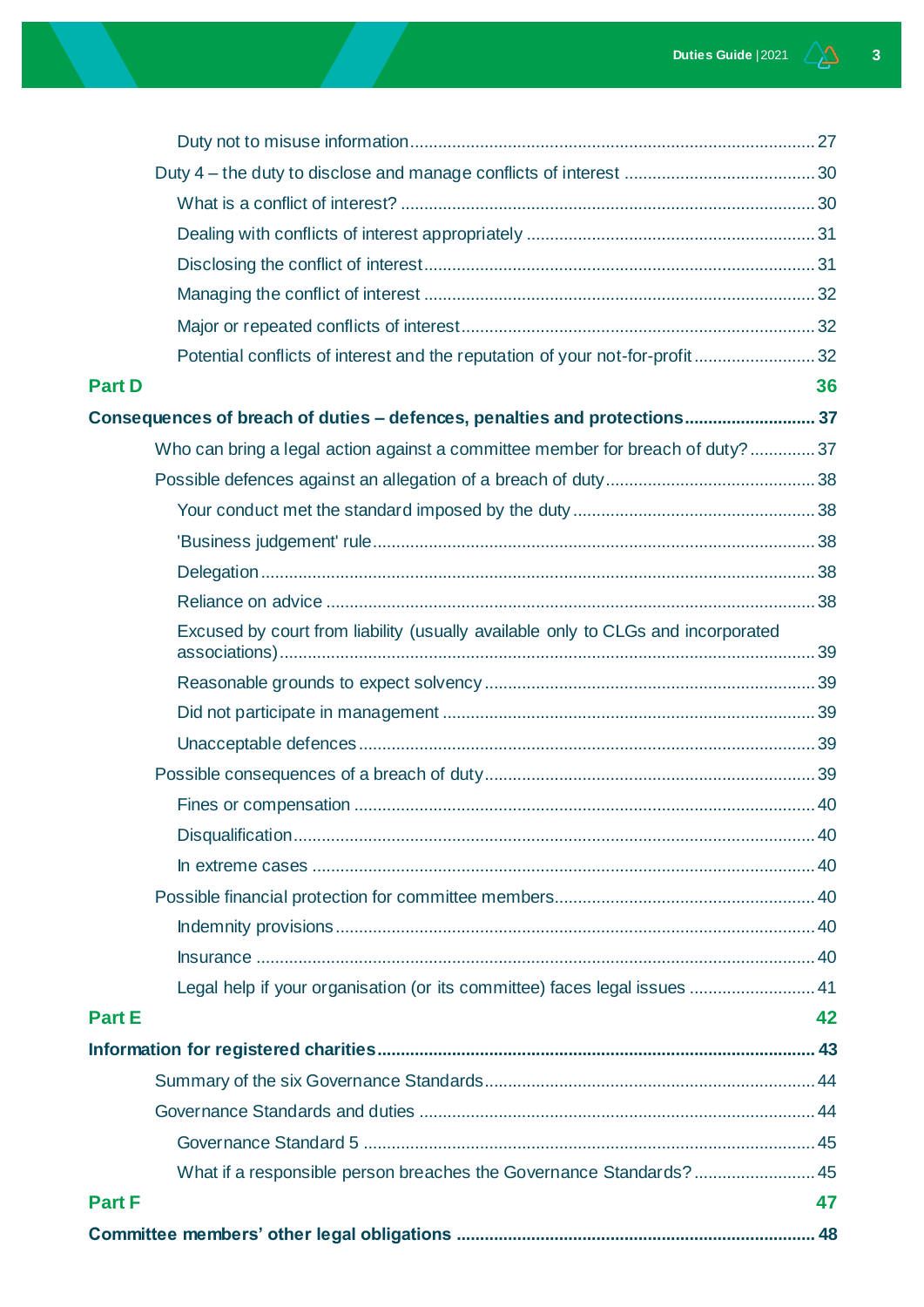Duty not to misuse information ........................................................................................ 27

Duty 4 – the duty to disclose and manage conflicts of interest ........................................ 30

What is a conflict of interest? ......................................................................................... 30

Dealing with conflicts of interest appropriately ............................................................. 31

Disclosing the conflict of interest .................................................................................... 31

Managing the conflict of interest .................................................................................... 32

Major or repeated conflicts of interest ............................................................................ 32

Potential conflicts of interest and the reputation of your not-for-profit .......................... 32

**Part D** **36**

**Consequences of breach of duties – defences, penalties and protections ........................... 37**

Who can bring a legal action against a committee member for breach of duty? ............. 37

Possible defences against an allegation of a breach of duty ............................................ 38

Your conduct met the standard imposed by the duty .................................................... 38

'Business judgement' rule ............................................................................................... 38

Delegation ....................................................................................................................... 38

Reliance on advice ......................................................................................................... 38

Excused by court from liability (usually available only to CLGs and incorporated associations) ................................................................................................................... 39

Reasonable grounds to expect solvency ........................................................................ 39

Did not participate in management ................................................................................ 39

Unacceptable defences ................................................................................................... 39

Possible consequences of a breach of duty ...................................................................... 39

Fines or compensation .................................................................................................. 40

Disqualification ............................................................................................................... 40

In extreme cases ............................................................................................................ 40

Possible financial protection for committee members ....................................................... 40

Indemnity provisions ...................................................................................................... 40

Insurance ....................................................................................................................... 40

Legal help if your organisation (or its committee) faces legal issues .......................... 41

**Part E** **42**

**Information for registered charities ....................................................................................... 43**

Summary of the six Governance Standards ....................................................................... 44

Governance Standards and duties .................................................................................... 44

Governance Standard 5 ................................................................................................. 45

What if a responsible person breaches the Governance Standards? .......................... 45

**Part F** **47**

**Committee members' other legal obligations ........................................................................ 48**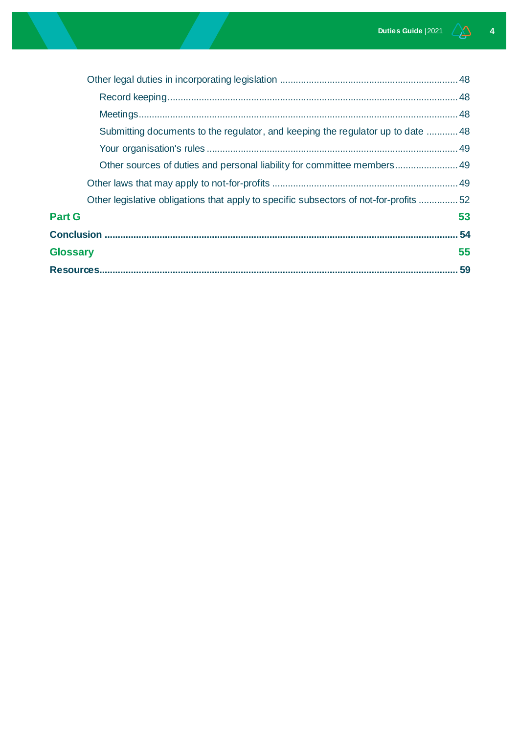Other legal duties in incorporating legislation ....................................................................48

Record keeping................................................................................................................48

Meetings..........................................................................................................................48

Submitting documents to the regulator, and keeping the regulator up to date ............48

Your organisation's rules .................................................................................................49

Other sources of duties and personal liability for committee members........................49

Other laws that may apply to not-for-profits .......................................................................49

Other legislative obligations that apply to specific subsectors of not-for-profits ...............52

**Part G 53**

**Conclusion ..................................................................................................................... 54**

**Glossary 55**

**Resources....................................................................................................................... 59**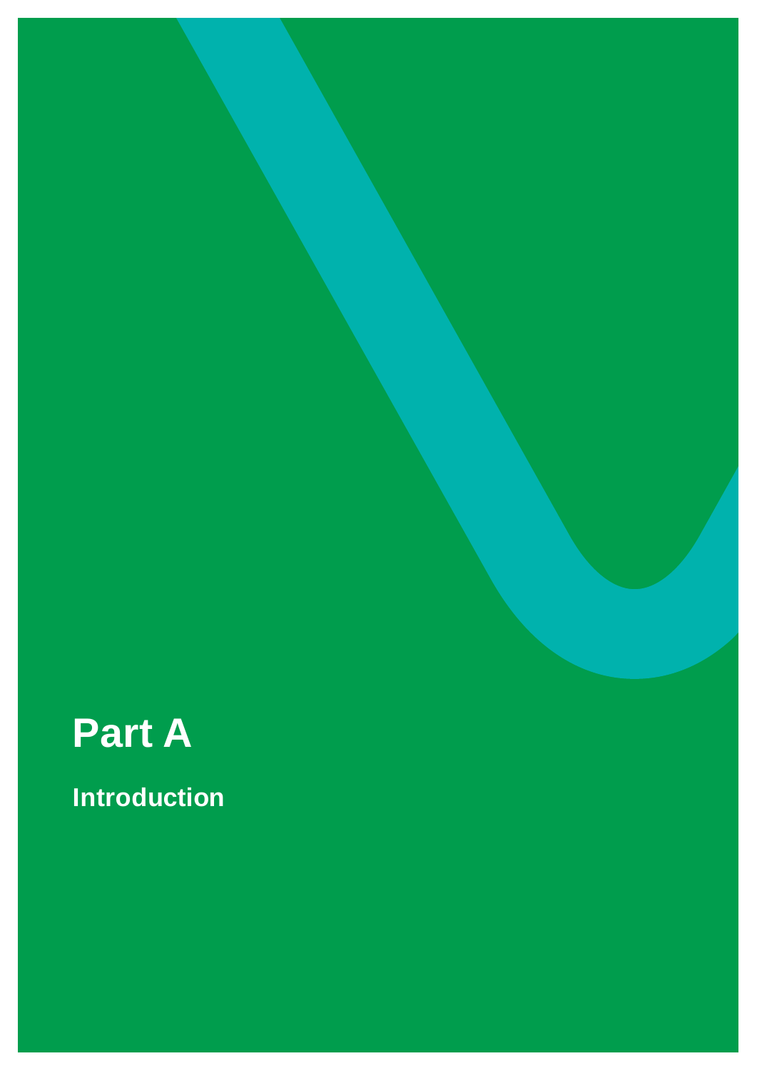# Part A

## Introduction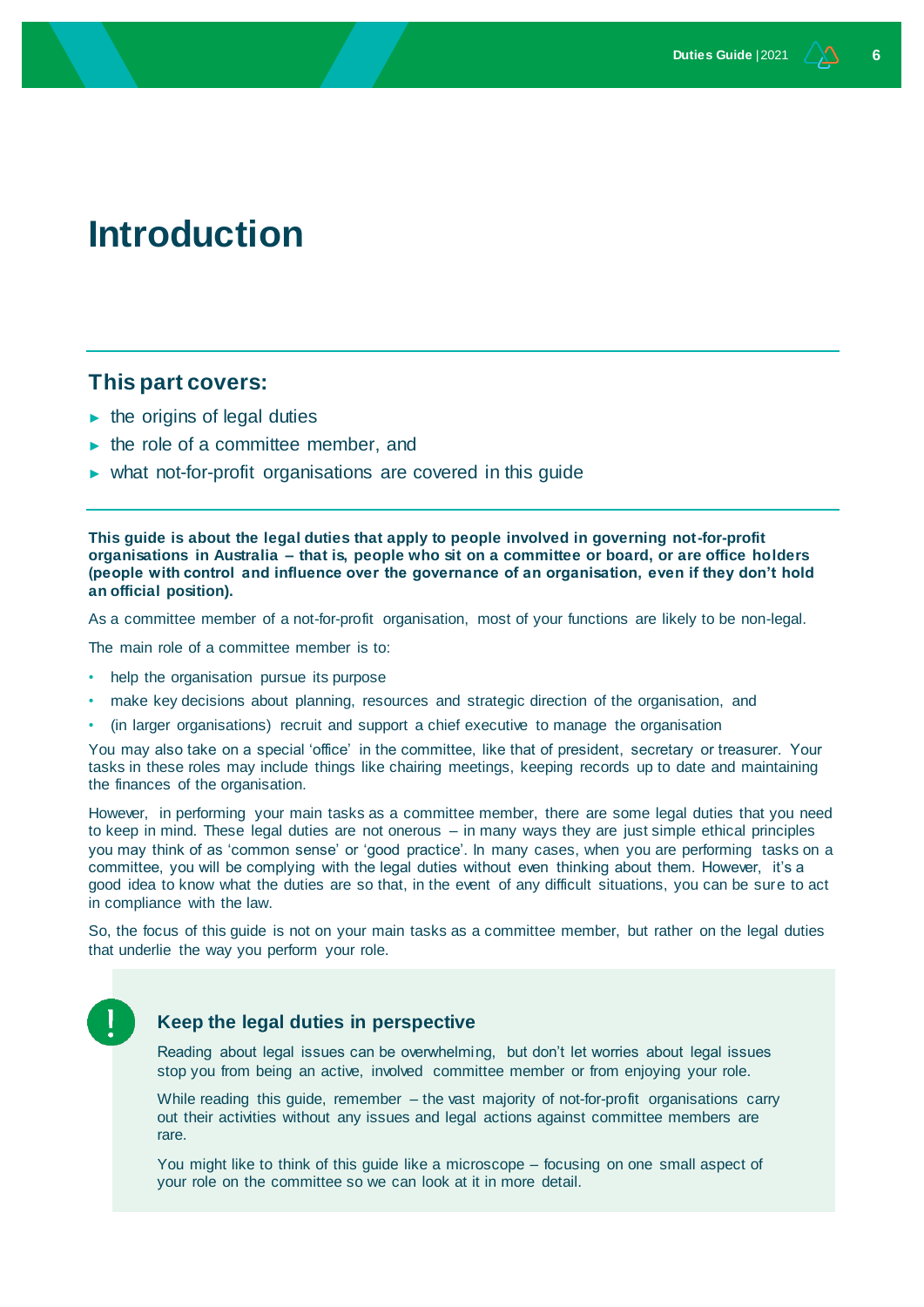# Introduction

## This part covers:

- the origins of legal duties
- the role of a committee member, and
- what not-for-profit organisations are covered in this guide

**This guide is about the legal duties that apply to people involved in governing not-for-profit organisations in Australia – that is, people who sit on a committee or board, or are office holders (people with control and influence over the governance of an organisation, even if they don't hold an official position).**

As a committee member of a not-for-profit organisation, most of your functions are likely to be non-legal.

The main role of a committee member is to:

- help the organisation pursue its purpose
- make key decisions about planning, resources and strategic direction of the organisation, and
- (in larger organisations) recruit and support a chief executive to manage the organisation

You may also take on a special 'office' in the committee, like that of president, secretary or treasurer. Your tasks in these roles may include things like chairing meetings, keeping records up to date and maintaining the finances of the organisation.

However, in performing your main tasks as a committee member, there are some legal duties that you need to keep in mind. These legal duties are not onerous – in many ways they are just simple ethical principles you may think of as 'common sense' or 'good practice'. In many cases, when you are performing tasks on a committee, you will be complying with the legal duties without even thinking about them. However, it's a good idea to know what the duties are so that, in the event of any difficult situations, you can be sure to act in compliance with the law.

So, the focus of this guide is not on your main tasks as a committee member, but rather on the legal duties that underlie the way you perform your role.

### Keep the legal duties in perspective

Reading about legal issues can be overwhelming, but don't let worries about legal issues stop you from being an active, involved committee member or from enjoying your role.

While reading this guide, remember – the vast majority of not-for-profit organisations carry out their activities without any issues and legal actions against committee members are rare.

You might like to think of this guide like a microscope – focusing on one small aspect of your role on the committee so we can look at it in more detail.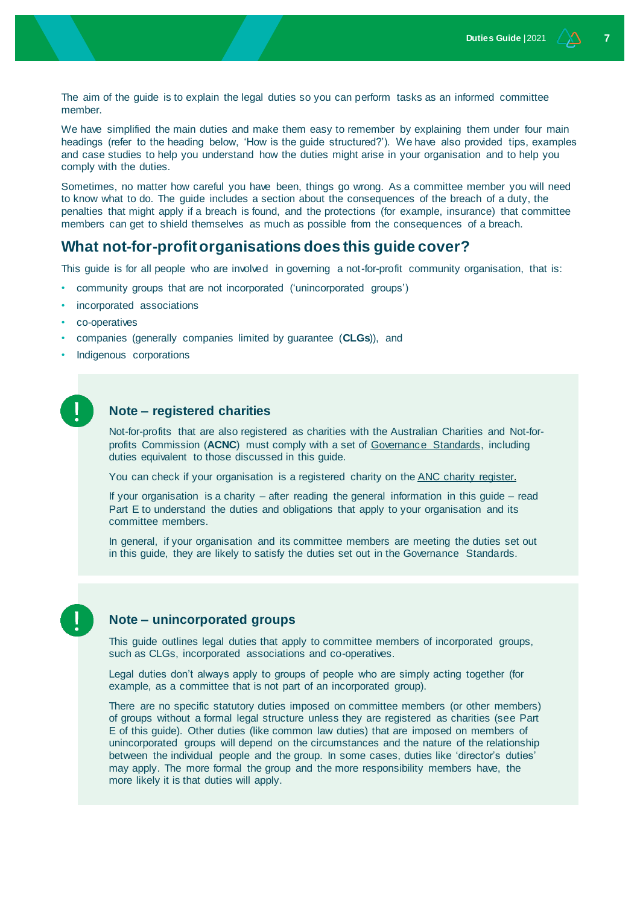The aim of the guide is to explain the legal duties so you can perform tasks as an informed committee member.

We have simplified the main duties and make them easy to remember by explaining them under four main headings (refer to the heading below, 'How is the guide structured?'). We have also provided tips, examples and case studies to help you understand how the duties might arise in your organisation and to help you comply with the duties.

Sometimes, no matter how careful you have been, things go wrong. As a committee member you will need to know what to do. The guide includes a section about the consequences of the breach of a duty, the penalties that might apply if a breach is found, and the protections (for example, insurance) that committee members can get to shield themselves as much as possible from the consequences of a breach.

## What not-for-profit organisations does this guide cover?

This guide is for all people who are involved in governing a not-for-profit community organisation, that is:

- community groups that are not incorporated ('unincorporated groups')
- incorporated associations
- co-operatives
- companies (generally companies limited by guarantee (**CLGs**)), and
- Indigenous corporations

### Note – registered charities

Not-for-profits that are also registered as charities with the Australian Charities and Not-for-profits Commission (**ACNC**) must comply with a set of Governance Standards, including duties equivalent to those discussed in this guide.

You can check if your organisation is a registered charity on the ANC charity register.

If your organisation is a charity – after reading the general information in this guide – read Part E to understand the duties and obligations that apply to your organisation and its committee members.

In general, if your organisation and its committee members are meeting the duties set out in this guide, they are likely to satisfy the duties set out in the Governance Standards.

### Note – unincorporated groups

This guide outlines legal duties that apply to committee members of incorporated groups, such as CLGs, incorporated associations and co-operatives.

Legal duties don't always apply to groups of people who are simply acting together (for example, as a committee that is not part of an incorporated group).

There are no specific statutory duties imposed on committee members (or other members) of groups without a formal legal structure unless they are registered as charities (see Part E of this guide). Other duties (like common law duties) that are imposed on members of unincorporated groups will depend on the circumstances and the nature of the relationship between the individual people and the group. In some cases, duties like 'director's duties' may apply. The more formal the group and the more responsibility members have, the more likely it is that duties will apply.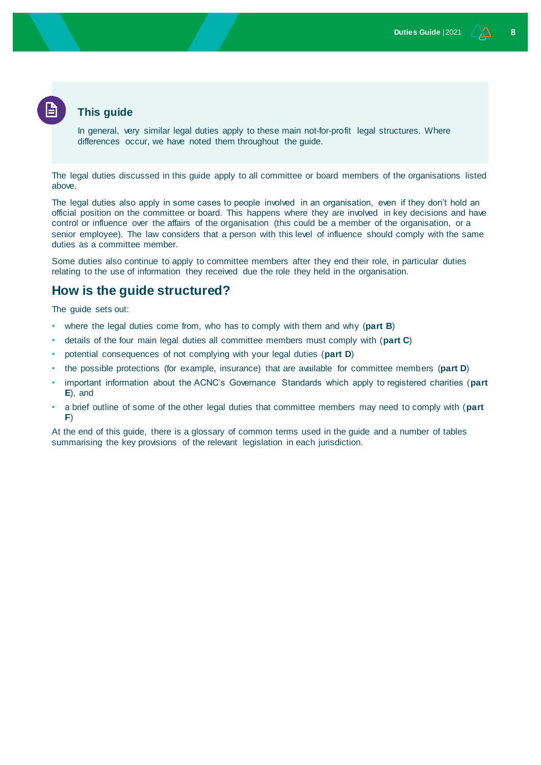### This guide

In general, very similar legal duties apply to these main not-for-profit legal structures. Where differences occur, we have noted them throughout the guide.

The legal duties discussed in this guide apply to all committee or board members of the organisations listed above.

The legal duties also apply in some cases to people involved in an organisation, even if they don't hold an official position on the committee or board. This happens where they are involved in key decisions and have control or influence over the affairs of the organisation (this could be a member of the organisation, or a senior employee). The law considers that a person with this level of influence should comply with the same duties as a committee member.

Some duties also continue to apply to committee members after they end their role, in particular duties relating to the use of information they received due the role they held in the organisation.

## How is the guide structured?

The guide sets out:

- where the legal duties come from, who has to comply with them and why (**part B**)
- details of the four main legal duties all committee members must comply with (**part C**)
- potential consequences of not complying with your legal duties (**part D**)
- the possible protections (for example, insurance) that are available for committee members (**part D**)
- important information about the ACNC's Governance Standards which apply to registered charities (**part E**), and
- a brief outline of some of the other legal duties that committee members may need to comply with (**part F**)

At the end of this guide, there is a glossary of common terms used in the guide and a number of tables summarising the key provisions of the relevant legislation in each jurisdiction.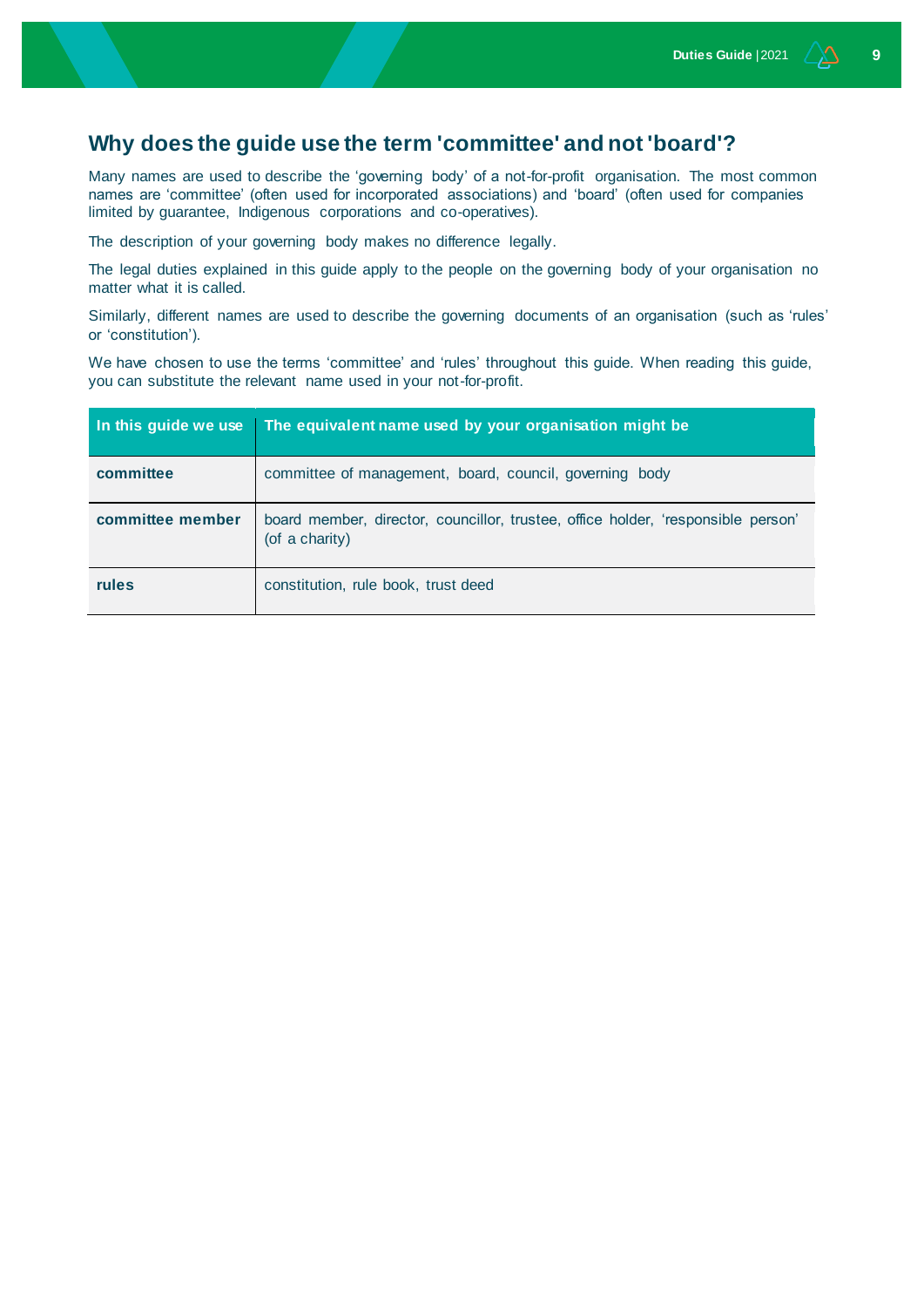## Why does the guide use the term 'committee' and not 'board'?

Many names are used to describe the 'governing body' of a not-for-profit organisation. The most common names are 'committee' (often used for incorporated associations) and 'board' (often used for companies limited by guarantee, Indigenous corporations and co-operatives).

The description of your governing body makes no difference legally.

The legal duties explained in this guide apply to the people on the governing body of your organisation no matter what it is called.

Similarly, different names are used to describe the governing documents of an organisation (such as 'rules' or 'constitution').

We have chosen to use the terms 'committee' and 'rules' throughout this guide. When reading this guide, you can substitute the relevant name used in your not-for-profit.

| In this guide we use | The equivalent name used by your organisation might be |
|---|---|
| **committee** | committee of management, board, council, governing body |
| **committee member** | board member, director, councillor, trustee, office holder, 'responsible person' (of a charity) |
| **rules** | constitution, rule book, trust deed |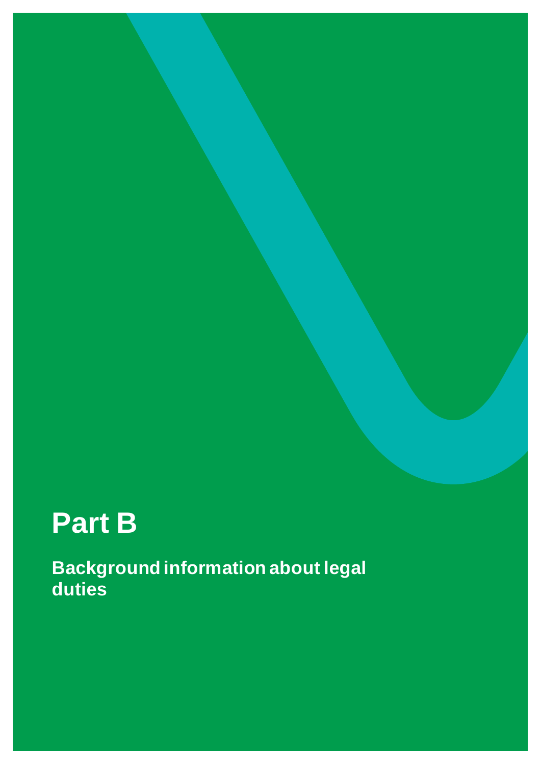# Part B

## Background information about legal duties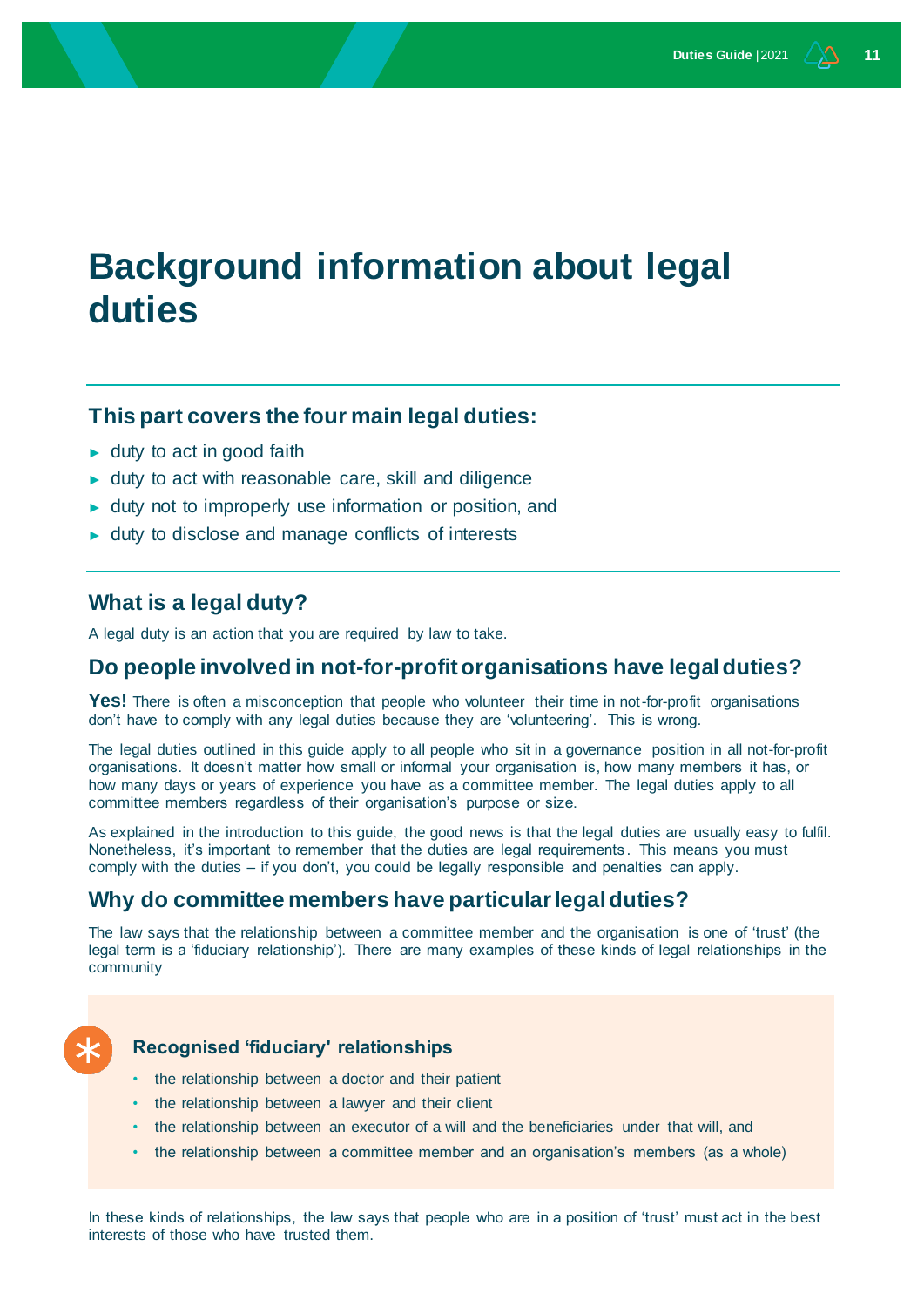# Background information about legal duties

### This part covers the four main legal duties:

- duty to act in good faith
- duty to act with reasonable care, skill and diligence
- duty not to improperly use information or position, and
- duty to disclose and manage conflicts of interests

## What is a legal duty?

A legal duty is an action that you are required by law to take.

## Do people involved in not-for-profit organisations have legal duties?

**Yes!** There is often a misconception that people who volunteer their time in not-for-profit organisations don't have to comply with any legal duties because they are 'volunteering'. This is wrong.

The legal duties outlined in this guide apply to all people who sit in a governance position in all not-for-profit organisations. It doesn't matter how small or informal your organisation is, how many members it has, or how many days or years of experience you have as a committee member. The legal duties apply to all committee members regardless of their organisation's purpose or size.

As explained in the introduction to this guide, the good news is that the legal duties are usually easy to fulfil. Nonetheless, it's important to remember that the duties are legal requirements. This means you must comply with the duties – if you don't, you could be legally responsible and penalties can apply.

## Why do committee members have particular legal duties?

The law says that the relationship between a committee member and the organisation is one of 'trust' (the legal term is a 'fiduciary relationship'). There are many examples of these kinds of legal relationships in the community

### Recognised 'fiduciary' relationships

- the relationship between a doctor and their patient
- the relationship between a lawyer and their client
- the relationship between an executor of a will and the beneficiaries under that will, and
- the relationship between a committee member and an organisation's members (as a whole)

In these kinds of relationships, the law says that people who are in a position of 'trust' must act in the best interests of those who have trusted them.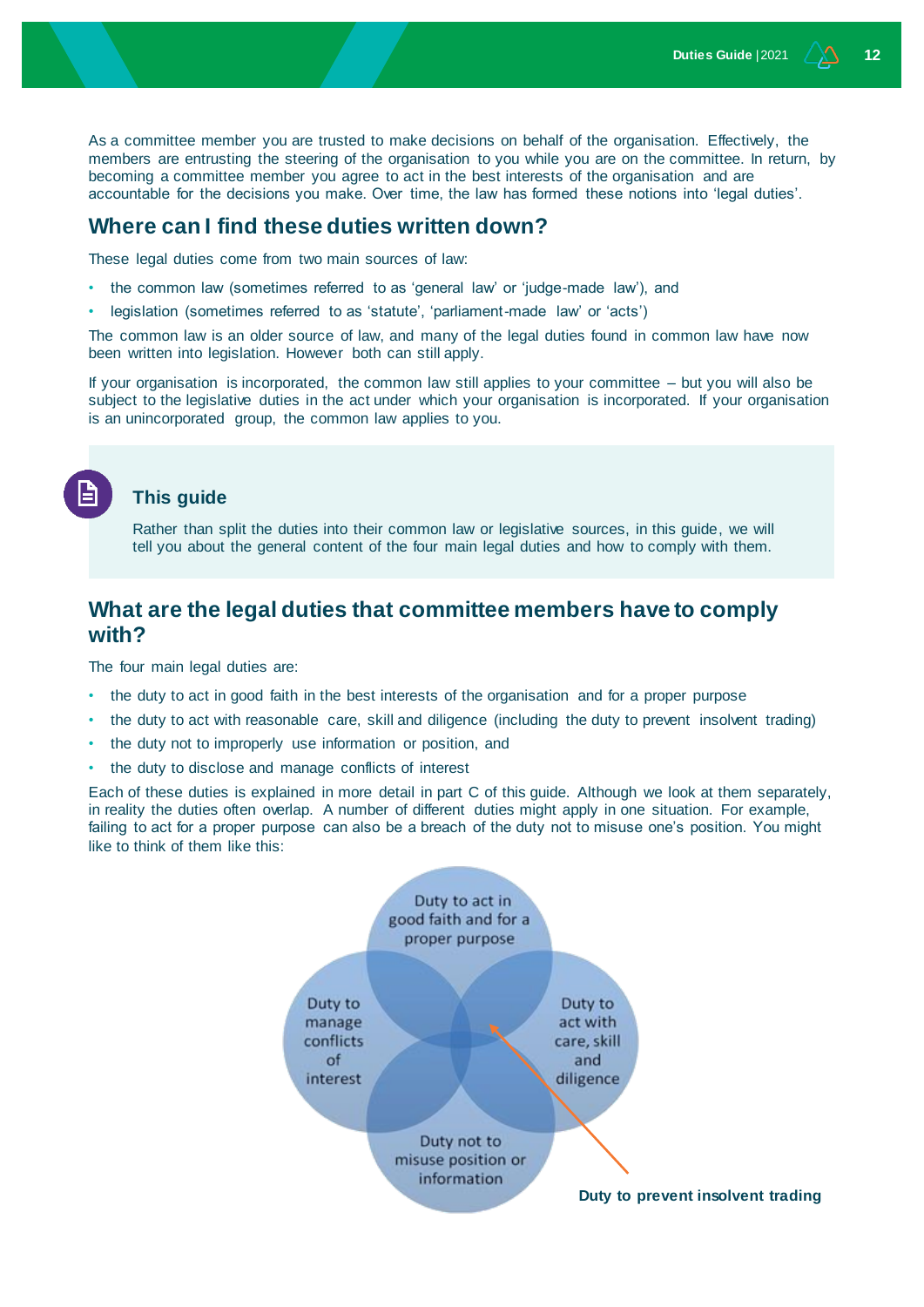As a committee member you are trusted to make decisions on behalf of the organisation. Effectively, the members are entrusting the steering of the organisation to you while you are on the committee. In return, by becoming a committee member you agree to act in the best interests of the organisation and are accountable for the decisions you make. Over time, the law has formed these notions into 'legal duties'.

## Where can I find these duties written down?

These legal duties come from two main sources of law:

- the common law (sometimes referred to as 'general law' or 'judge-made law'), and
- legislation (sometimes referred to as 'statute', 'parliament-made law' or 'acts')

The common law is an older source of law, and many of the legal duties found in common law have now been written into legislation. However both can still apply.

If your organisation is incorporated, the common law still applies to your committee – but you will also be subject to the legislative duties in the act under which your organisation is incorporated. If your organisation is an unincorporated group, the common law applies to you.

### This guide

Rather than split the duties into their common law or legislative sources, in this guide, we will tell you about the general content of the four main legal duties and how to comply with them.

## What are the legal duties that committee members have to comply with?

The four main legal duties are:

- the duty to act in good faith in the best interests of the organisation and for a proper purpose
- the duty to act with reasonable care, skill and diligence (including the duty to prevent insolvent trading)
- the duty not to improperly use information or position, and
- the duty to disclose and manage conflicts of interest

Each of these duties is explained in more detail in part C of this guide. Although we look at them separately, in reality the duties often overlap. A number of different duties might apply in one situation. For example, failing to act for a proper purpose can also be a breach of the duty not to misuse one's position. You might like to think of them like this:

Duty to act in good faith and for a proper purpose

Duty to manage conflicts of interest

Duty to act with care, skill and diligence

Duty not to misuse position or information

**Duty to prevent insolvent trading**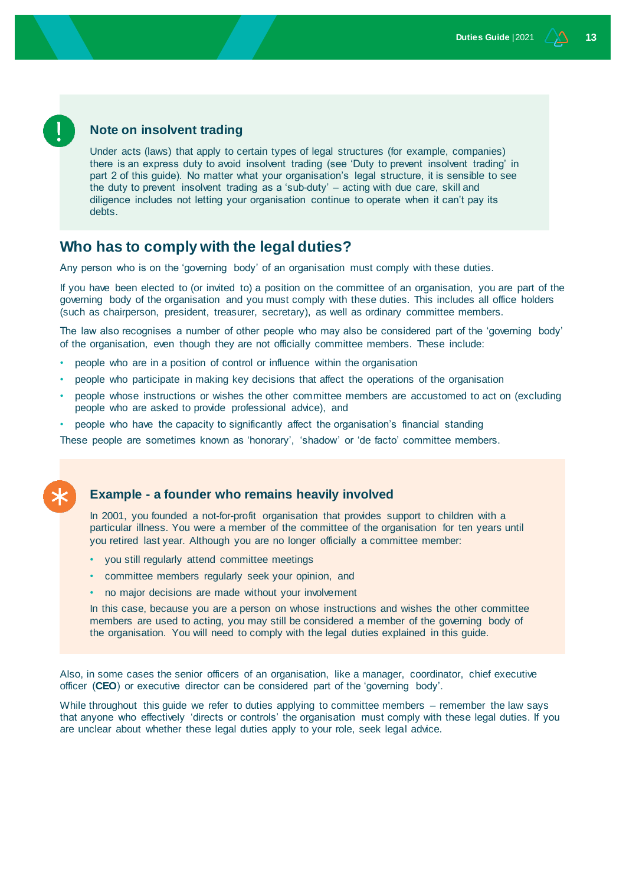### Note on insolvent trading

Under acts (laws) that apply to certain types of legal structures (for example, companies) there is an express duty to avoid insolvent trading (see 'Duty to prevent insolvent trading' in part 2 of this guide). No matter what your organisation's legal structure, it is sensible to see the duty to prevent insolvent trading as a 'sub-duty' – acting with due care, skill and diligence includes not letting your organisation continue to operate when it can't pay its debts.

## Who has to comply with the legal duties?

Any person who is on the 'governing body' of an organisation must comply with these duties.

If you have been elected to (or invited to) a position on the committee of an organisation, you are part of the governing body of the organisation and you must comply with these duties. This includes all office holders (such as chairperson, president, treasurer, secretary), as well as ordinary committee members.

The law also recognises a number of other people who may also be considered part of the 'governing body' of the organisation, even though they are not officially committee members. These include:

- people who are in a position of control or influence within the organisation
- people who participate in making key decisions that affect the operations of the organisation
- people whose instructions or wishes the other committee members are accustomed to act on (excluding people who are asked to provide professional advice), and
- people who have the capacity to significantly affect the organisation's financial standing

These people are sometimes known as 'honorary', 'shadow' or 'de facto' committee members.

### Example - a founder who remains heavily involved

In 2001, you founded a not-for-profit organisation that provides support to children with a particular illness. You were a member of the committee of the organisation for ten years until you retired last year. Although you are no longer officially a committee member:

- you still regularly attend committee meetings
- committee members regularly seek your opinion, and
- no major decisions are made without your involvement

In this case, because you are a person on whose instructions and wishes the other committee members are used to acting, you may still be considered a member of the governing body of the organisation. You will need to comply with the legal duties explained in this guide.

Also, in some cases the senior officers of an organisation, like a manager, coordinator, chief executive officer (**CEO**) or executive director can be considered part of the 'governing body'.

While throughout this guide we refer to duties applying to committee members – remember the law says that anyone who effectively 'directs or controls' the organisation must comply with these legal duties. If you are unclear about whether these legal duties apply to your role, seek legal advice.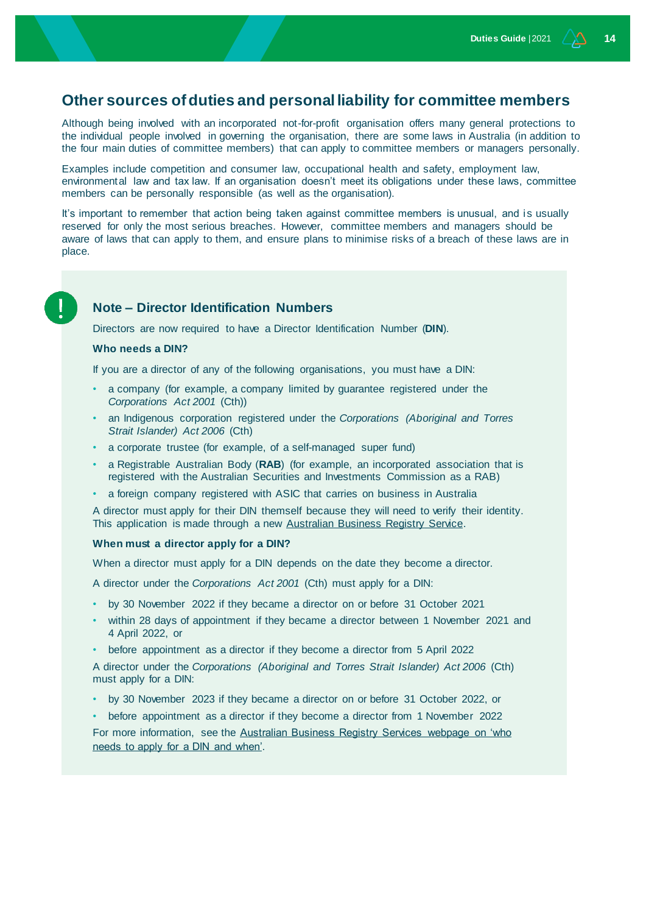## Other sources of duties and personal liability for committee members

Although being involved with an incorporated not-for-profit organisation offers many general protections to the individual people involved in governing the organisation, there are some laws in Australia (in addition to the four main duties of committee members) that can apply to committee members or managers personally.

Examples include competition and consumer law, occupational health and safety, employment law, environmental law and tax law. If an organisation doesn't meet its obligations under these laws, committee members can be personally responsible (as well as the organisation).

It's important to remember that action being taken against committee members is unusual, and is usually reserved for only the most serious breaches. However, committee members and managers should be aware of laws that can apply to them, and ensure plans to minimise risks of a breach of these laws are in place.

### Note – Director Identification Numbers

Directors are now required to have a Director Identification Number (**DIN**).

**Who needs a DIN?**

If you are a director of any of the following organisations, you must have a DIN:

- a company (for example, a company limited by guarantee registered under the *Corporations Act 2001* (Cth))
- an Indigenous corporation registered under the *Corporations (Aboriginal and Torres Strait Islander) Act 2006* (Cth)
- a corporate trustee (for example, of a self-managed super fund)
- a Registrable Australian Body (**RAB**) (for example, an incorporated association that is registered with the Australian Securities and Investments Commission as a RAB)
- a foreign company registered with ASIC that carries on business in Australia

A director must apply for their DIN themself because they will need to verify their identity. This application is made through a new Australian Business Registry Service.

**When must a director apply for a DIN?**

When a director must apply for a DIN depends on the date they become a director.

A director under the *Corporations Act 2001* (Cth) must apply for a DIN:

- by 30 November 2022 if they became a director on or before 31 October 2021
- within 28 days of appointment if they became a director between 1 November 2021 and 4 April 2022, or
- before appointment as a director if they become a director from 5 April 2022

A director under the *Corporations (Aboriginal and Torres Strait Islander) Act 2006* (Cth) must apply for a DIN:

- by 30 November 2023 if they became a director on or before 31 October 2022, or
- before appointment as a director if they become a director from 1 November 2022

For more information, see the Australian Business Registry Services webpage on 'who needs to apply for a DIN and when'.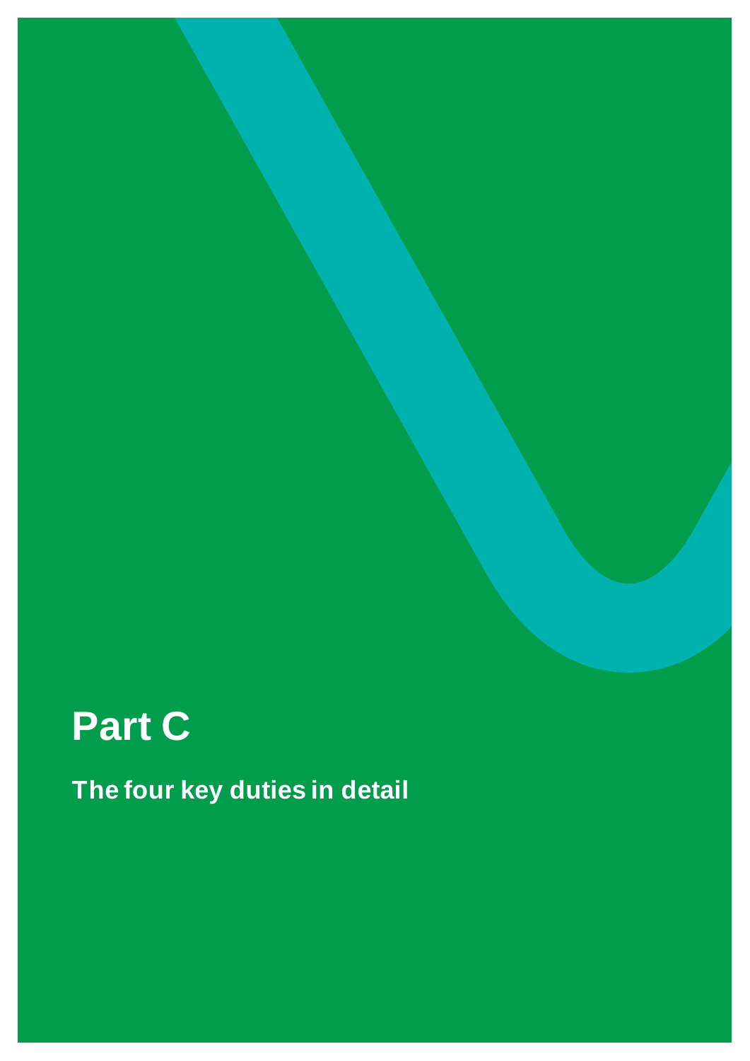# Part C

## The four key duties in detail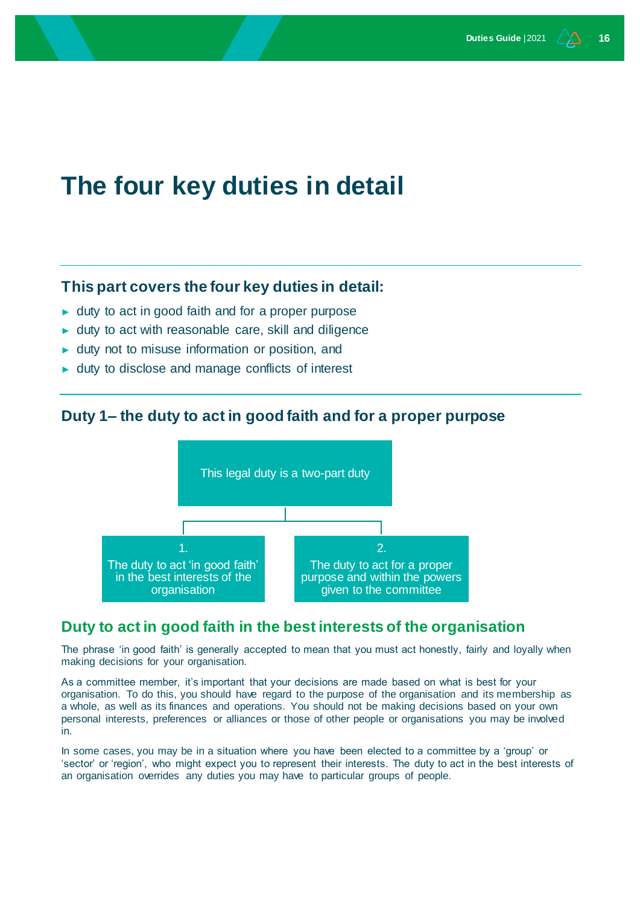# The four key duties in detail

### This part covers the four key duties in detail:

- duty to act in good faith and for a proper purpose
- duty to act with reasonable care, skill and diligence
- duty not to misuse information or position, and
- duty to disclose and manage conflicts of interest

### Duty 1– the duty to act in good faith and for a proper purpose

This legal duty is a two-part duty

1. The duty to act 'in good faith' in the best interests of the organisation

2. The duty to act for a proper purpose and within the powers given to the committee

## Duty to act in good faith in the best interests of the organisation

The phrase 'in good faith' is generally accepted to mean that you must act honestly, fairly and loyally when making decisions for your organisation.

As a committee member, it's important that your decisions are made based on what is best for your organisation. To do this, you should have regard to the purpose of the organisation and its membership as a whole, as well as its finances and operations. You should not be making decisions based on your own personal interests, preferences or alliances or those of other people or organisations you may be involved in.

In some cases, you may be in a situation where you have been elected to a committee by a 'group' or 'sector' or 'region', who might expect you to represent their interests. The duty to act in the best interests of an organisation overrides any duties you may have to particular groups of people.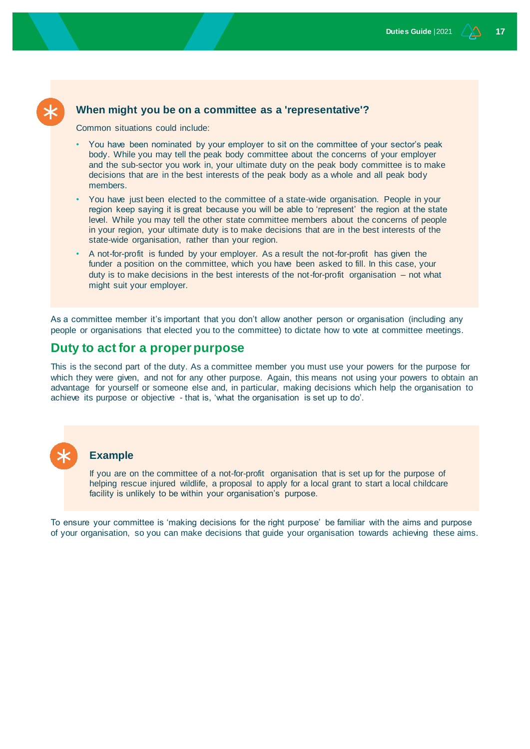### When might you be on a committee as a 'representative'?

Common situations could include:

- You have been nominated by your employer to sit on the committee of your sector's peak body. While you may tell the peak body committee about the concerns of your employer and the sub-sector you work in, your ultimate duty on the peak body committee is to make decisions that are in the best interests of the peak body as a whole and all peak body members.
- You have just been elected to the committee of a state-wide organisation. People in your region keep saying it is great because you will be able to 'represent' the region at the state level. While you may tell the other state committee members about the concerns of people in your region, your ultimate duty is to make decisions that are in the best interests of the state-wide organisation, rather than your region.
- A not-for-profit is funded by your employer. As a result the not-for-profit has given the funder a position on the committee, which you have been asked to fill. In this case, your duty is to make decisions in the best interests of the not-for-profit organisation – not what might suit your employer.

As a committee member it's important that you don't allow another person or organisation (including any people or organisations that elected you to the committee) to dictate how to vote at committee meetings.

## Duty to act for a proper purpose

This is the second part of the duty. As a committee member you must use your powers for the purpose for which they were given, and not for any other purpose. Again, this means not using your powers to obtain an advantage for yourself or someone else and, in particular, making decisions which help the organisation to achieve its purpose or objective - that is, 'what the organisation is set up to do'.

### Example

If you are on the committee of a not-for-profit organisation that is set up for the purpose of helping rescue injured wildlife, a proposal to apply for a local grant to start a local childcare facility is unlikely to be within your organisation's purpose.

To ensure your committee is 'making decisions for the right purpose' be familiar with the aims and purpose of your organisation, so you can make decisions that guide your organisation towards achieving these aims.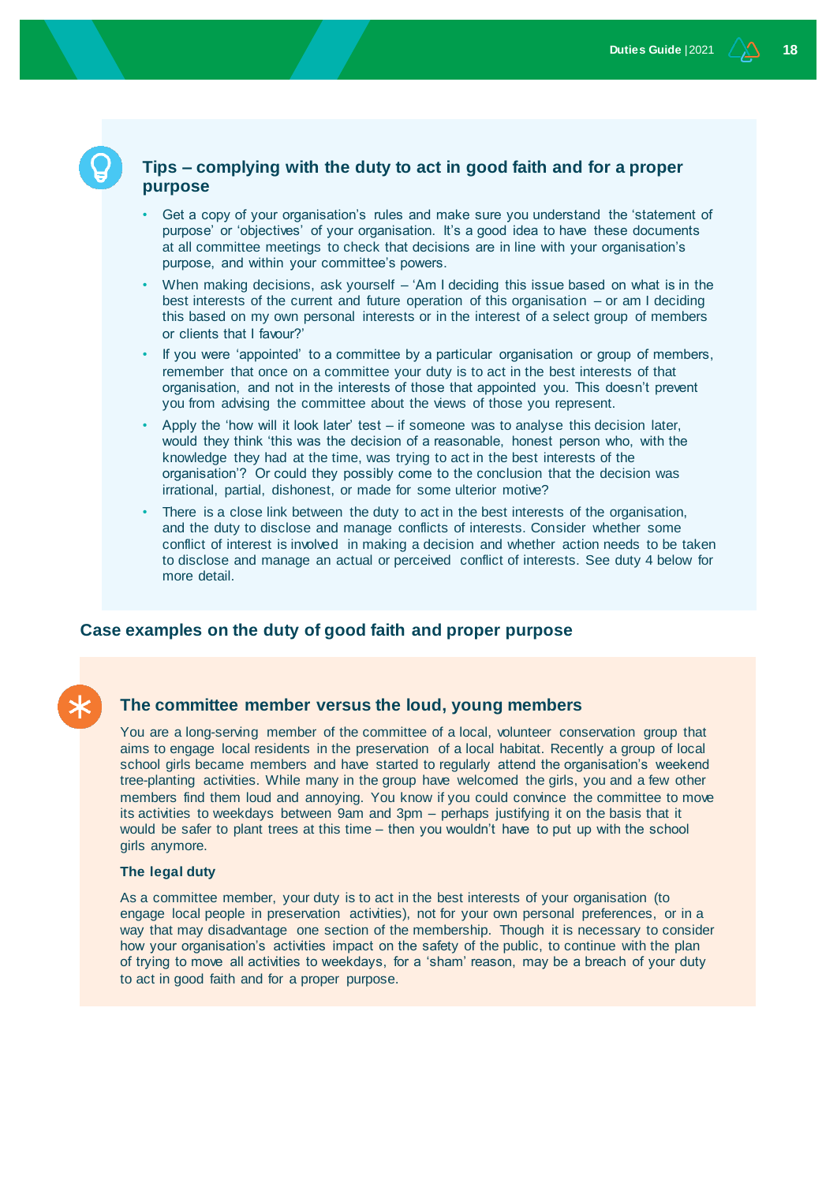### Tips – complying with the duty to act in good faith and for a proper purpose

- Get a copy of your organisation's rules and make sure you understand the 'statement of purpose' or 'objectives' of your organisation. It's a good idea to have these documents at all committee meetings to check that decisions are in line with your organisation's purpose, and within your committee's powers.
- When making decisions, ask yourself – 'Am I deciding this issue based on what is in the best interests of the current and future operation of this organisation – or am I deciding this based on my own personal interests or in the interest of a select group of members or clients that I favour?'
- If you were 'appointed' to a committee by a particular organisation or group of members, remember that once on a committee your duty is to act in the best interests of that organisation, and not in the interests of those that appointed you. This doesn't prevent you from advising the committee about the views of those you represent.
- Apply the 'how will it look later' test – if someone was to analyse this decision later, would they think 'this was the decision of a reasonable, honest person who, with the knowledge they had at the time, was trying to act in the best interests of the organisation'? Or could they possibly come to the conclusion that the decision was irrational, partial, dishonest, or made for some ulterior motive?
- There is a close link between the duty to act in the best interests of the organisation, and the duty to disclose and manage conflicts of interests. Consider whether some conflict of interest is involved in making a decision and whether action needs to be taken to disclose and manage an actual or perceived conflict of interests. See duty 4 below for more detail.

## Case examples on the duty of good faith and proper purpose

### The committee member versus the loud, young members

You are a long-serving member of the committee of a local, volunteer conservation group that aims to engage local residents in the preservation of a local habitat. Recently a group of local school girls became members and have started to regularly attend the organisation's weekend tree-planting activities. While many in the group have welcomed the girls, you and a few other members find them loud and annoying. You know if you could convince the committee to move its activities to weekdays between 9am and 3pm – perhaps justifying it on the basis that it would be safer to plant trees at this time – then you wouldn't have to put up with the school girls anymore.

**The legal duty**

As a committee member, your duty is to act in the best interests of your organisation (to engage local people in preservation activities), not for your own personal preferences, or in a way that may disadvantage one section of the membership. Though it is necessary to consider how your organisation's activities impact on the safety of the public, to continue with the plan of trying to move all activities to weekdays, for a 'sham' reason, may be a breach of your duty to act in good faith and for a proper purpose.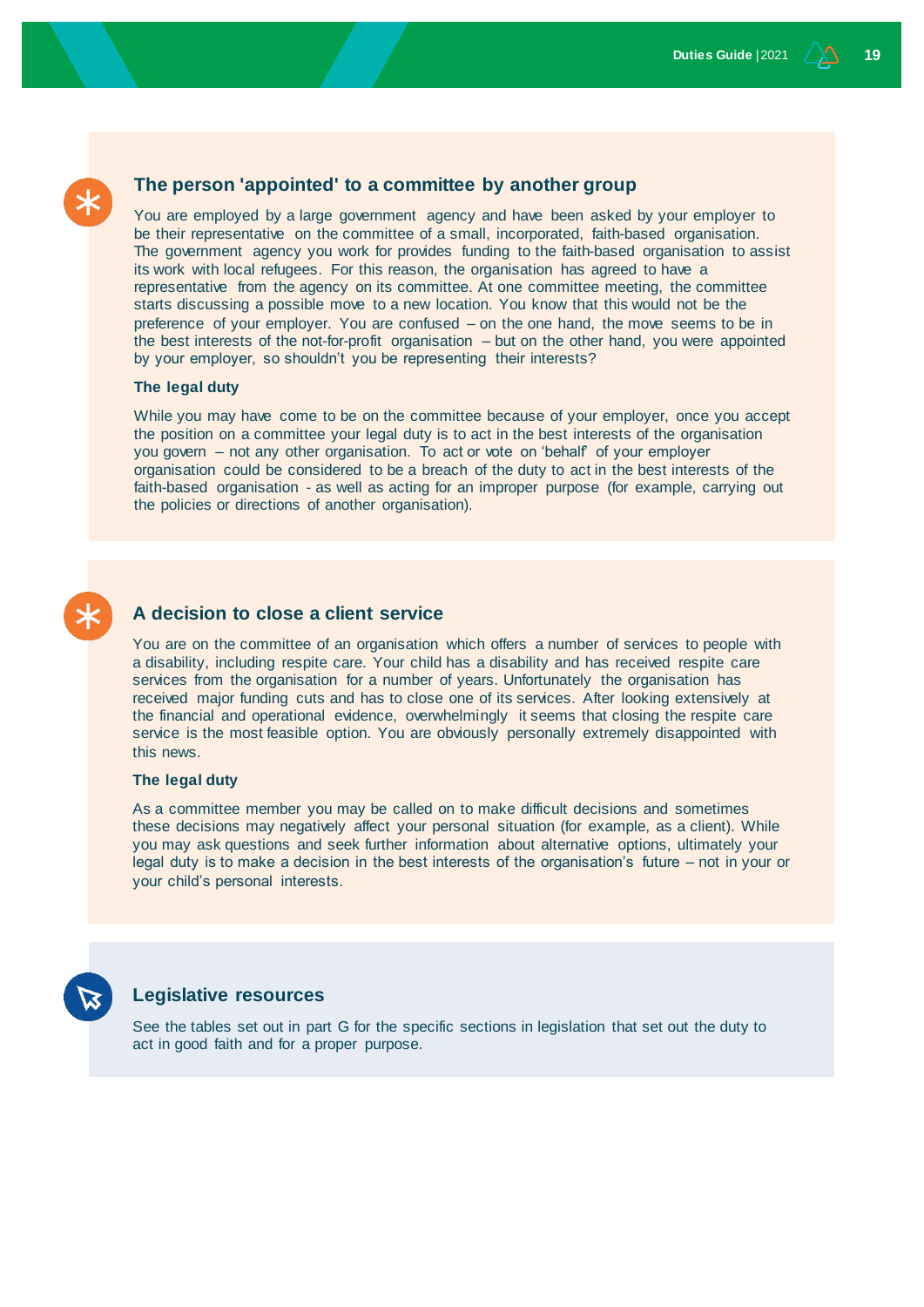### The person 'appointed' to a committee by another group

You are employed by a large government agency and have been asked by your employer to be their representative on the committee of a small, incorporated, faith-based organisation. The government agency you work for provides funding to the faith-based organisation to assist its work with local refugees. For this reason, the organisation has agreed to have a representative from the agency on its committee. At one committee meeting, the committee starts discussing a possible move to a new location. You know that this would not be the preference of your employer. You are confused – on the one hand, the move seems to be in the best interests of the not-for-profit organisation – but on the other hand, you were appointed by your employer, so shouldn't you be representing their interests?

**The legal duty**

While you may have come to be on the committee because of your employer, once you accept the position on a committee your legal duty is to act in the best interests of the organisation you govern – not any other organisation. To act or vote on 'behalf' of your employer organisation could be considered to be a breach of the duty to act in the best interests of the faith-based organisation - as well as acting for an improper purpose (for example, carrying out the policies or directions of another organisation).

### A decision to close a client service

You are on the committee of an organisation which offers a number of services to people with a disability, including respite care. Your child has a disability and has received respite care services from the organisation for a number of years. Unfortunately the organisation has received major funding cuts and has to close one of its services. After looking extensively at the financial and operational evidence, overwhelmingly it seems that closing the respite care service is the most feasible option. You are obviously personally extremely disappointed with this news.

**The legal duty**

As a committee member you may be called on to make difficult decisions and sometimes these decisions may negatively affect your personal situation (for example, as a client). While you may ask questions and seek further information about alternative options, ultimately your legal duty is to make a decision in the best interests of the organisation's future – not in your or your child's personal interests.

### Legislative resources

See the tables set out in part G for the specific sections in legislation that set out the duty to act in good faith and for a proper purpose.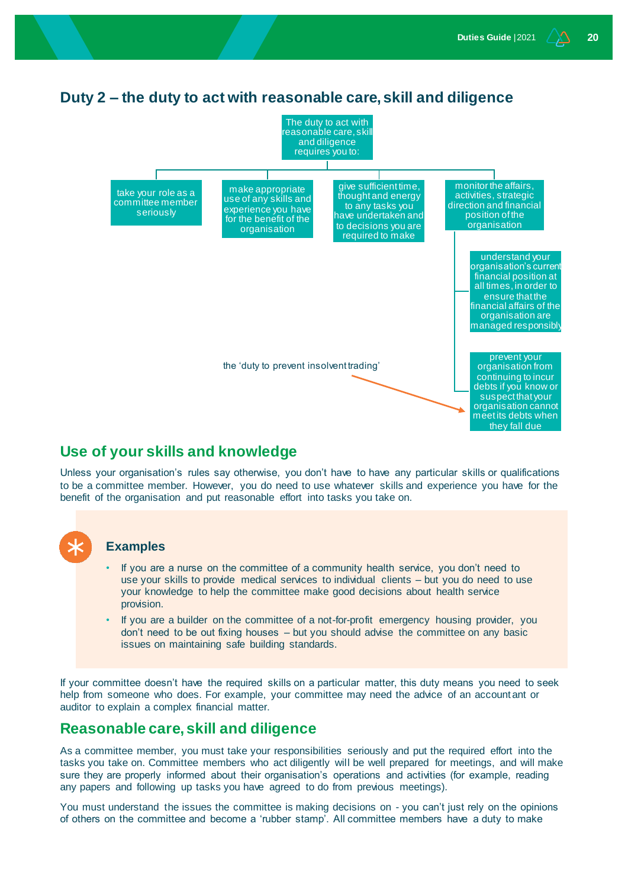## Duty 2 – the duty to act with reasonable care, skill and diligence

The duty to act with reasonable care, skill and diligence requires you to:

- take your role as a committee member seriously
- make appropriate use of any skills and experience you have for the benefit of the organisation
- give sufficient time, thought and energy to any tasks you have undertaken and to decisions you are required to make
- monitor the affairs, activities, strategic direction and financial position of the organisation
  - understand your organisation's current financial position at all times, in order to ensure that the financial affairs of the organisation are managed responsibly
  - prevent your organisation from continuing to incur debts if you know or suspect that your organisation cannot meet its debts when they fall due (the 'duty to prevent insolvent trading')

## Use of your skills and knowledge

Unless your organisation's rules say otherwise, you don't have to have any particular skills or qualifications to be a committee member. However, you do need to use whatever skills and experience you have for the benefit of the organisation and put reasonable effort into tasks you take on.

### Examples

- If you are a nurse on the committee of a community health service, you don't need to use your skills to provide medical services to individual clients – but you do need to use your knowledge to help the committee make good decisions about health service provision.
- If you are a builder on the committee of a not-for-profit emergency housing provider, you don't need to be out fixing houses – but you should advise the committee on any basic issues on maintaining safe building standards.

If your committee doesn't have the required skills on a particular matter, this duty means you need to seek help from someone who does. For example, your committee may need the advice of an accountant or auditor to explain a complex financial matter.

## Reasonable care, skill and diligence

As a committee member, you must take your responsibilities seriously and put the required effort into the tasks you take on. Committee members who act diligently will be well prepared for meetings, and will make sure they are properly informed about their organisation's operations and activities (for example, reading any papers and following up tasks you have agreed to do from previous meetings).

You must understand the issues the committee is making decisions on - you can't just rely on the opinions of others on the committee and become a 'rubber stamp'. All committee members have a duty to make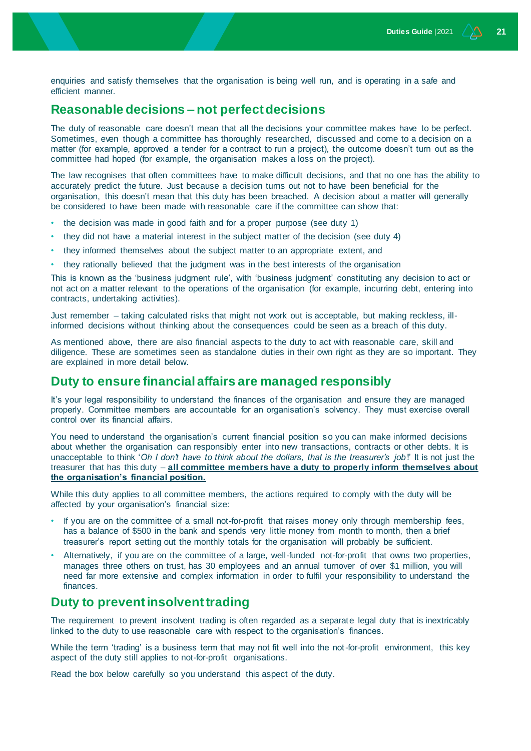enquiries and satisfy themselves that the organisation is being well run, and is operating in a safe and efficient manner.

## Reasonable decisions – not perfect decisions

The duty of reasonable care doesn't mean that all the decisions your committee makes have to be perfect. Sometimes, even though a committee has thoroughly researched, discussed and come to a decision on a matter (for example, approved a tender for a contract to run a project), the outcome doesn't turn out as the committee had hoped (for example, the organisation makes a loss on the project).

The law recognises that often committees have to make difficult decisions, and that no one has the ability to accurately predict the future. Just because a decision turns out not to have been beneficial for the organisation, this doesn't mean that this duty has been breached. A decision about a matter will generally be considered to have been made with reasonable care if the committee can show that:

- the decision was made in good faith and for a proper purpose (see duty 1)
- they did not have a material interest in the subject matter of the decision (see duty 4)
- they informed themselves about the subject matter to an appropriate extent, and
- they rationally believed that the judgment was in the best interests of the organisation

This is known as the 'business judgment rule', with 'business judgment' constituting any decision to act or not act on a matter relevant to the operations of the organisation (for example, incurring debt, entering into contracts, undertaking activities).

Just remember – taking calculated risks that might not work out is acceptable, but making reckless, ill-informed decisions without thinking about the consequences could be seen as a breach of this duty.

As mentioned above, there are also financial aspects to the duty to act with reasonable care, skill and diligence. These are sometimes seen as standalone duties in their own right as they are so important. They are explained in more detail below.

## Duty to ensure financial affairs are managed responsibly

It's your legal responsibility to understand the finances of the organisation and ensure they are managed properly. Committee members are accountable for an organisation's solvency. They must exercise overall control over its financial affairs.

You need to understand the organisation's current financial position so you can make informed decisions about whether the organisation can responsibly enter into new transactions, contracts or other debts. It is unacceptable to think '*Oh I don't have to think about the dollars, that is the treasurer's job*!' It is not just the treasurer that has this duty – **all committee members have a duty to properly inform themselves about the organisation's financial position.**

While this duty applies to all committee members, the actions required to comply with the duty will be affected by your organisation's financial size:

- If you are on the committee of a small not-for-profit that raises money only through membership fees, has a balance of $500 in the bank and spends very little money from month to month, then a brief treasurer's report setting out the monthly totals for the organisation will probably be sufficient.
- Alternatively, if you are on the committee of a large, well-funded not-for-profit that owns two properties, manages three others on trust, has 30 employees and an annual turnover of over $1 million, you will need far more extensive and complex information in order to fulfil your responsibility to understand the finances.

## Duty to prevent insolvent trading

The requirement to prevent insolvent trading is often regarded as a separate legal duty that is inextricably linked to the duty to use reasonable care with respect to the organisation's finances.

While the term 'trading' is a business term that may not fit well into the not-for-profit environment, this key aspect of the duty still applies to not-for-profit organisations.

Read the box below carefully so you understand this aspect of the duty.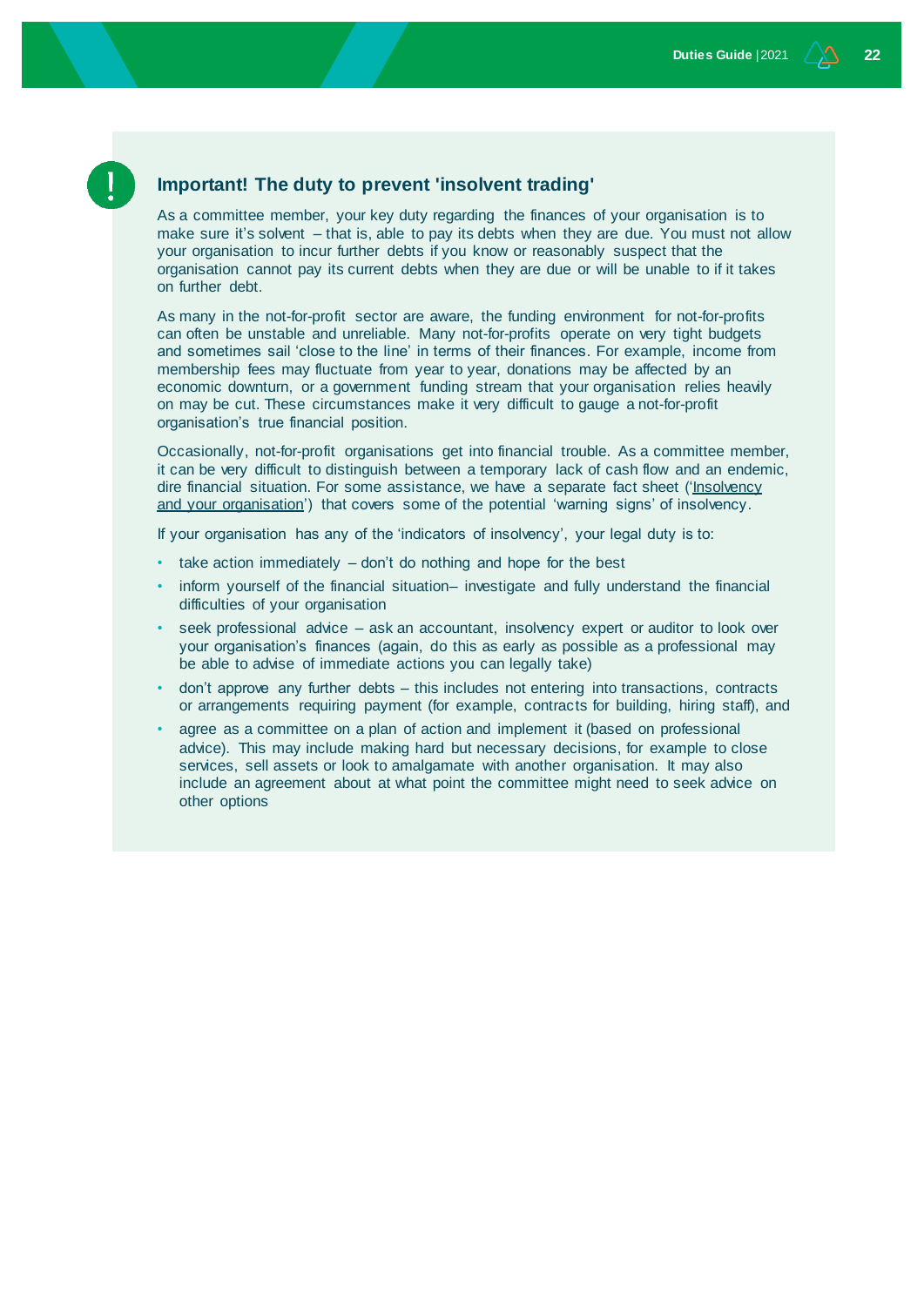## Important! The duty to prevent 'insolvent trading'

As a committee member, your key duty regarding the finances of your organisation is to make sure it's solvent – that is, able to pay its debts when they are due. You must not allow your organisation to incur further debts if you know or reasonably suspect that the organisation cannot pay its current debts when they are due or will be unable to if it takes on further debt.

As many in the not-for-profit sector are aware, the funding environment for not-for-profits can often be unstable and unreliable. Many not-for-profits operate on very tight budgets and sometimes sail 'close to the line' in terms of their finances. For example, income from membership fees may fluctuate from year to year, donations may be affected by an economic downturn, or a government funding stream that your organisation relies heavily on may be cut. These circumstances make it very difficult to gauge a not-for-profit organisation's true financial position.

Occasionally, not-for-profit organisations get into financial trouble. As a committee member, it can be very difficult to distinguish between a temporary lack of cash flow and an endemic, dire financial situation. For some assistance, we have a separate fact sheet ('Insolvency and your organisation') that covers some of the potential 'warning signs' of insolvency.

If your organisation has any of the 'indicators of insolvency', your legal duty is to:

- take action immediately – don't do nothing and hope for the best
- inform yourself of the financial situation– investigate and fully understand the financial difficulties of your organisation
- seek professional advice – ask an accountant, insolvency expert or auditor to look over your organisation's finances (again, do this as early as possible as a professional may be able to advise of immediate actions you can legally take)
- don't approve any further debts – this includes not entering into transactions, contracts or arrangements requiring payment (for example, contracts for building, hiring staff), and
- agree as a committee on a plan of action and implement it (based on professional advice). This may include making hard but necessary decisions, for example to close services, sell assets or look to amalgamate with another organisation. It may also include an agreement about at what point the committee might need to seek advice on other options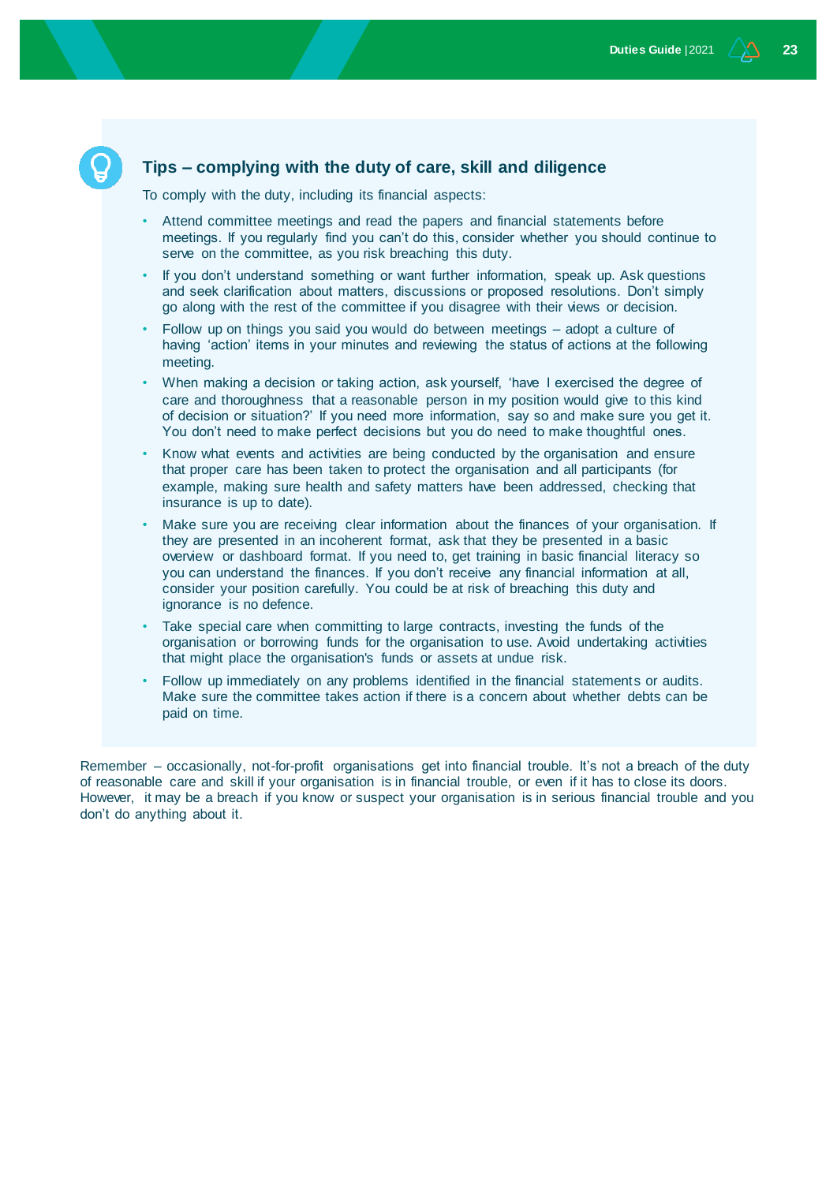### Tips – complying with the duty of care, skill and diligence

To comply with the duty, including its financial aspects:

- Attend committee meetings and read the papers and financial statements before meetings. If you regularly find you can't do this, consider whether you should continue to serve on the committee, as you risk breaching this duty.
- If you don't understand something or want further information, speak up. Ask questions and seek clarification about matters, discussions or proposed resolutions. Don't simply go along with the rest of the committee if you disagree with their views or decision.
- Follow up on things you said you would do between meetings – adopt a culture of having 'action' items in your minutes and reviewing the status of actions at the following meeting.
- When making a decision or taking action, ask yourself, 'have I exercised the degree of care and thoroughness that a reasonable person in my position would give to this kind of decision or situation?' If you need more information, say so and make sure you get it. You don't need to make perfect decisions but you do need to make thoughtful ones.
- Know what events and activities are being conducted by the organisation and ensure that proper care has been taken to protect the organisation and all participants (for example, making sure health and safety matters have been addressed, checking that insurance is up to date).
- Make sure you are receiving clear information about the finances of your organisation. If they are presented in an incoherent format, ask that they be presented in a basic overview or dashboard format. If you need to, get training in basic financial literacy so you can understand the finances. If you don't receive any financial information at all, consider your position carefully. You could be at risk of breaching this duty and ignorance is no defence.
- Take special care when committing to large contracts, investing the funds of the organisation or borrowing funds for the organisation to use. Avoid undertaking activities that might place the organisation's funds or assets at undue risk.
- Follow up immediately on any problems identified in the financial statements or audits. Make sure the committee takes action if there is a concern about whether debts can be paid on time.

Remember – occasionally, not-for-profit organisations get into financial trouble. It's not a breach of the duty of reasonable care and skill if your organisation is in financial trouble, or even if it has to close its doors. However, it may be a breach if you know or suspect your organisation is in serious financial trouble and you don't do anything about it.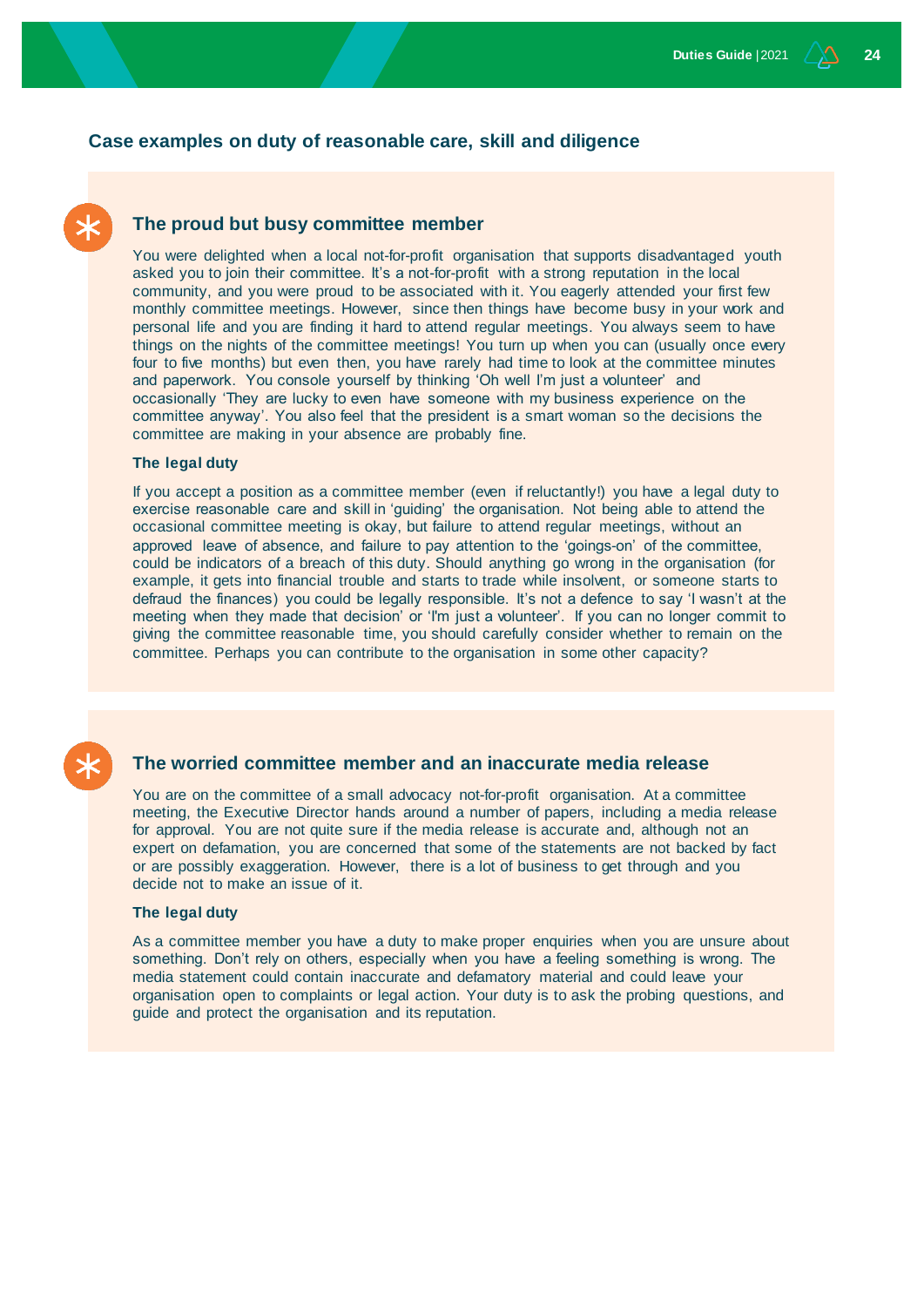## Case examples on duty of reasonable care, skill and diligence

### The proud but busy committee member

You were delighted when a local not-for-profit organisation that supports disadvantaged youth asked you to join their committee. It's a not-for-profit with a strong reputation in the local community, and you were proud to be associated with it. You eagerly attended your first few monthly committee meetings. However, since then things have become busy in your work and personal life and you are finding it hard to attend regular meetings. You always seem to have things on the nights of the committee meetings! You turn up when you can (usually once every four to five months) but even then, you have rarely had time to look at the committee minutes and paperwork. You console yourself by thinking 'Oh well I'm just a volunteer' and occasionally 'They are lucky to even have someone with my business experience on the committee anyway'. You also feel that the president is a smart woman so the decisions the committee are making in your absence are probably fine.

**The legal duty**

If you accept a position as a committee member (even if reluctantly!) you have a legal duty to exercise reasonable care and skill in 'guiding' the organisation. Not being able to attend the occasional committee meeting is okay, but failure to attend regular meetings, without an approved leave of absence, and failure to pay attention to the 'goings-on' of the committee, could be indicators of a breach of this duty. Should anything go wrong in the organisation (for example, it gets into financial trouble and starts to trade while insolvent, or someone starts to defraud the finances) you could be legally responsible. It's not a defence to say 'I wasn't at the meeting when they made that decision' or 'I'm just a volunteer'. If you can no longer commit to giving the committee reasonable time, you should carefully consider whether to remain on the committee. Perhaps you can contribute to the organisation in some other capacity?

### The worried committee member and an inaccurate media release

You are on the committee of a small advocacy not-for-profit organisation. At a committee meeting, the Executive Director hands around a number of papers, including a media release for approval. You are not quite sure if the media release is accurate and, although not an expert on defamation, you are concerned that some of the statements are not backed by fact or are possibly exaggeration. However, there is a lot of business to get through and you decide not to make an issue of it.

**The legal duty**

As a committee member you have a duty to make proper enquiries when you are unsure about something. Don't rely on others, especially when you have a feeling something is wrong. The media statement could contain inaccurate and defamatory material and could leave your organisation open to complaints or legal action. Your duty is to ask the probing questions, and guide and protect the organisation and its reputation.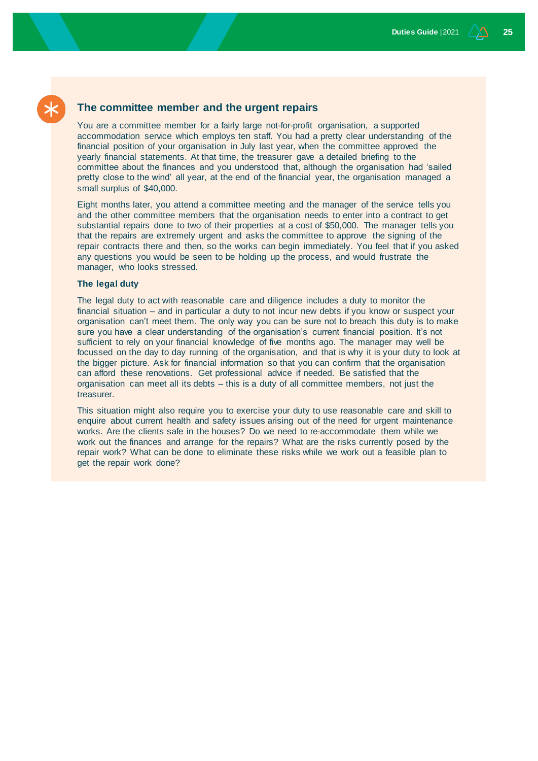## The committee member and the urgent repairs

You are a committee member for a fairly large not-for-profit organisation, a supported accommodation service which employs ten staff. You had a pretty clear understanding of the financial position of your organisation in July last year, when the committee approved the yearly financial statements. At that time, the treasurer gave a detailed briefing to the committee about the finances and you understood that, although the organisation had 'sailed pretty close to the wind' all year, at the end of the financial year, the organisation managed a small surplus of $40,000.

Eight months later, you attend a committee meeting and the manager of the service tells you and the other committee members that the organisation needs to enter into a contract to get substantial repairs done to two of their properties at a cost of $50,000. The manager tells you that the repairs are extremely urgent and asks the committee to approve the signing of the repair contracts there and then, so the works can begin immediately. You feel that if you asked any questions you would be seen to be holding up the process, and would frustrate the manager, who looks stressed.

**The legal duty**

The legal duty to act with reasonable care and diligence includes a duty to monitor the financial situation – and in particular a duty to not incur new debts if you know or suspect your organisation can't meet them. The only way you can be sure not to breach this duty is to make sure you have a clear understanding of the organisation's current financial position. It's not sufficient to rely on your financial knowledge of five months ago. The manager may well be focussed on the day to day running of the organisation, and that is why it is your duty to look at the bigger picture. Ask for financial information so that you can confirm that the organisation can afford these renovations. Get professional advice if needed. Be satisfied that the organisation can meet all its debts – this is a duty of all committee members, not just the treasurer.

This situation might also require you to exercise your duty to use reasonable care and skill to enquire about current health and safety issues arising out of the need for urgent maintenance works. Are the clients safe in the houses? Do we need to re-accommodate them while we work out the finances and arrange for the repairs? What are the risks currently posed by the repair work? What can be done to eliminate these risks while we work out a feasible plan to get the repair work done?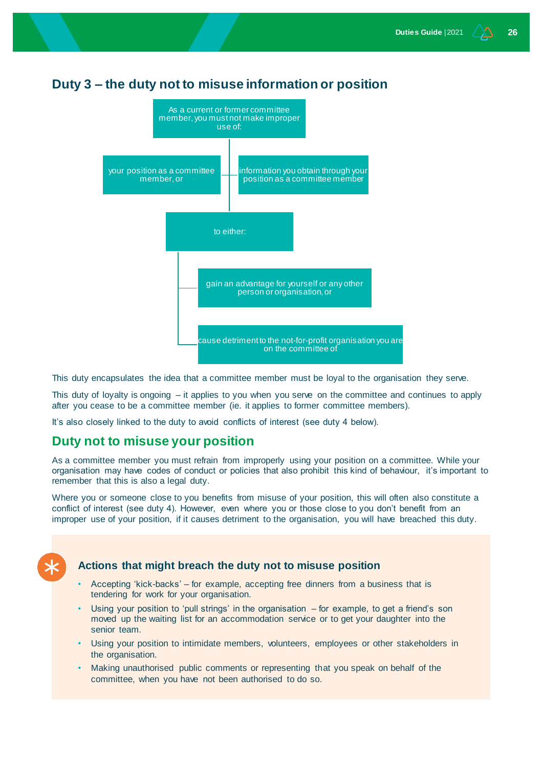## Duty 3 – the duty not to misuse information or position

As a current or former committee member, you must not make improper use of:

- your position as a committee member, or
- information you obtain through your position as a committee member

to either:

- gain an advantage for yourself or any other person or organisation, or
- cause detriment to the not-for-profit organisation you are on the committee of

This duty encapsulates the idea that a committee member must be loyal to the organisation they serve.

This duty of loyalty is ongoing – it applies to you when you serve on the committee and continues to apply after you cease to be a committee member (ie. it applies to former committee members).

It's also closely linked to the duty to avoid conflicts of interest (see duty 4 below).

## Duty not to misuse your position

As a committee member you must refrain from improperly using your position on a committee. While your organisation may have codes of conduct or policies that also prohibit this kind of behaviour, it's important to remember that this is also a legal duty.

Where you or someone close to you benefits from misuse of your position, this will often also constitute a conflict of interest (see duty 4). However, even where you or those close to you don't benefit from an improper use of your position, if it causes detriment to the organisation, you will have breached this duty.

### Actions that might breach the duty not to misuse position

- Accepting 'kick-backs' – for example, accepting free dinners from a business that is tendering for work for your organisation.
- Using your position to 'pull strings' in the organisation – for example, to get a friend's son moved up the waiting list for an accommodation service or to get your daughter into the senior team.
- Using your position to intimidate members, volunteers, employees or other stakeholders in the organisation.
- Making unauthorised public comments or representing that you speak on behalf of the committee, when you have not been authorised to do so.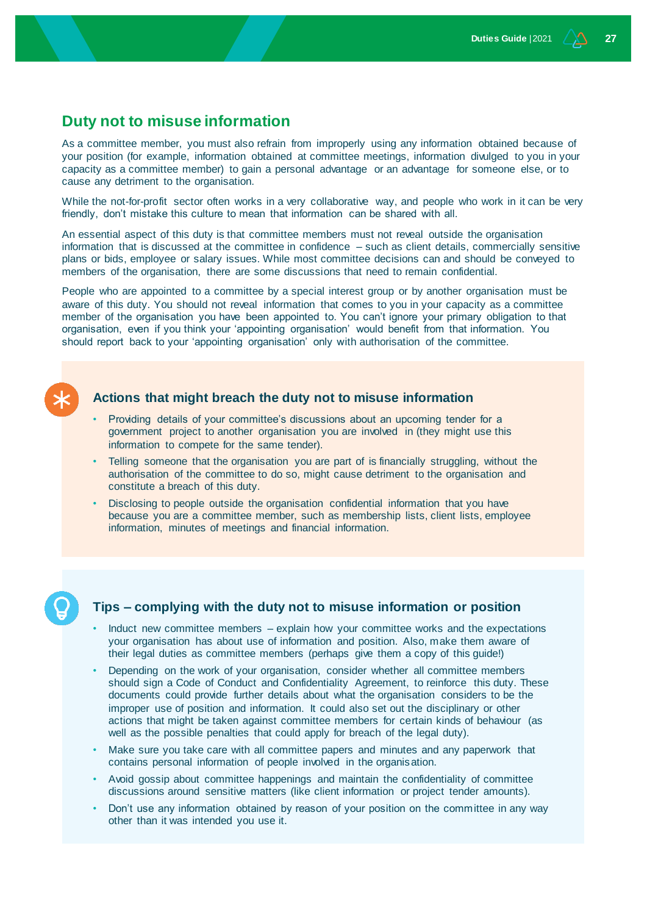## Duty not to misuse information

As a committee member, you must also refrain from improperly using any information obtained because of your position (for example, information obtained at committee meetings, information divulged to you in your capacity as a committee member) to gain a personal advantage or an advantage for someone else, or to cause any detriment to the organisation.

While the not-for-profit sector often works in a very collaborative way, and people who work in it can be very friendly, don't mistake this culture to mean that information can be shared with all.

An essential aspect of this duty is that committee members must not reveal outside the organisation information that is discussed at the committee in confidence – such as client details, commercially sensitive plans or bids, employee or salary issues. While most committee decisions can and should be conveyed to members of the organisation, there are some discussions that need to remain confidential.

People who are appointed to a committee by a special interest group or by another organisation must be aware of this duty. You should not reveal information that comes to you in your capacity as a committee member of the organisation you have been appointed to. You can't ignore your primary obligation to that organisation, even if you think your 'appointing organisation' would benefit from that information. You should report back to your 'appointing organisation' only with authorisation of the committee.

### Actions that might breach the duty not to misuse information

- Providing details of your committee's discussions about an upcoming tender for a government project to another organisation you are involved in (they might use this information to compete for the same tender).
- Telling someone that the organisation you are part of is financially struggling, without the authorisation of the committee to do so, might cause detriment to the organisation and constitute a breach of this duty.
- Disclosing to people outside the organisation confidential information that you have because you are a committee member, such as membership lists, client lists, employee information, minutes of meetings and financial information.

### Tips – complying with the duty not to misuse information or position

- Induct new committee members – explain how your committee works and the expectations your organisation has about use of information and position. Also, make them aware of their legal duties as committee members (perhaps give them a copy of this guide!)
- Depending on the work of your organisation, consider whether all committee members should sign a Code of Conduct and Confidentiality Agreement, to reinforce this duty. These documents could provide further details about what the organisation considers to be the improper use of position and information. It could also set out the disciplinary or other actions that might be taken against committee members for certain kinds of behaviour (as well as the possible penalties that could apply for breach of the legal duty).
- Make sure you take care with all committee papers and minutes and any paperwork that contains personal information of people involved in the organisation.
- Avoid gossip about committee happenings and maintain the confidentiality of committee discussions around sensitive matters (like client information or project tender amounts).
- Don't use any information obtained by reason of your position on the committee in any way other than it was intended you use it.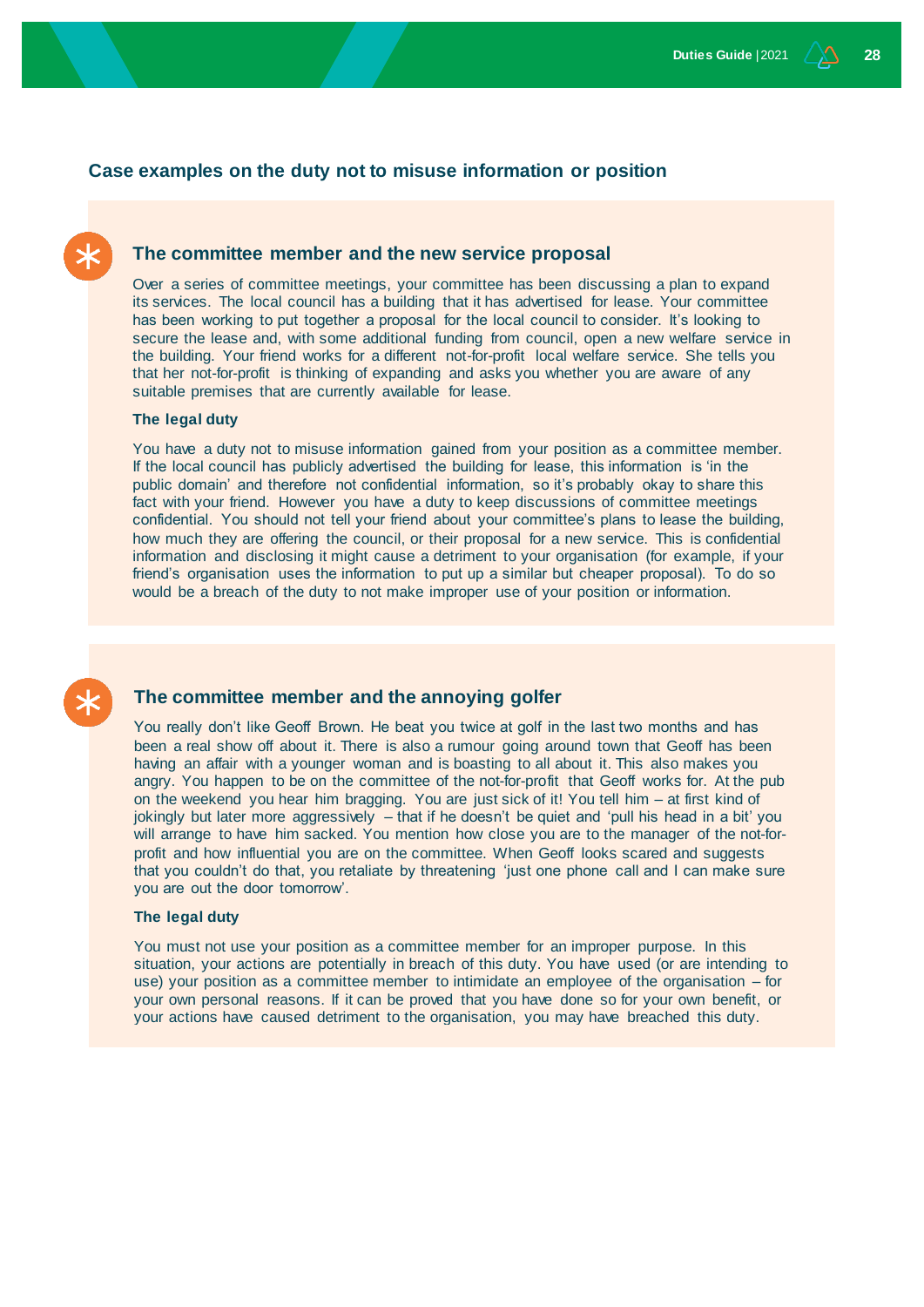## Case examples on the duty not to misuse information or position

### The committee member and the new service proposal

Over a series of committee meetings, your committee has been discussing a plan to expand its services. The local council has a building that it has advertised for lease. Your committee has been working to put together a proposal for the local council to consider. It's looking to secure the lease and, with some additional funding from council, open a new welfare service in the building. Your friend works for a different not-for-profit local welfare service. She tells you that her not-for-profit is thinking of expanding and asks you whether you are aware of any suitable premises that are currently available for lease.

**The legal duty**

You have a duty not to misuse information gained from your position as a committee member. If the local council has publicly advertised the building for lease, this information is 'in the public domain' and therefore not confidential information, so it's probably okay to share this fact with your friend. However you have a duty to keep discussions of committee meetings confidential. You should not tell your friend about your committee's plans to lease the building, how much they are offering the council, or their proposal for a new service. This is confidential information and disclosing it might cause a detriment to your organisation (for example, if your friend's organisation uses the information to put up a similar but cheaper proposal). To do so would be a breach of the duty to not make improper use of your position or information.

### The committee member and the annoying golfer

You really don't like Geoff Brown. He beat you twice at golf in the last two months and has been a real show off about it. There is also a rumour going around town that Geoff has been having an affair with a younger woman and is boasting to all about it. This also makes you angry. You happen to be on the committee of the not-for-profit that Geoff works for. At the pub on the weekend you hear him bragging. You are just sick of it! You tell him – at first kind of jokingly but later more aggressively – that if he doesn't be quiet and 'pull his head in a bit' you will arrange to have him sacked. You mention how close you are to the manager of the not-for-profit and how influential you are on the committee. When Geoff looks scared and suggests that you couldn't do that, you retaliate by threatening 'just one phone call and I can make sure you are out the door tomorrow'.

**The legal duty**

You must not use your position as a committee member for an improper purpose. In this situation, your actions are potentially in breach of this duty. You have used (or are intending to use) your position as a committee member to intimidate an employee of the organisation – for your own personal reasons. If it can be proved that you have done so for your own benefit, or your actions have caused detriment to the organisation, you may have breached this duty.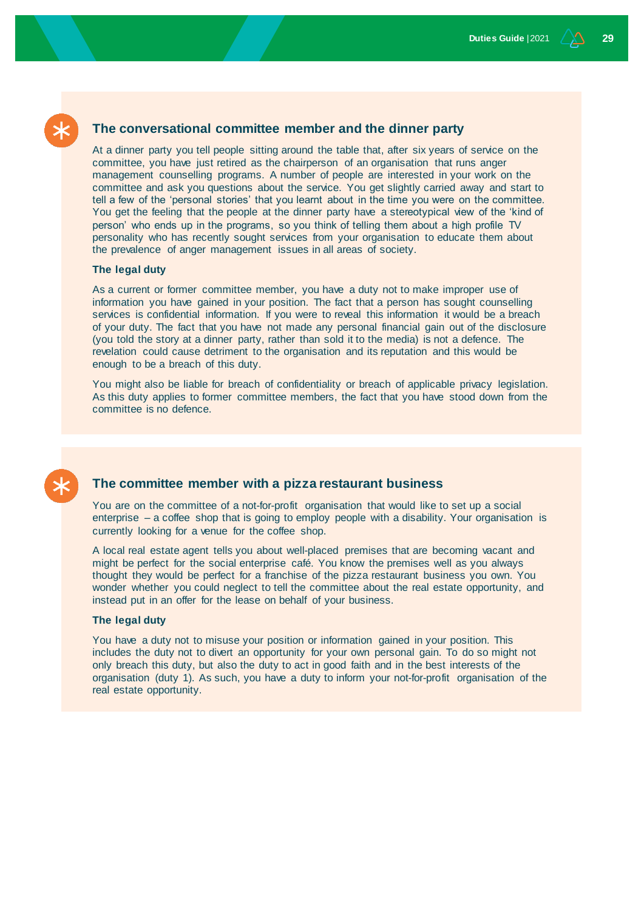### The conversational committee member and the dinner party

At a dinner party you tell people sitting around the table that, after six years of service on the committee, you have just retired as the chairperson of an organisation that runs anger management counselling programs. A number of people are interested in your work on the committee and ask you questions about the service. You get slightly carried away and start to tell a few of the 'personal stories' that you learnt about in the time you were on the committee. You get the feeling that the people at the dinner party have a stereotypical view of the 'kind of person' who ends up in the programs, so you think of telling them about a high profile TV personality who has recently sought services from your organisation to educate them about the prevalence of anger management issues in all areas of society.

**The legal duty**

As a current or former committee member, you have a duty not to make improper use of information you have gained in your position. The fact that a person has sought counselling services is confidential information. If you were to reveal this information it would be a breach of your duty. The fact that you have not made any personal financial gain out of the disclosure (you told the story at a dinner party, rather than sold it to the media) is not a defence. The revelation could cause detriment to the organisation and its reputation and this would be enough to be a breach of this duty.

You might also be liable for breach of confidentiality or breach of applicable privacy legislation. As this duty applies to former committee members, the fact that you have stood down from the committee is no defence.

### The committee member with a pizza restaurant business

You are on the committee of a not-for-profit organisation that would like to set up a social enterprise – a coffee shop that is going to employ people with a disability. Your organisation is currently looking for a venue for the coffee shop.

A local real estate agent tells you about well-placed premises that are becoming vacant and might be perfect for the social enterprise café. You know the premises well as you always thought they would be perfect for a franchise of the pizza restaurant business you own. You wonder whether you could neglect to tell the committee about the real estate opportunity, and instead put in an offer for the lease on behalf of your business.

**The legal duty**

You have a duty not to misuse your position or information gained in your position. This includes the duty not to divert an opportunity for your own personal gain. To do so might not only breach this duty, but also the duty to act in good faith and in the best interests of the organisation (duty 1). As such, you have a duty to inform your not-for-profit organisation of the real estate opportunity.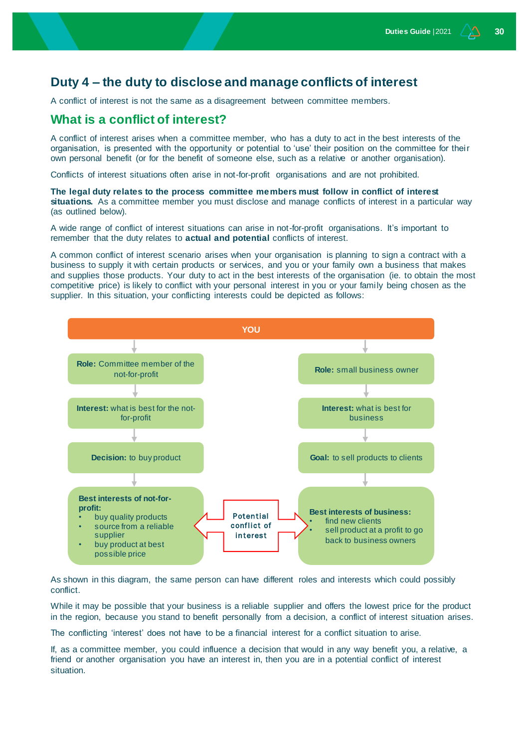## Duty 4 – the duty to disclose and manage conflicts of interest

A conflict of interest is not the same as a disagreement between committee members.

### What is a conflict of interest?

A conflict of interest arises when a committee member, who has a duty to act in the best interests of the organisation, is presented with the opportunity or potential to 'use' their position on the committee for their own personal benefit (or for the benefit of someone else, such as a relative or another organisation).

Conflicts of interest situations often arise in not-for-profit organisations and are not prohibited.

**The legal duty relates to the process committee members must follow in conflict of interest situations.** As a committee member you must disclose and manage conflicts of interest in a particular way (as outlined below).

A wide range of conflict of interest situations can arise in not-for-profit organisations. It's important to remember that the duty relates to **actual and potential** conflicts of interest.

A common conflict of interest scenario arises when your organisation is planning to sign a contract with a business to supply it with certain products or services, and you or your family own a business that makes and supplies those products. Your duty to act in the best interests of the organisation (ie. to obtain the most competitive price) is likely to conflict with your personal interest in you or your family being chosen as the supplier. In this situation, your conflicting interests could be depicted as follows:

**YOU**

| | | |
|---|---|---|
| **Role:** Committee member of the not-for-profit | | **Role:** small business owner |
| **Interest:** what is best for the not-for-profit | | **Interest:** what is best for business |
| **Decision:** to buy product | | **Goal:** to sell products to clients |
| **Best interests of not-for-profit:**<br>• buy quality products<br>• source from a reliable supplier<br>• buy product at best possible price | ⟵ Potential conflict of interest ⟶ | **Best interests of business:**<br>• find new clients<br>• sell product at a profit to go back to business owners |

As shown in this diagram, the same person can have different roles and interests which could possibly conflict.

While it may be possible that your business is a reliable supplier and offers the lowest price for the product in the region, because you stand to benefit personally from a decision, a conflict of interest situation arises.

The conflicting 'interest' does not have to be a financial interest for a conflict situation to arise.

If, as a committee member, you could influence a decision that would in any way benefit you, a relative, a friend or another organisation you have an interest in, then you are in a potential conflict of interest situation.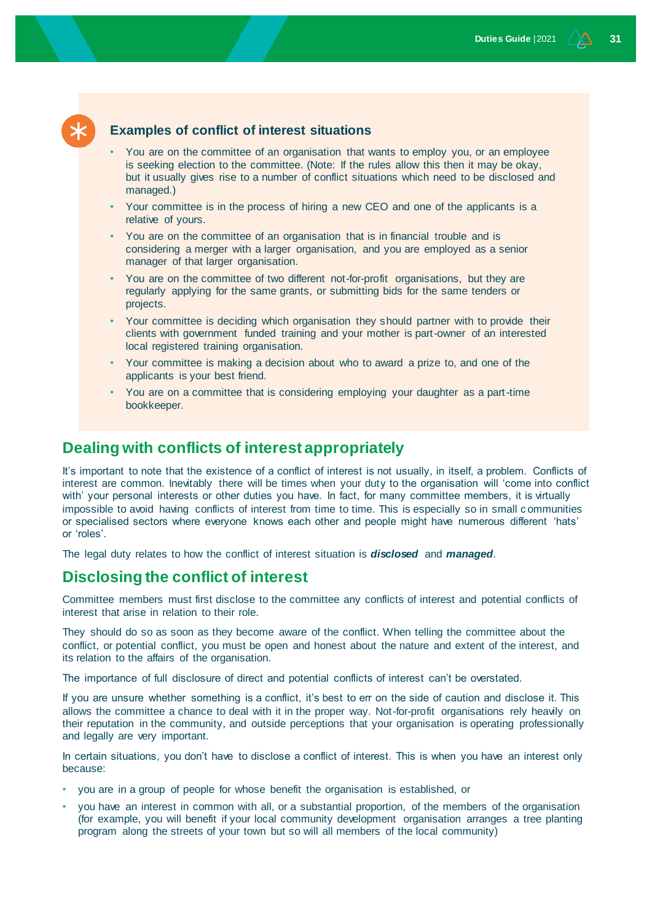### Examples of conflict of interest situations

- You are on the committee of an organisation that wants to employ you, or an employee is seeking election to the committee. (Note: If the rules allow this then it may be okay, but it usually gives rise to a number of conflict situations which need to be disclosed and managed.)
- Your committee is in the process of hiring a new CEO and one of the applicants is a relative of yours.
- You are on the committee of an organisation that is in financial trouble and is considering a merger with a larger organisation, and you are employed as a senior manager of that larger organisation.
- You are on the committee of two different not-for-profit organisations, but they are regularly applying for the same grants, or submitting bids for the same tenders or projects.
- Your committee is deciding which organisation they should partner with to provide their clients with government funded training and your mother is part-owner of an interested local registered training organisation.
- Your committee is making a decision about who to award a prize to, and one of the applicants is your best friend.
- You are on a committee that is considering employing your daughter as a part-time bookkeeper.

## Dealing with conflicts of interest appropriately

It's important to note that the existence of a conflict of interest is not usually, in itself, a problem. Conflicts of interest are common. Inevitably there will be times when your duty to the organisation will 'come into conflict with' your personal interests or other duties you have. In fact, for many committee members, it is virtually impossible to avoid having conflicts of interest from time to time. This is especially so in small communities or specialised sectors where everyone knows each other and people might have numerous different 'hats' or 'roles'.

The legal duty relates to how the conflict of interest situation is ***disclosed*** and ***managed***.

## Disclosing the conflict of interest

Committee members must first disclose to the committee any conflicts of interest and potential conflicts of interest that arise in relation to their role.

They should do so as soon as they become aware of the conflict. When telling the committee about the conflict, or potential conflict, you must be open and honest about the nature and extent of the interest, and its relation to the affairs of the organisation.

The importance of full disclosure of direct and potential conflicts of interest can't be overstated.

If you are unsure whether something is a conflict, it's best to err on the side of caution and disclose it. This allows the committee a chance to deal with it in the proper way. Not-for-profit organisations rely heavily on their reputation in the community, and outside perceptions that your organisation is operating professionally and legally are very important.

In certain situations, you don't have to disclose a conflict of interest. This is when you have an interest only because:

- you are in a group of people for whose benefit the organisation is established, or
- you have an interest in common with all, or a substantial proportion, of the members of the organisation (for example, you will benefit if your local community development organisation arranges a tree planting program along the streets of your town but so will all members of the local community)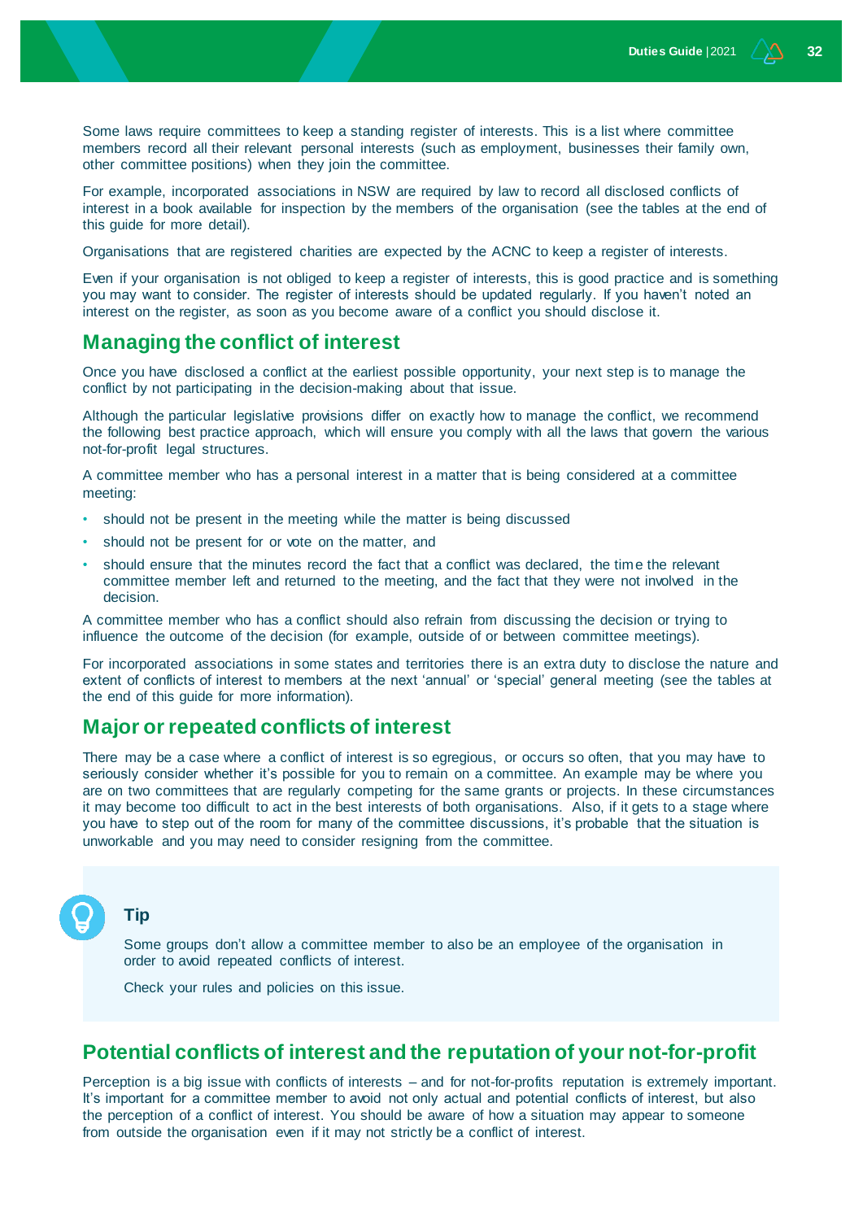Some laws require committees to keep a standing register of interests. This is a list where committee members record all their relevant personal interests (such as employment, businesses their family own, other committee positions) when they join the committee.

For example, incorporated associations in NSW are required by law to record all disclosed conflicts of interest in a book available for inspection by the members of the organisation (see the tables at the end of this guide for more detail).

Organisations that are registered charities are expected by the ACNC to keep a register of interests.

Even if your organisation is not obliged to keep a register of interests, this is good practice and is something you may want to consider. The register of interests should be updated regularly. If you haven't noted an interest on the register, as soon as you become aware of a conflict you should disclose it.

## Managing the conflict of interest

Once you have disclosed a conflict at the earliest possible opportunity, your next step is to manage the conflict by not participating in the decision-making about that issue.

Although the particular legislative provisions differ on exactly how to manage the conflict, we recommend the following best practice approach, which will ensure you comply with all the laws that govern the various not-for-profit legal structures.

A committee member who has a personal interest in a matter that is being considered at a committee meeting:

- should not be present in the meeting while the matter is being discussed
- should not be present for or vote on the matter, and
- should ensure that the minutes record the fact that a conflict was declared, the time the relevant committee member left and returned to the meeting, and the fact that they were not involved in the decision.

A committee member who has a conflict should also refrain from discussing the decision or trying to influence the outcome of the decision (for example, outside of or between committee meetings).

For incorporated associations in some states and territories there is an extra duty to disclose the nature and extent of conflicts of interest to members at the next 'annual' or 'special' general meeting (see the tables at the end of this guide for more information).

## Major or repeated conflicts of interest

There may be a case where a conflict of interest is so egregious, or occurs so often, that you may have to seriously consider whether it's possible for you to remain on a committee. An example may be where you are on two committees that are regularly competing for the same grants or projects. In these circumstances it may become too difficult to act in the best interests of both organisations. Also, if it gets to a stage where you have to step out of the room for many of the committee discussions, it's probable that the situation is unworkable and you may need to consider resigning from the committee.

> **Tip**
>
> Some groups don't allow a committee member to also be an employee of the organisation in order to avoid repeated conflicts of interest.
>
> Check your rules and policies on this issue.

## Potential conflicts of interest and the reputation of your not-for-profit

Perception is a big issue with conflicts of interests – and for not-for-profits reputation is extremely important. It's important for a committee member to avoid not only actual and potential conflicts of interest, but also the perception of a conflict of interest. You should be aware of how a situation may appear to someone from outside the organisation even if it may not strictly be a conflict of interest.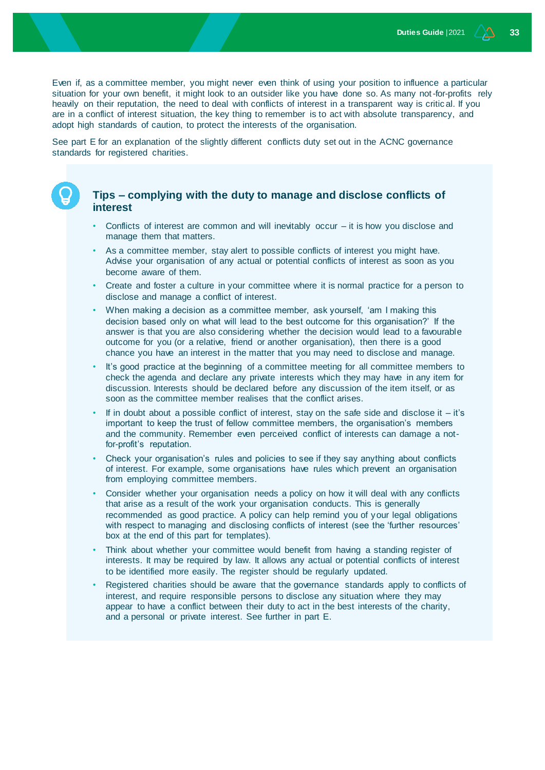Even if, as a committee member, you might never even think of using your position to influence a particular situation for your own benefit, it might look to an outsider like you have done so. As many not-for-profits rely heavily on their reputation, the need to deal with conflicts of interest in a transparent way is critical. If you are in a conflict of interest situation, the key thing to remember is to act with absolute transparency, and adopt high standards of caution, to protect the interests of the organisation.

See part E for an explanation of the slightly different conflicts duty set out in the ACNC governance standards for registered charities.

### Tips – complying with the duty to manage and disclose conflicts of interest

- Conflicts of interest are common and will inevitably occur – it is how you disclose and manage them that matters.
- As a committee member, stay alert to possible conflicts of interest you might have. Advise your organisation of any actual or potential conflicts of interest as soon as you become aware of them.
- Create and foster a culture in your committee where it is normal practice for a person to disclose and manage a conflict of interest.
- When making a decision as a committee member, ask yourself, 'am I making this decision based only on what will lead to the best outcome for this organisation?' If the answer is that you are also considering whether the decision would lead to a favourable outcome for you (or a relative, friend or another organisation), then there is a good chance you have an interest in the matter that you may need to disclose and manage.
- It's good practice at the beginning of a committee meeting for all committee members to check the agenda and declare any private interests which they may have in any item for discussion. Interests should be declared before any discussion of the item itself, or as soon as the committee member realises that the conflict arises.
- If in doubt about a possible conflict of interest, stay on the safe side and disclose it – it's important to keep the trust of fellow committee members, the organisation's members and the community. Remember even perceived conflict of interests can damage a not-for-profit's reputation.
- Check your organisation's rules and policies to see if they say anything about conflicts of interest. For example, some organisations have rules which prevent an organisation from employing committee members.
- Consider whether your organisation needs a policy on how it will deal with any conflicts that arise as a result of the work your organisation conducts. This is generally recommended as good practice. A policy can help remind you of your legal obligations with respect to managing and disclosing conflicts of interest (see the 'further resources' box at the end of this part for templates).
- Think about whether your committee would benefit from having a standing register of interests. It may be required by law. It allows any actual or potential conflicts of interest to be identified more easily. The register should be regularly updated.
- Registered charities should be aware that the governance standards apply to conflicts of interest, and require responsible persons to disclose any situation where they may appear to have a conflict between their duty to act in the best interests of the charity, and a personal or private interest. See further in part E.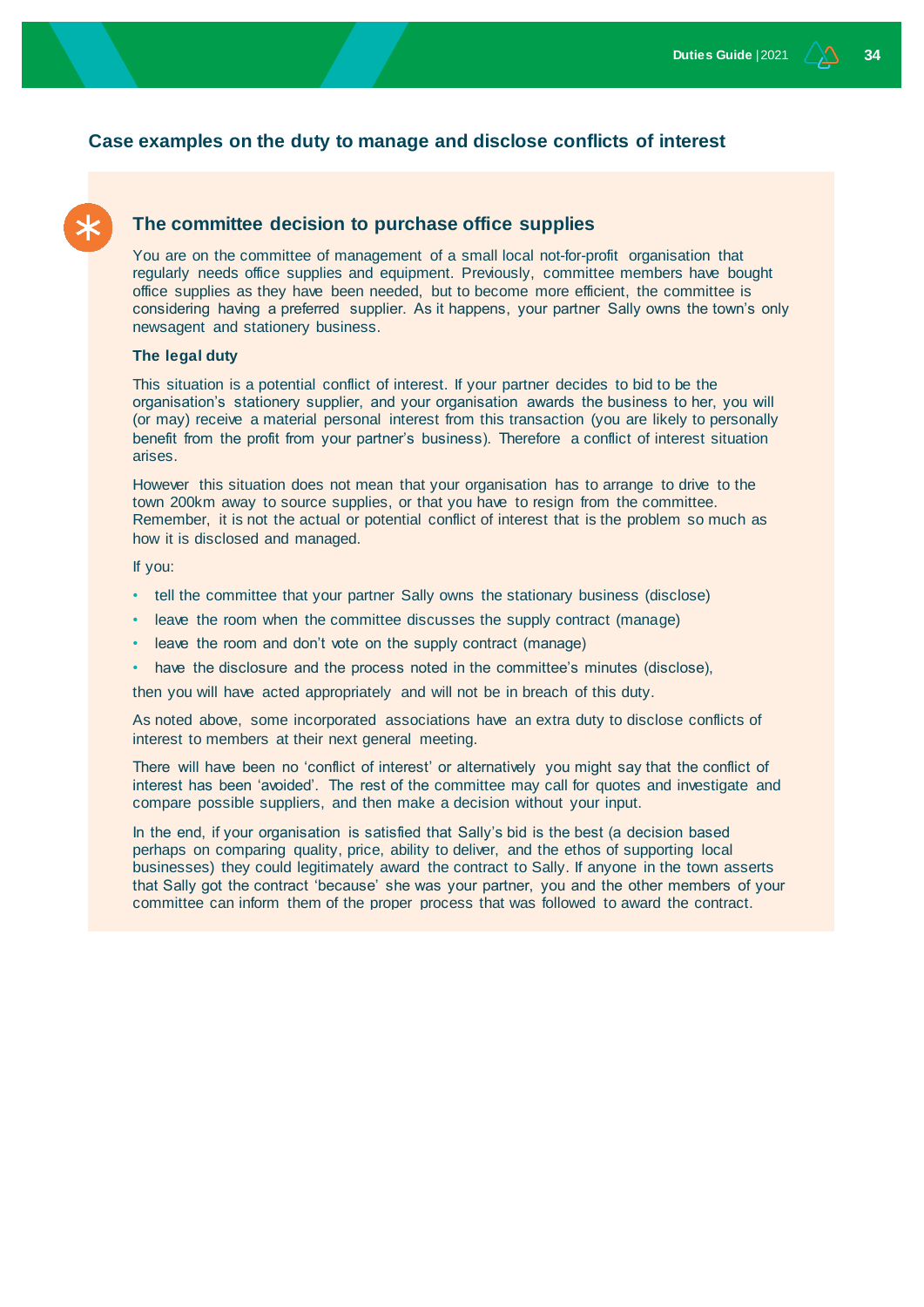## Case examples on the duty to manage and disclose conflicts of interest

### The committee decision to purchase office supplies

You are on the committee of management of a small local not-for-profit organisation that regularly needs office supplies and equipment. Previously, committee members have bought office supplies as they have been needed, but to become more efficient, the committee is considering having a preferred supplier. As it happens, your partner Sally owns the town's only newsagent and stationery business.

**The legal duty**

This situation is a potential conflict of interest. If your partner decides to bid to be the organisation's stationery supplier, and your organisation awards the business to her, you will (or may) receive a material personal interest from this transaction (you are likely to personally benefit from the profit from your partner's business). Therefore a conflict of interest situation arises.

However this situation does not mean that your organisation has to arrange to drive to the town 200km away to source supplies, or that you have to resign from the committee. Remember, it is not the actual or potential conflict of interest that is the problem so much as how it is disclosed and managed.

If you:

- tell the committee that your partner Sally owns the stationary business (disclose)
- leave the room when the committee discusses the supply contract (manage)
- leave the room and don't vote on the supply contract (manage)
- have the disclosure and the process noted in the committee's minutes (disclose),

then you will have acted appropriately and will not be in breach of this duty.

As noted above, some incorporated associations have an extra duty to disclose conflicts of interest to members at their next general meeting.

There will have been no 'conflict of interest' or alternatively you might say that the conflict of interest has been 'avoided'. The rest of the committee may call for quotes and investigate and compare possible suppliers, and then make a decision without your input.

In the end, if your organisation is satisfied that Sally's bid is the best (a decision based perhaps on comparing quality, price, ability to deliver, and the ethos of supporting local businesses) they could legitimately award the contract to Sally. If anyone in the town asserts that Sally got the contract 'because' she was your partner, you and the other members of your committee can inform them of the proper process that was followed to award the contract.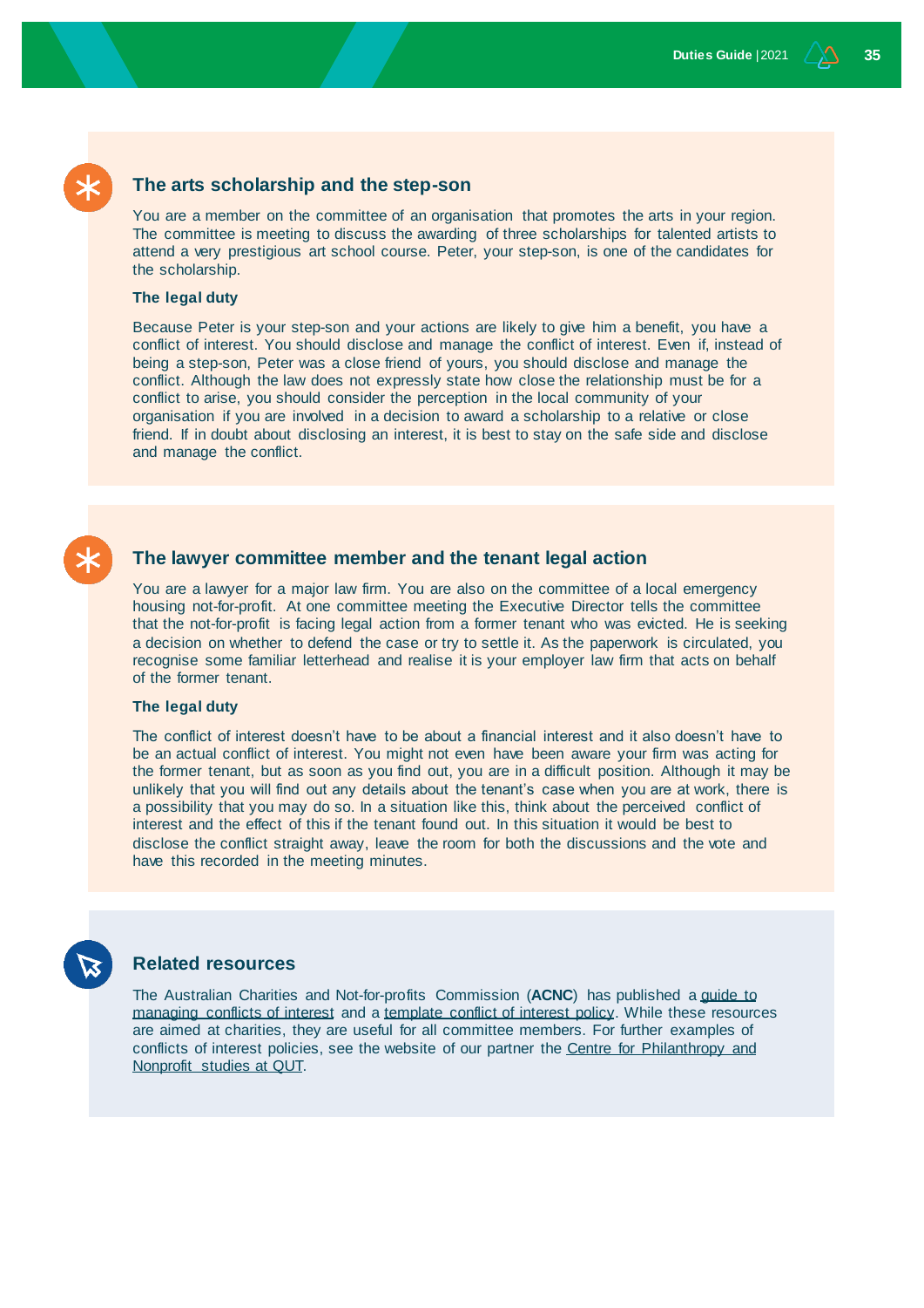## The arts scholarship and the step-son

You are a member on the committee of an organisation that promotes the arts in your region. The committee is meeting to discuss the awarding of three scholarships for talented artists to attend a very prestigious art school course. Peter, your step-son, is one of the candidates for the scholarship.

**The legal duty**

Because Peter is your step-son and your actions are likely to give him a benefit, you have a conflict of interest. You should disclose and manage the conflict of interest. Even if, instead of being a step-son, Peter was a close friend of yours, you should disclose and manage the conflict. Although the law does not expressly state how close the relationship must be for a conflict to arise, you should consider the perception in the local community of your organisation if you are involved in a decision to award a scholarship to a relative or close friend. If in doubt about disclosing an interest, it is best to stay on the safe side and disclose and manage the conflict.

## The lawyer committee member and the tenant legal action

You are a lawyer for a major law firm. You are also on the committee of a local emergency housing not-for-profit. At one committee meeting the Executive Director tells the committee that the not-for-profit is facing legal action from a former tenant who was evicted. He is seeking a decision on whether to defend the case or try to settle it. As the paperwork is circulated, you recognise some familiar letterhead and realise it is your employer law firm that acts on behalf of the former tenant.

**The legal duty**

The conflict of interest doesn't have to be about a financial interest and it also doesn't have to be an actual conflict of interest. You might not even have been aware your firm was acting for the former tenant, but as soon as you find out, you are in a difficult position. Although it may be unlikely that you will find out any details about the tenant's case when you are at work, there is a possibility that you may do so. In a situation like this, think about the perceived conflict of interest and the effect of this if the tenant found out. In this situation it would be best to disclose the conflict straight away, leave the room for both the discussions and the vote and have this recorded in the meeting minutes.

## Related resources

The Australian Charities and Not-for-profits Commission (**ACNC**) has published a guide to managing conflicts of interest and a template conflict of interest policy. While these resources are aimed at charities, they are useful for all committee members. For further examples of conflicts of interest policies, see the website of our partner the Centre for Philanthropy and Nonprofit studies at QUT.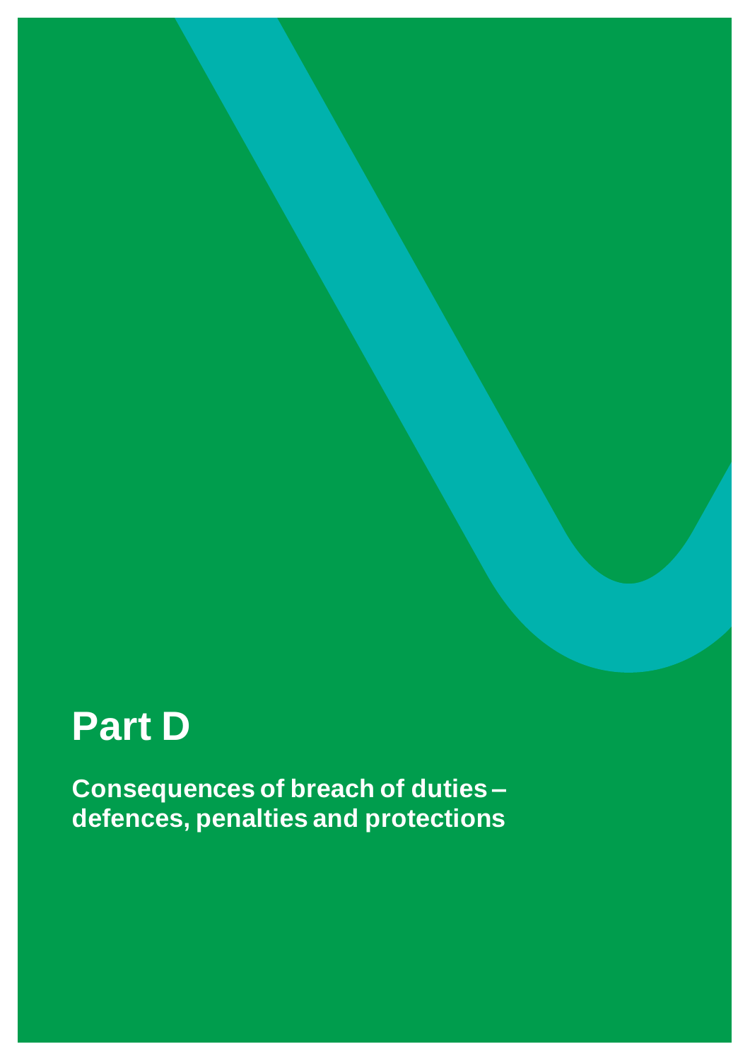# Part D

## Consequences of breach of duties – defences, penalties and protections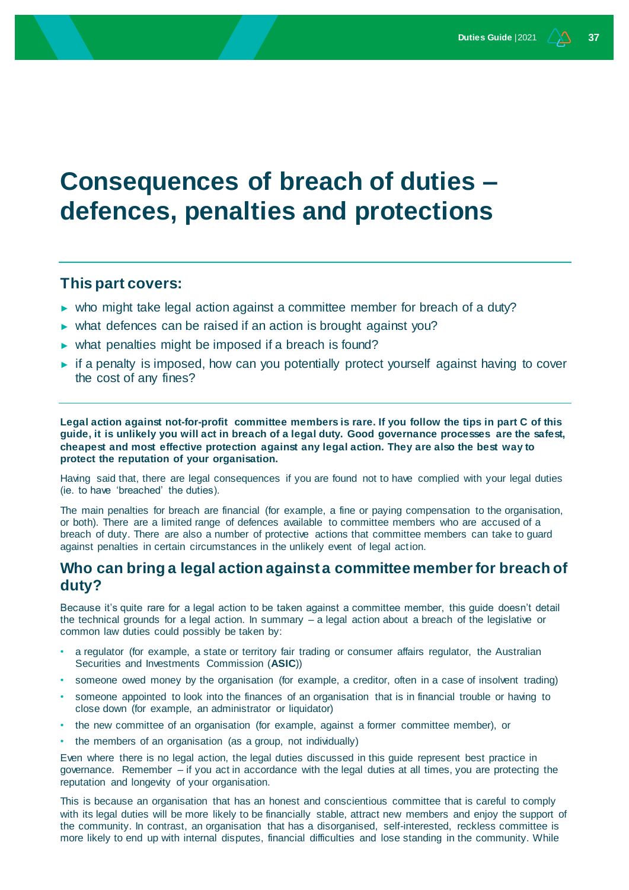# Consequences of breach of duties – defences, penalties and protections

## This part covers:

- who might take legal action against a committee member for breach of a duty?
- what defences can be raised if an action is brought against you?
- what penalties might be imposed if a breach is found?
- if a penalty is imposed, how can you potentially protect yourself against having to cover the cost of any fines?

**Legal action against not-for-profit committee members is rare. If you follow the tips in part C of this guide, it is unlikely you will act in breach of a legal duty. Good governance processes are the safest, cheapest and most effective protection against any legal action. They are also the best way to protect the reputation of your organisation.**

Having said that, there are legal consequences if you are found not to have complied with your legal duties (ie. to have 'breached' the duties).

The main penalties for breach are financial (for example, a fine or paying compensation to the organisation, or both). There are a limited range of defences available to committee members who are accused of a breach of duty. There are also a number of protective actions that committee members can take to guard against penalties in certain circumstances in the unlikely event of legal action.

## Who can bring a legal action against a committee member for breach of duty?

Because it's quite rare for a legal action to be taken against a committee member, this guide doesn't detail the technical grounds for a legal action. In summary – a legal action about a breach of the legislative or common law duties could possibly be taken by:

- a regulator (for example, a state or territory fair trading or consumer affairs regulator, the Australian Securities and Investments Commission (**ASIC**))
- someone owed money by the organisation (for example, a creditor, often in a case of insolvent trading)
- someone appointed to look into the finances of an organisation that is in financial trouble or having to close down (for example, an administrator or liquidator)
- the new committee of an organisation (for example, against a former committee member), or
- the members of an organisation (as a group, not individually)

Even where there is no legal action, the legal duties discussed in this guide represent best practice in governance. Remember – if you act in accordance with the legal duties at all times, you are protecting the reputation and longevity of your organisation.

This is because an organisation that has an honest and conscientious committee that is careful to comply with its legal duties will be more likely to be financially stable, attract new members and enjoy the support of the community. In contrast, an organisation that has a disorganised, self-interested, reckless committee is more likely to end up with internal disputes, financial difficulties and lose standing in the community. While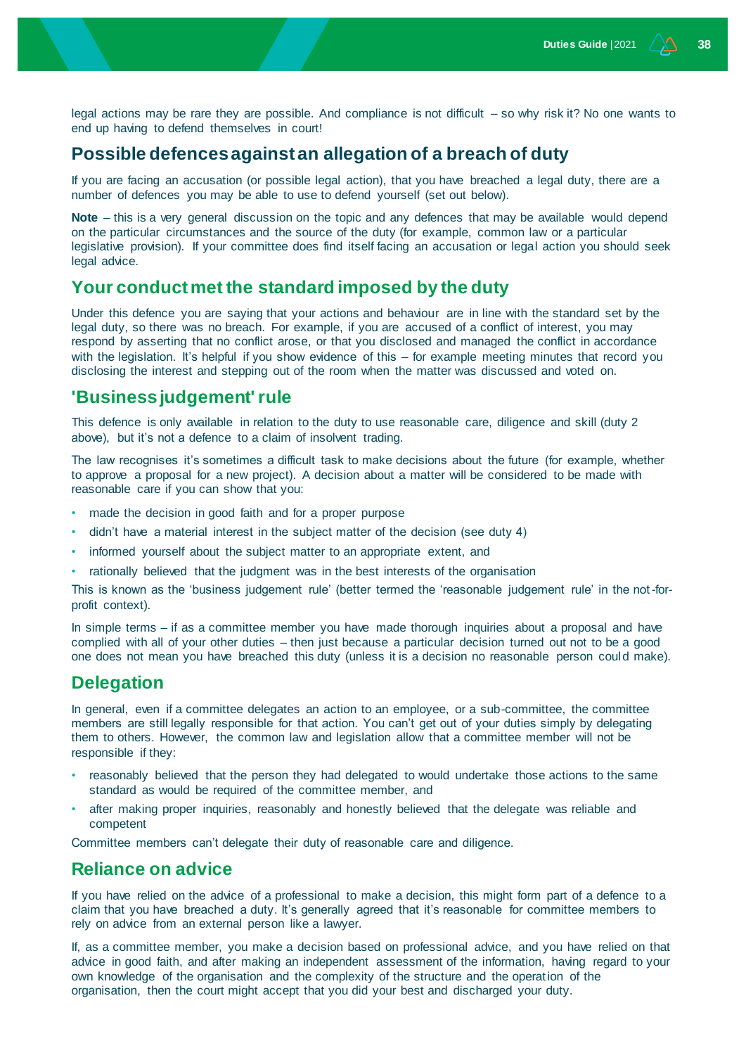legal actions may be rare they are possible. And compliance is not difficult – so why risk it? No one wants to end up having to defend themselves in court!

## Possible defences against an allegation of a breach of duty

If you are facing an accusation (or possible legal action), that you have breached a legal duty, there are a number of defences you may be able to use to defend yourself (set out below).

**Note** – this is a very general discussion on the topic and any defences that may be available would depend on the particular circumstances and the source of the duty (for example, common law or a particular legislative provision). If your committee does find itself facing an accusation or legal action you should seek legal advice.

### Your conduct met the standard imposed by the duty

Under this defence you are saying that your actions and behaviour are in line with the standard set by the legal duty, so there was no breach. For example, if you are accused of a conflict of interest, you may respond by asserting that no conflict arose, or that you disclosed and managed the conflict in accordance with the legislation. It's helpful if you show evidence of this – for example meeting minutes that record you disclosing the interest and stepping out of the room when the matter was discussed and voted on.

### 'Business judgement' rule

This defence is only available in relation to the duty to use reasonable care, diligence and skill (duty 2 above), but it's not a defence to a claim of insolvent trading.

The law recognises it's sometimes a difficult task to make decisions about the future (for example, whether to approve a proposal for a new project). A decision about a matter will be considered to be made with reasonable care if you can show that you:

- made the decision in good faith and for a proper purpose
- didn't have a material interest in the subject matter of the decision (see duty 4)
- informed yourself about the subject matter to an appropriate extent, and
- rationally believed that the judgment was in the best interests of the organisation

This is known as the 'business judgement rule' (better termed the 'reasonable judgement rule' in the not-for-profit context).

In simple terms – if as a committee member you have made thorough inquiries about a proposal and have complied with all of your other duties – then just because a particular decision turned out not to be a good one does not mean you have breached this duty (unless it is a decision no reasonable person could make).

### Delegation

In general, even if a committee delegates an action to an employee, or a sub-committee, the committee members are still legally responsible for that action. You can't get out of your duties simply by delegating them to others. However, the common law and legislation allow that a committee member will not be responsible if they:

- reasonably believed that the person they had delegated to would undertake those actions to the same standard as would be required of the committee member, and
- after making proper inquiries, reasonably and honestly believed that the delegate was reliable and competent

Committee members can't delegate their duty of reasonable care and diligence.

### Reliance on advice

If you have relied on the advice of a professional to make a decision, this might form part of a defence to a claim that you have breached a duty. It's generally agreed that it's reasonable for committee members to rely on advice from an external person like a lawyer.

If, as a committee member, you make a decision based on professional advice, and you have relied on that advice in good faith, and after making an independent assessment of the information, having regard to your own knowledge of the organisation and the complexity of the structure and the operation of the organisation, then the court might accept that you did your best and discharged your duty.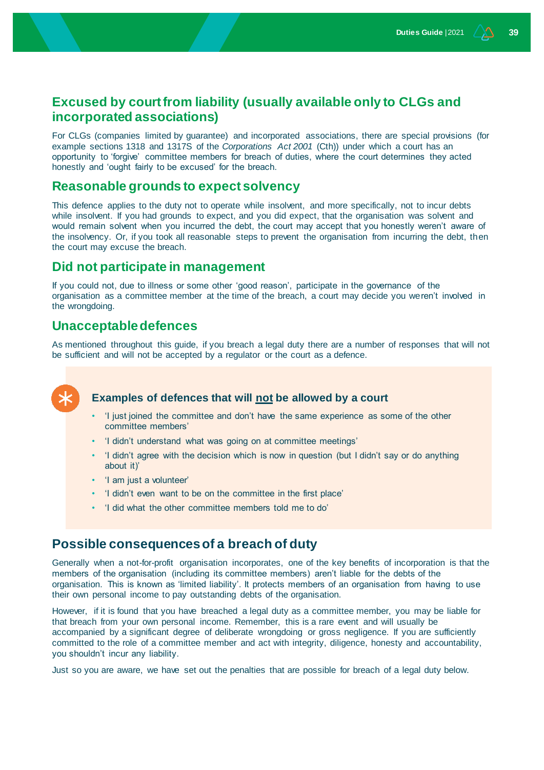## Excused by court from liability (usually available only to CLGs and incorporated associations)

For CLGs (companies limited by guarantee) and incorporated associations, there are special provisions (for example sections 1318 and 1317S of the *Corporations Act 2001* (Cth)) under which a court has an opportunity to 'forgive' committee members for breach of duties, where the court determines they acted honestly and 'ought fairly to be excused' for the breach.

## Reasonable grounds to expect solvency

This defence applies to the duty not to operate while insolvent, and more specifically, not to incur debts while insolvent. If you had grounds to expect, and you did expect, that the organisation was solvent and would remain solvent when you incurred the debt, the court may accept that you honestly weren't aware of the insolvency. Or, if you took all reasonable steps to prevent the organisation from incurring the debt, then the court may excuse the breach.

## Did not participate in management

If you could not, due to illness or some other 'good reason', participate in the governance of the organisation as a committee member at the time of the breach, a court may decide you weren't involved in the wrongdoing.

## Unacceptable defences

As mentioned throughout this guide, if you breach a legal duty there are a number of responses that will not be sufficient and will not be accepted by a regulator or the court as a defence.

### Examples of defences that will not be allowed by a court

- 'I just joined the committee and don't have the same experience as some of the other committee members'
- 'I didn't understand what was going on at committee meetings'
- 'I didn't agree with the decision which is now in question (but I didn't say or do anything about it)'
- 'I am just a volunteer'
- 'I didn't even want to be on the committee in the first place'
- 'I did what the other committee members told me to do'

## Possible consequences of a breach of duty

Generally when a not-for-profit organisation incorporates, one of the key benefits of incorporation is that the members of the organisation (including its committee members) aren't liable for the debts of the organisation. This is known as 'limited liability'. It protects members of an organisation from having to use their own personal income to pay outstanding debts of the organisation.

However, if it is found that you have breached a legal duty as a committee member, you may be liable for that breach from your own personal income. Remember, this is a rare event and will usually be accompanied by a significant degree of deliberate wrongdoing or gross negligence. If you are sufficiently committed to the role of a committee member and act with integrity, diligence, honesty and accountability, you shouldn't incur any liability.

Just so you are aware, we have set out the penalties that are possible for breach of a legal duty below.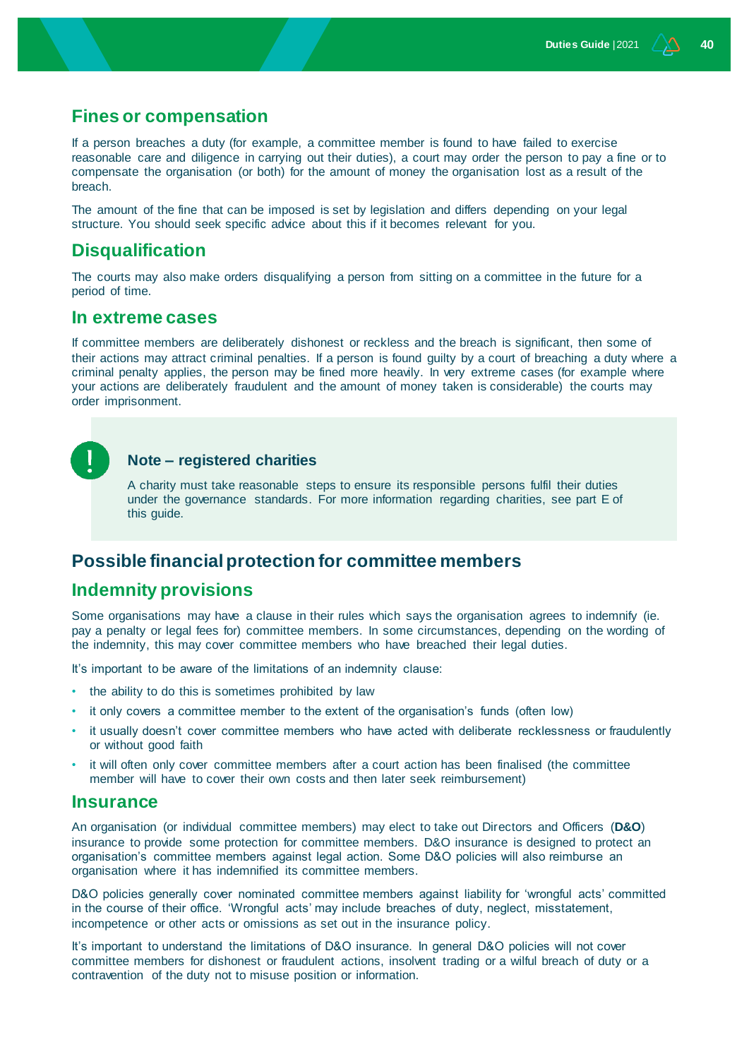## Fines or compensation

If a person breaches a duty (for example, a committee member is found to have failed to exercise reasonable care and diligence in carrying out their duties), a court may order the person to pay a fine or to compensate the organisation (or both) for the amount of money the organisation lost as a result of the breach.

The amount of the fine that can be imposed is set by legislation and differs depending on your legal structure. You should seek specific advice about this if it becomes relevant for you.

## Disqualification

The courts may also make orders disqualifying a person from sitting on a committee in the future for a period of time.

## In extreme cases

If committee members are deliberately dishonest or reckless and the breach is significant, then some of their actions may attract criminal penalties. If a person is found guilty by a court of breaching a duty where a criminal penalty applies, the person may be fined more heavily. In very extreme cases (for example where your actions are deliberately fraudulent and the amount of money taken is considerable) the courts may order imprisonment.

> **Note – registered charities**
>
> A charity must take reasonable steps to ensure its responsible persons fulfil their duties under the governance standards. For more information regarding charities, see part E of this guide.

# Possible financial protection for committee members

## Indemnity provisions

Some organisations may have a clause in their rules which says the organisation agrees to indemnify (ie. pay a penalty or legal fees for) committee members. In some circumstances, depending on the wording of the indemnity, this may cover committee members who have breached their legal duties.

It's important to be aware of the limitations of an indemnity clause:

- the ability to do this is sometimes prohibited by law
- it only covers a committee member to the extent of the organisation's funds (often low)
- it usually doesn't cover committee members who have acted with deliberate recklessness or fraudulently or without good faith
- it will often only cover committee members after a court action has been finalised (the committee member will have to cover their own costs and then later seek reimbursement)

## Insurance

An organisation (or individual committee members) may elect to take out Directors and Officers (**D&O**) insurance to provide some protection for committee members. D&O insurance is designed to protect an organisation's committee members against legal action. Some D&O policies will also reimburse an organisation where it has indemnified its committee members.

D&O policies generally cover nominated committee members against liability for 'wrongful acts' committed in the course of their office. 'Wrongful acts' may include breaches of duty, neglect, misstatement, incompetence or other acts or omissions as set out in the insurance policy.

It's important to understand the limitations of D&O insurance. In general D&O policies will not cover committee members for dishonest or fraudulent actions, insolvent trading or a wilful breach of duty or a contravention of the duty not to misuse position or information.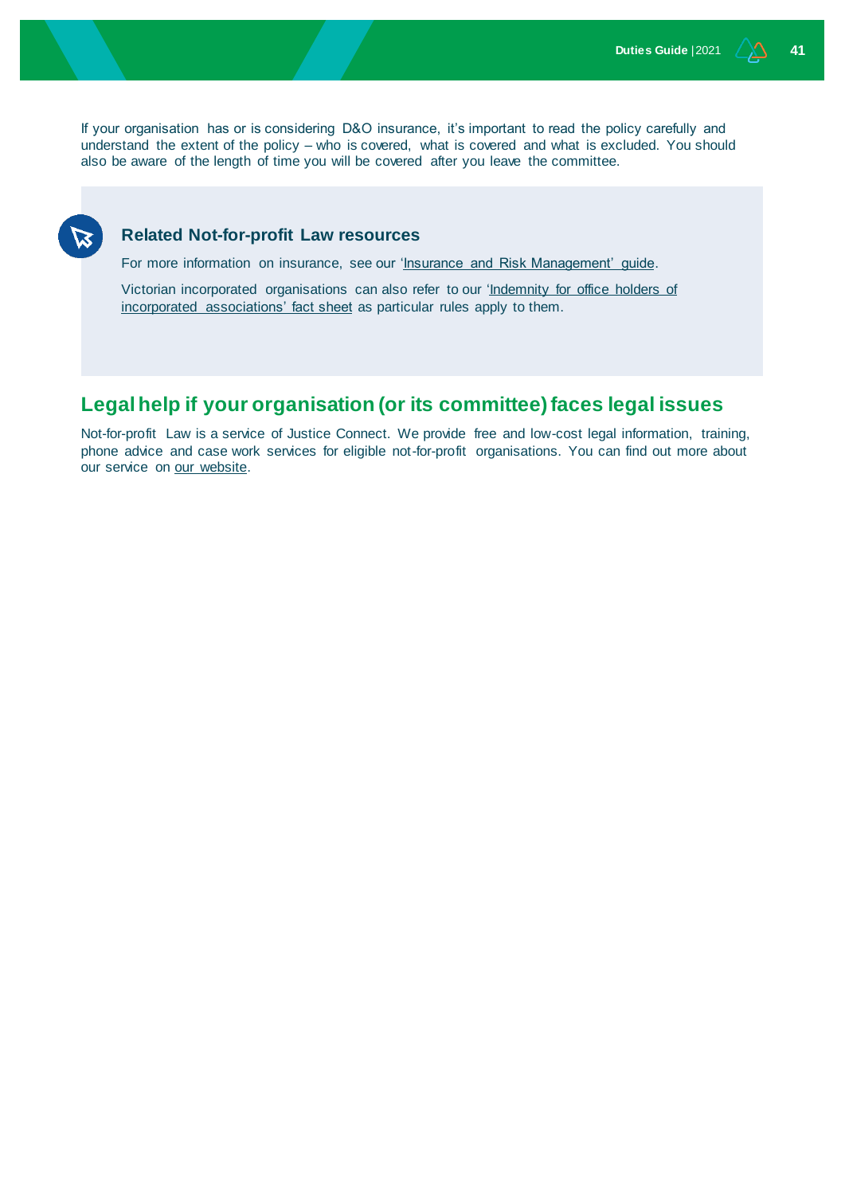If your organisation has or is considering D&O insurance, it's important to read the policy carefully and understand the extent of the policy – who is covered, what is covered and what is excluded. You should also be aware of the length of time you will be covered after you leave the committee.

> ### Related Not-for-profit Law resources
>
> For more information on insurance, see our 'Insurance and Risk Management' guide.
>
> Victorian incorporated organisations can also refer to our 'Indemnity for office holders of incorporated associations' fact sheet as particular rules apply to them.

## Legal help if your organisation (or its committee) faces legal issues

Not-for-profit Law is a service of Justice Connect. We provide free and low-cost legal information, training, phone advice and case work services for eligible not-for-profit organisations. You can find out more about our service on our website.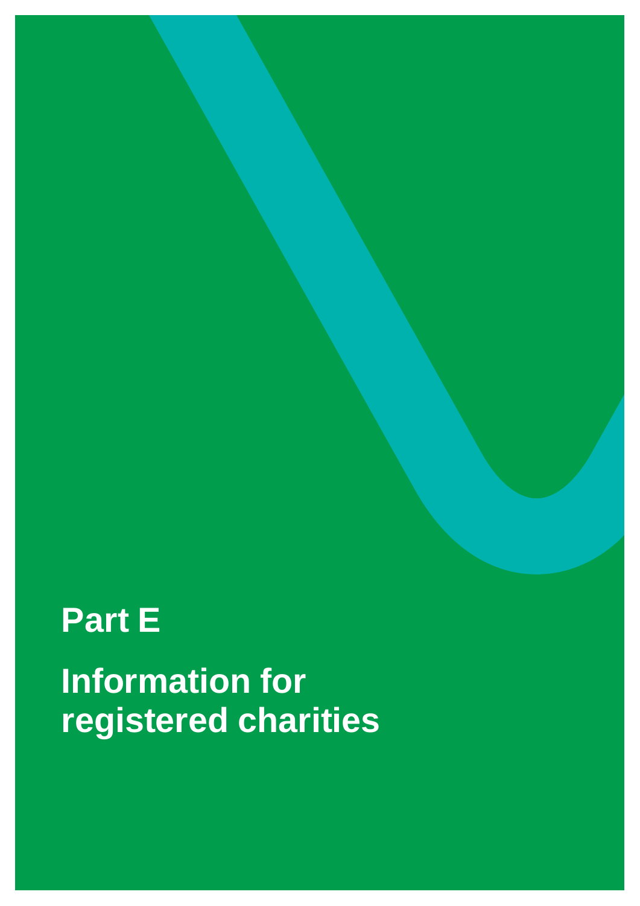# Part E

## Information for registered charities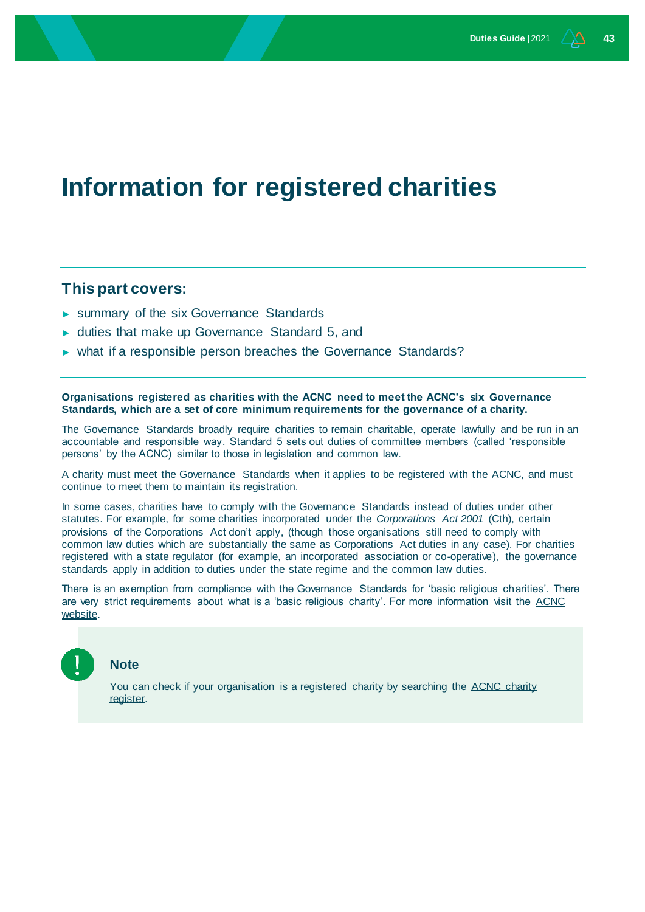# Information for registered charities

## This part covers:

- summary of the six Governance Standards
- duties that make up Governance Standard 5, and
- what if a responsible person breaches the Governance Standards?

**Organisations registered as charities with the ACNC need to meet the ACNC's six Governance Standards, which are a set of core minimum requirements for the governance of a charity.**

The Governance Standards broadly require charities to remain charitable, operate lawfully and be run in an accountable and responsible way. Standard 5 sets out duties of committee members (called 'responsible persons' by the ACNC) similar to those in legislation and common law.

A charity must meet the Governance Standards when it applies to be registered with the ACNC, and must continue to meet them to maintain its registration.

In some cases, charities have to comply with the Governance Standards instead of duties under other statutes. For example, for some charities incorporated under the *Corporations Act 2001* (Cth), certain provisions of the Corporations Act don't apply, (though those organisations still need to comply with common law duties which are substantially the same as Corporations Act duties in any case). For charities registered with a state regulator (for example, an incorporated association or co-operative), the governance standards apply in addition to duties under the state regime and the common law duties.

There is an exemption from compliance with the Governance Standards for 'basic religious charities'. There are very strict requirements about what is a 'basic religious charity'. For more information visit the ACNC website.

> **Note**
>
> You can check if your organisation is a registered charity by searching the ACNC charity register.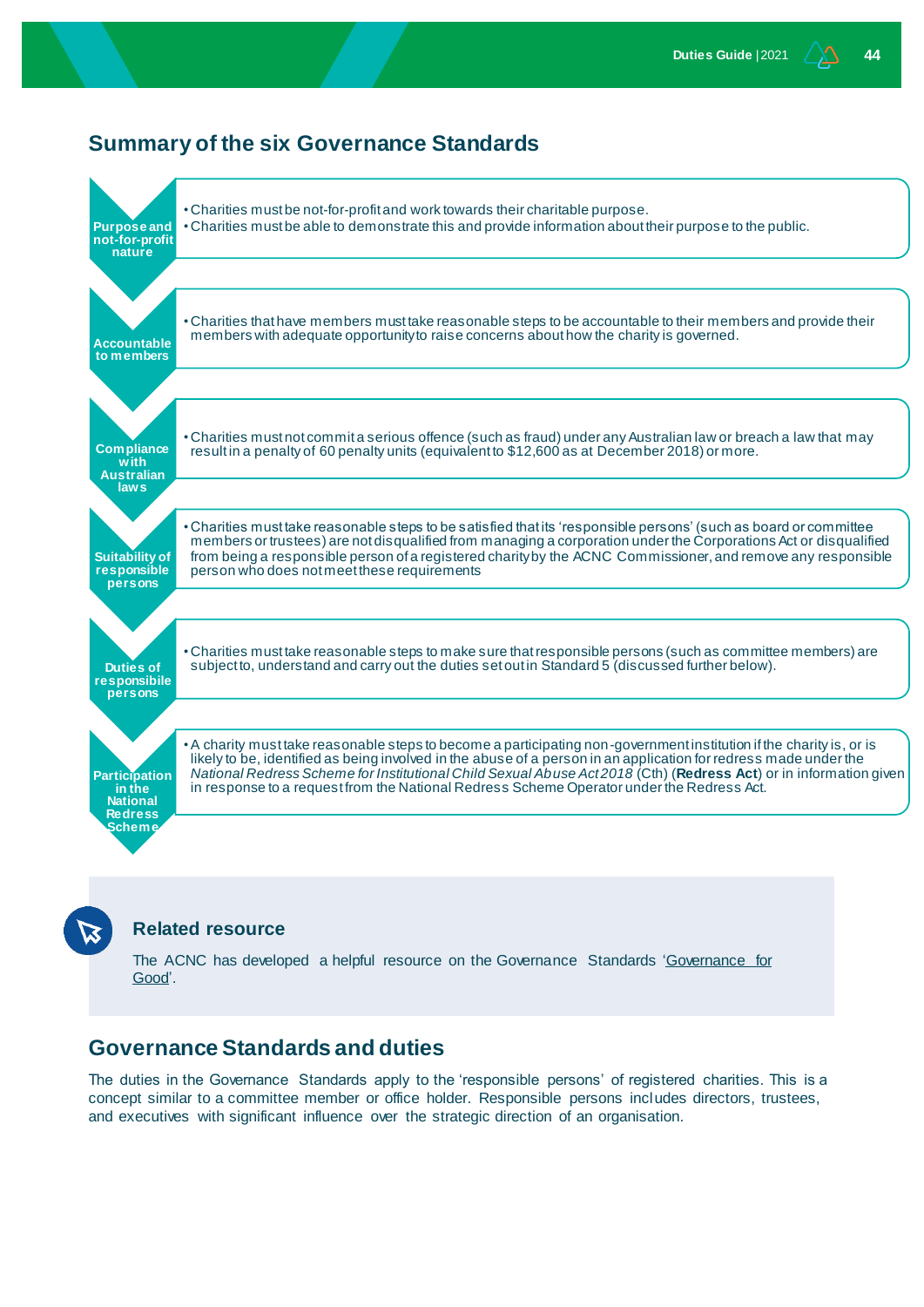## Summary of the six Governance Standards

| Standard | Summary |
| --- | --- |
| **Purpose and not-for-profit nature** | • Charities must be not-for-profit and work towards their charitable purpose.<br>• Charities must be able to demonstrate this and provide information about their purpose to the public. |
| **Accountable to members** | • Charities that have members must take reasonable steps to be accountable to their members and provide their members with adequate opportunity to raise concerns about how the charity is governed. |
| **Compliance with Australian laws** | • Charities must not commit a serious offence (such as fraud) under any Australian law or breach a law that may result in a penalty of 60 penalty units (equivalent to $12,600 as at December 2018) or more. |
| **Suitability of responsible persons** | • Charities must take reasonable steps to be satisfied that its 'responsible persons' (such as board or committee members or trustees) are not disqualified from managing a corporation under the Corporations Act or disqualified from being a responsible person of a registered charity by the ACNC Commissioner, and remove any responsible person who does not meet these requirements |
| **Duties of responsibile persons** | • Charities must take reasonable steps to make sure that responsible persons (such as committee members) are subject to, understand and carry out the duties set out in Standard 5 (discussed further below). |
| **Participation in the National Redress Scheme** | • A charity must take reasonable steps to become a participating non-government institution if the charity is, or is likely to be, identified as being involved in the abuse of a person in an application for redress made under the *National Redress Scheme for Institutional Child Sexual Abuse Act 2018* (Cth) (**Redress Act**) or in information given in response to a request from the National Redress Scheme Operator under the Redress Act. |

### Related resource

The ACNC has developed a helpful resource on the Governance Standards 'Governance for Good'.

## Governance Standards and duties

The duties in the Governance Standards apply to the 'responsible persons' of registered charities. This is a concept similar to a committee member or office holder. Responsible persons includes directors, trustees, and executives with significant influence over the strategic direction of an organisation.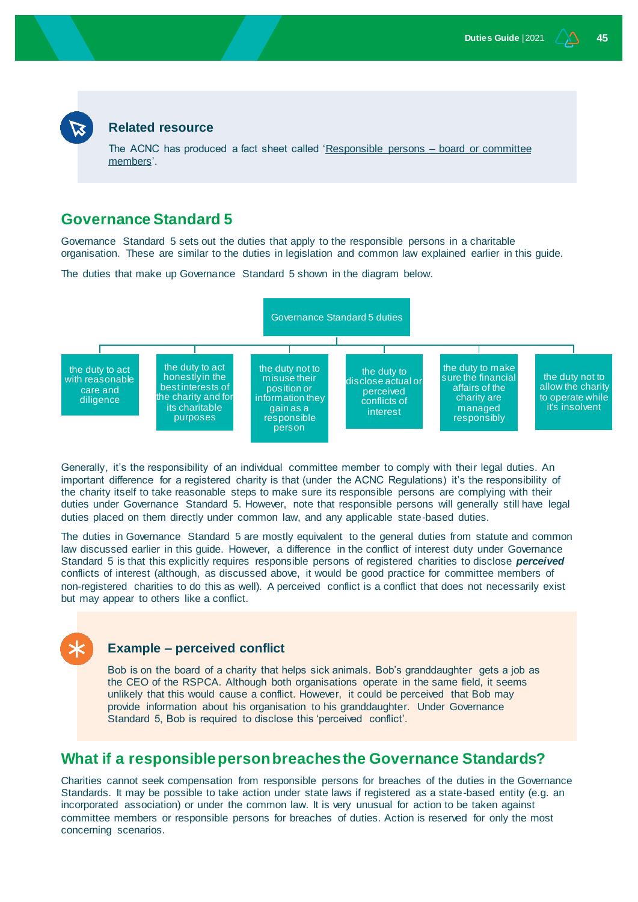**Related resource**

The ACNC has produced a fact sheet called 'Responsible persons – board or committee members'.

## Governance Standard 5

Governance Standard 5 sets out the duties that apply to the responsible persons in a charitable organisation. These are similar to the duties in legislation and common law explained earlier in this guide.

The duties that make up Governance Standard 5 shown in the diagram below.

Governance Standard 5 duties

- the duty to act with reasonable care and diligence
- the duty to act honestly in the best interests of the charity and for its charitable purposes
- the duty not to misuse their position or information they gain as a responsible person
- the duty to disclose actual or perceived conflicts of interest
- the duty to make sure the financial affairs of the charity are managed responsibly
- the duty not to allow the charity to operate while it's insolvent

Generally, it's the responsibility of an individual committee member to comply with their legal duties. An important difference for a registered charity is that (under the ACNC Regulations) it's the responsibility of the charity itself to take reasonable steps to make sure its responsible persons are complying with their duties under Governance Standard 5. However, note that responsible persons will generally still have legal duties placed on them directly under common law, and any applicable state-based duties.

The duties in Governance Standard 5 are mostly equivalent to the general duties from statute and common law discussed earlier in this guide. However, a difference in the conflict of interest duty under Governance Standard 5 is that this explicitly requires responsible persons of registered charities to disclose ***perceived*** conflicts of interest (although, as discussed above, it would be good practice for committee members of non-registered charities to do this as well). A perceived conflict is a conflict that does not necessarily exist but may appear to others like a conflict.

**Example – perceived conflict**

Bob is on the board of a charity that helps sick animals. Bob's granddaughter gets a job as the CEO of the RSPCA. Although both organisations operate in the same field, it seems unlikely that this would cause a conflict. However, it could be perceived that Bob may provide information about his organisation to his granddaughter. Under Governance Standard 5, Bob is required to disclose this 'perceived conflict'.

## What if a responsible person breaches the Governance Standards?

Charities cannot seek compensation from responsible persons for breaches of the duties in the Governance Standards. It may be possible to take action under state laws if registered as a state-based entity (e.g. an incorporated association) or under the common law. It is very unusual for action to be taken against committee members or responsible persons for breaches of duties. Action is reserved for only the most concerning scenarios.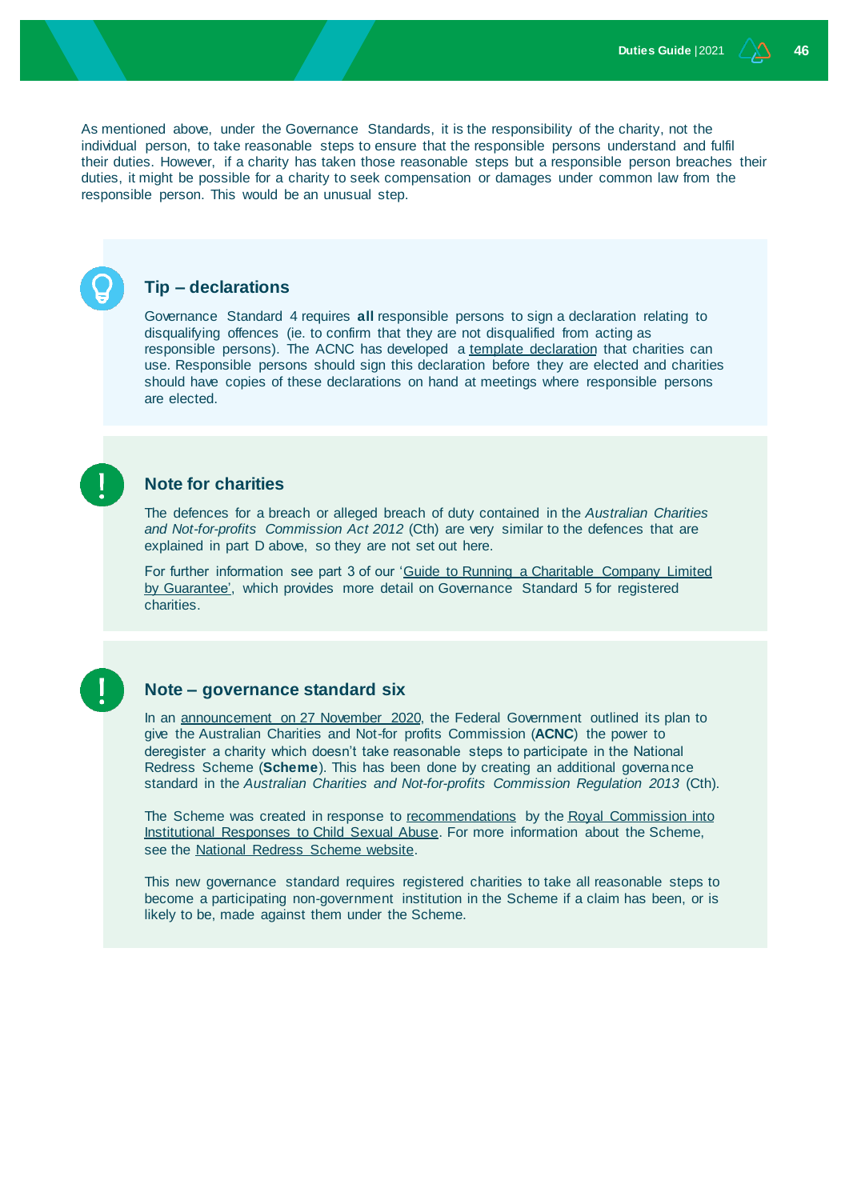As mentioned above, under the Governance Standards, it is the responsibility of the charity, not the individual person, to take reasonable steps to ensure that the responsible persons understand and fulfil their duties. However, if a charity has taken those reasonable steps but a responsible person breaches their duties, it might be possible for a charity to seek compensation or damages under common law from the responsible person. This would be an unusual step.

### Tip – declarations

Governance Standard 4 requires **all** responsible persons to sign a declaration relating to disqualifying offences (ie. to confirm that they are not disqualified from acting as responsible persons). The ACNC has developed a template declaration that charities can use. Responsible persons should sign this declaration before they are elected and charities should have copies of these declarations on hand at meetings where responsible persons are elected.

### Note for charities

The defences for a breach or alleged breach of duty contained in the *Australian Charities and Not-for-profits Commission Act 2012* (Cth) are very similar to the defences that are explained in part D above, so they are not set out here.

For further information see part 3 of our 'Guide to Running a Charitable Company Limited by Guarantee', which provides more detail on Governance Standard 5 for registered charities.

### Note – governance standard six

In an announcement on 27 November 2020, the Federal Government outlined its plan to give the Australian Charities and Not-for profits Commission (**ACNC**) the power to deregister a charity which doesn't take reasonable steps to participate in the National Redress Scheme (**Scheme**). This has been done by creating an additional governance standard in the *Australian Charities and Not-for-profits Commission Regulation 2013* (Cth).

The Scheme was created in response to recommendations by the Royal Commission into Institutional Responses to Child Sexual Abuse. For more information about the Scheme, see the National Redress Scheme website.

This new governance standard requires registered charities to take all reasonable steps to become a participating non-government institution in the Scheme if a claim has been, or is likely to be, made against them under the Scheme.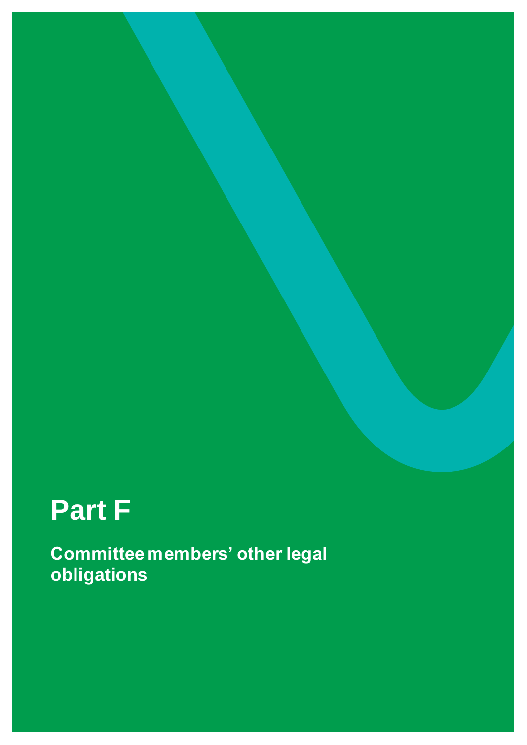# Part F

## Committee members' other legal obligations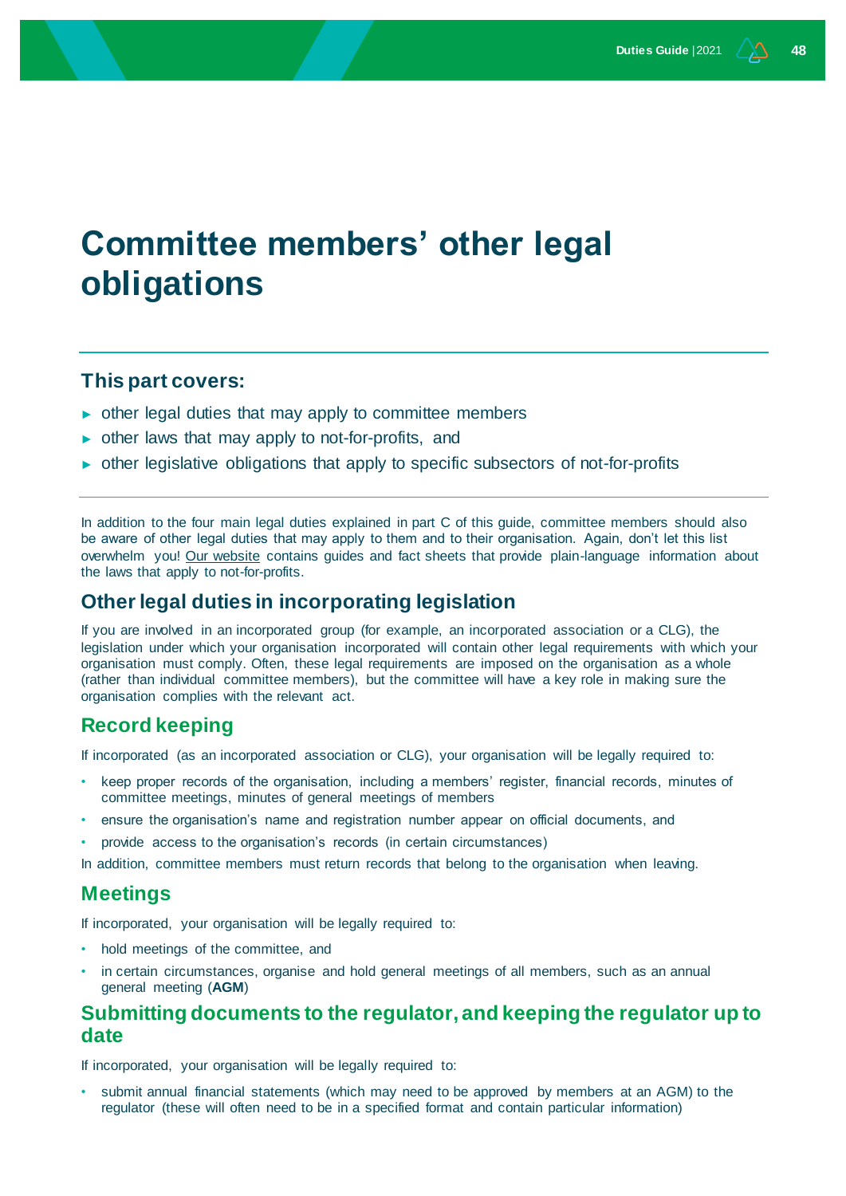# Committee members' other legal obligations

## This part covers:

- other legal duties that may apply to committee members
- other laws that may apply to not-for-profits, and
- other legislative obligations that apply to specific subsectors of not-for-profits

In addition to the four main legal duties explained in part C of this guide, committee members should also be aware of other legal duties that may apply to them and to their organisation. Again, don't let this list overwhelm you! Our website contains guides and fact sheets that provide plain-language information about the laws that apply to not-for-profits.

## Other legal duties in incorporating legislation

If you are involved in an incorporated group (for example, an incorporated association or a CLG), the legislation under which your organisation incorporated will contain other legal requirements with which your organisation must comply. Often, these legal requirements are imposed on the organisation as a whole (rather than individual committee members), but the committee will have a key role in making sure the organisation complies with the relevant act.

### Record keeping

If incorporated (as an incorporated association or CLG), your organisation will be legally required to:

- keep proper records of the organisation, including a members' register, financial records, minutes of committee meetings, minutes of general meetings of members
- ensure the organisation's name and registration number appear on official documents, and
- provide access to the organisation's records (in certain circumstances)

In addition, committee members must return records that belong to the organisation when leaving.

### Meetings

If incorporated, your organisation will be legally required to:

- hold meetings of the committee, and
- in certain circumstances, organise and hold general meetings of all members, such as an annual general meeting (**AGM**)

### Submitting documents to the regulator, and keeping the regulator up to date

If incorporated, your organisation will be legally required to:

- submit annual financial statements (which may need to be approved by members at an AGM) to the regulator (these will often need to be in a specified format and contain particular information)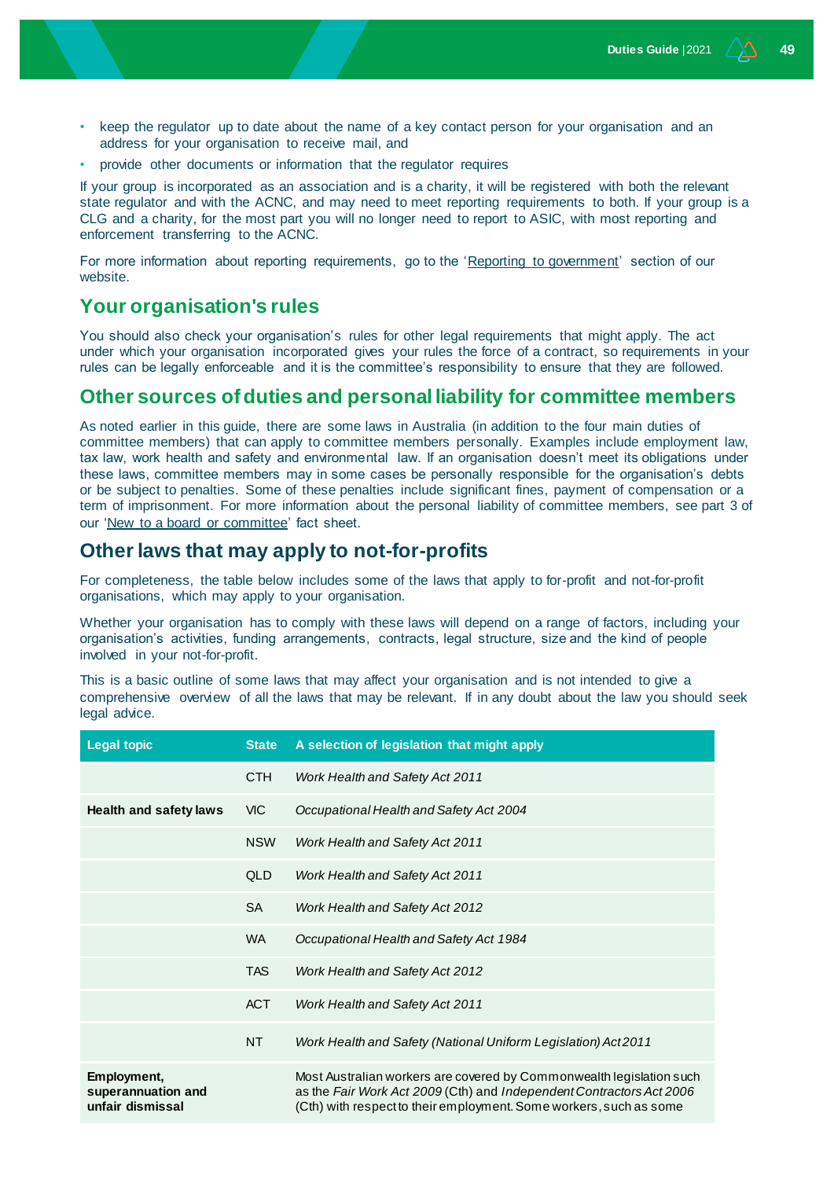- keep the regulator up to date about the name of a key contact person for your organisation and an address for your organisation to receive mail, and
- provide other documents or information that the regulator requires

If your group is incorporated as an association and is a charity, it will be registered with both the relevant state regulator and with the ACNC, and may need to meet reporting requirements to both. If your group is a CLG and a charity, for the most part you will no longer need to report to ASIC, with most reporting and enforcement transferring to the ACNC.

For more information about reporting requirements, go to the 'Reporting to government' section of our website.

## Your organisation's rules

You should also check your organisation's rules for other legal requirements that might apply. The act under which your organisation incorporated gives your rules the force of a contract, so requirements in your rules can be legally enforceable and it is the committee's responsibility to ensure that they are followed.

## Other sources of duties and personal liability for committee members

As noted earlier in this guide, there are some laws in Australia (in addition to the four main duties of committee members) that can apply to committee members personally. Examples include employment law, tax law, work health and safety and environmental law. If an organisation doesn't meet its obligations under these laws, committee members may in some cases be personally responsible for the organisation's debts or be subject to penalties. Some of these penalties include significant fines, payment of compensation or a term of imprisonment. For more information about the personal liability of committee members, see part 3 of our 'New to a board or committee' fact sheet.

## Other laws that may apply to not-for-profits

For completeness, the table below includes some of the laws that apply to for-profit and not-for-profit organisations, which may apply to your organisation.

Whether your organisation has to comply with these laws will depend on a range of factors, including your organisation's activities, funding arrangements, contracts, legal structure, size and the kind of people involved in your not-for-profit.

This is a basic outline of some laws that may affect your organisation and is not intended to give a comprehensive overview of all the laws that may be relevant. If in any doubt about the law you should seek legal advice.

| Legal topic | State | A selection of legislation that might apply |
|---|---|---|
| | CTH | *Work Health and Safety Act 2011* |
| **Health and safety laws** | VIC | *Occupational Health and Safety Act 2004* |
| | NSW | *Work Health and Safety Act 2011* |
| | QLD | *Work Health and Safety Act 2011* |
| | SA | *Work Health and Safety Act 2012* |
| | WA | *Occupational Health and Safety Act 1984* |
| | TAS | *Work Health and Safety Act 2012* |
| | ACT | *Work Health and Safety Act 2011* |
| | NT | *Work Health and Safety (National Uniform Legislation) Act 2011* |
| **Employment, superannuation and unfair dismissal** | | Most Australian workers are covered by Commonwealth legislation such as the *Fair Work Act 2009* (Cth) and *Independent Contractors Act 2006* (Cth) with respect to their employment. Some workers, such as some |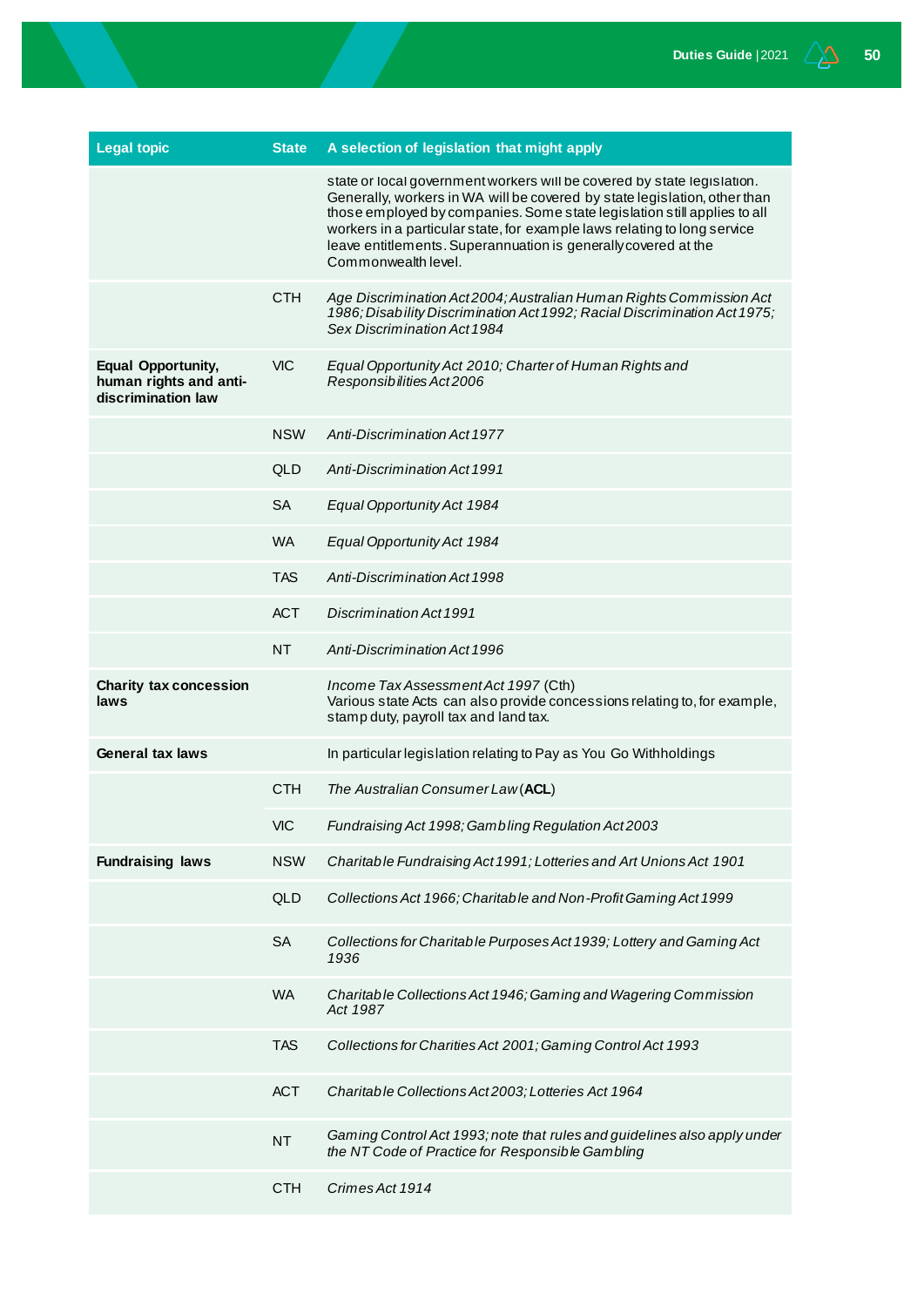| Legal topic | State | A selection of legislation that might apply |
|---|---|---|
| | | state or local government workers will be covered by state legislation. Generally, workers in WA will be covered by state legislation, other than those employed by companies. Some state legislation still applies to all workers in a particular state, for example laws relating to long service leave entitlements. Superannuation is generally covered at the Commonwealth level. |
| | CTH | *Age Discrimination Act 2004; Australian Human Rights Commission Act 1986; Disability Discrimination Act 1992; Racial Discrimination Act 1975; Sex Discrimination Act 1984* |
| **Equal Opportunity, human rights and anti-discrimination law** | VIC | *Equal Opportunity Act 2010; Charter of Human Rights and Responsibilities Act 2006* |
| | NSW | *Anti-Discrimination Act 1977* |
| | QLD | *Anti-Discrimination Act 1991* |
| | SA | *Equal Opportunity Act 1984* |
| | WA | *Equal Opportunity Act 1984* |
| | TAS | *Anti-Discrimination Act 1998* |
| | ACT | *Discrimination Act 1991* |
| | NT | *Anti-Discrimination Act 1996* |
| **Charity tax concession laws** | | *Income Tax Assessment Act 1997* (Cth)<br>Various state Acts can also provide concessions relating to, for example, stamp duty, payroll tax and land tax. |
| **General tax laws** | | In particular legislation relating to Pay as You Go Withholdings |
| | CTH | *The Australian Consumer Law* (**ACL**) |
| | VIC | *Fundraising Act 1998; Gambling Regulation Act 2003* |
| **Fundraising laws** | NSW | *Charitable Fundraising Act 1991; Lotteries and Art Unions Act 1901* |
| | QLD | *Collections Act 1966; Charitable and Non-Profit Gaming Act 1999* |
| | SA | *Collections for Charitable Purposes Act 1939; Lottery and Gaming Act 1936* |
| | WA | *Charitable Collections Act 1946; Gaming and Wagering Commission Act 1987* |
| | TAS | *Collections for Charities Act 2001; Gaming Control Act 1993* |
| | ACT | *Charitable Collections Act 2003; Lotteries Act 1964* |
| | NT | *Gaming Control Act 1993; note that rules and guidelines also apply under the NT Code of Practice for Responsible Gambling* |
| | CTH | *Crimes Act 1914* |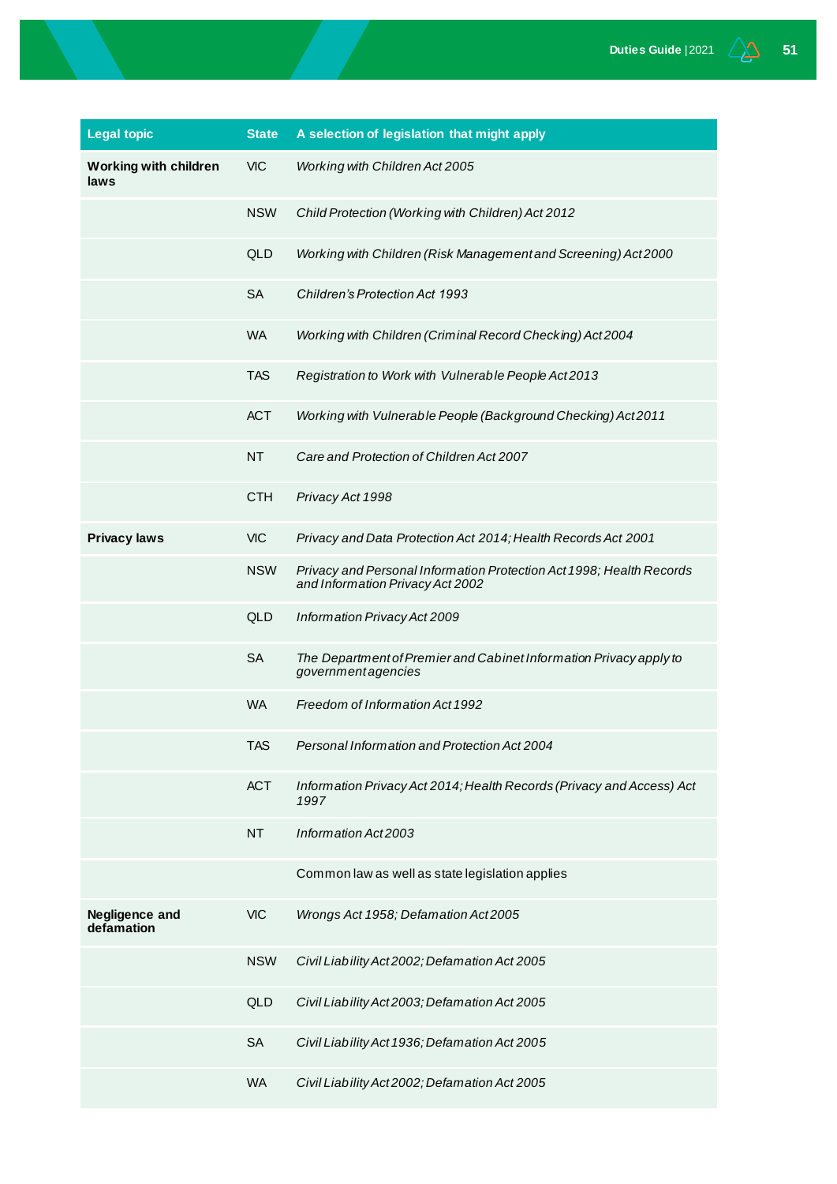| Legal topic | State | A selection of legislation that might apply |
|---|---|---|
| **Working with children laws** | VIC | *Working with Children Act 2005* |
| | NSW | *Child Protection (Working with Children) Act 2012* |
| | QLD | *Working with Children (Risk Management and Screening) Act 2000* |
| | SA | *Children's Protection Act 1993* |
| | WA | *Working with Children (Criminal Record Checking) Act 2004* |
| | TAS | *Registration to Work with Vulnerable People Act 2013* |
| | ACT | *Working with Vulnerable People (Background Checking) Act 2011* |
| | NT | *Care and Protection of Children Act 2007* |
| | CTH | *Privacy Act 1998* |
| **Privacy laws** | VIC | *Privacy and Data Protection Act 2014; Health Records Act 2001* |
| | NSW | *Privacy and Personal Information Protection Act 1998; Health Records and Information Privacy Act 2002* |
| | QLD | *Information Privacy Act 2009* |
| | SA | *The Department of Premier and Cabinet Information Privacy apply to government agencies* |
| | WA | *Freedom of Information Act 1992* |
| | TAS | *Personal Information and Protection Act 2004* |
| | ACT | *Information Privacy Act 2014; Health Records (Privacy and Access) Act 1997* |
| | NT | *Information Act 2003* |
| | | Common law as well as state legislation applies |
| **Negligence and defamation** | VIC | *Wrongs Act 1958; Defamation Act 2005* |
| | NSW | *Civil Liability Act 2002; Defamation Act 2005* |
| | QLD | *Civil Liability Act 2003; Defamation Act 2005* |
| | SA | *Civil Liability Act 1936; Defamation Act 2005* |
| | WA | *Civil Liability Act 2002; Defamation Act 2005* |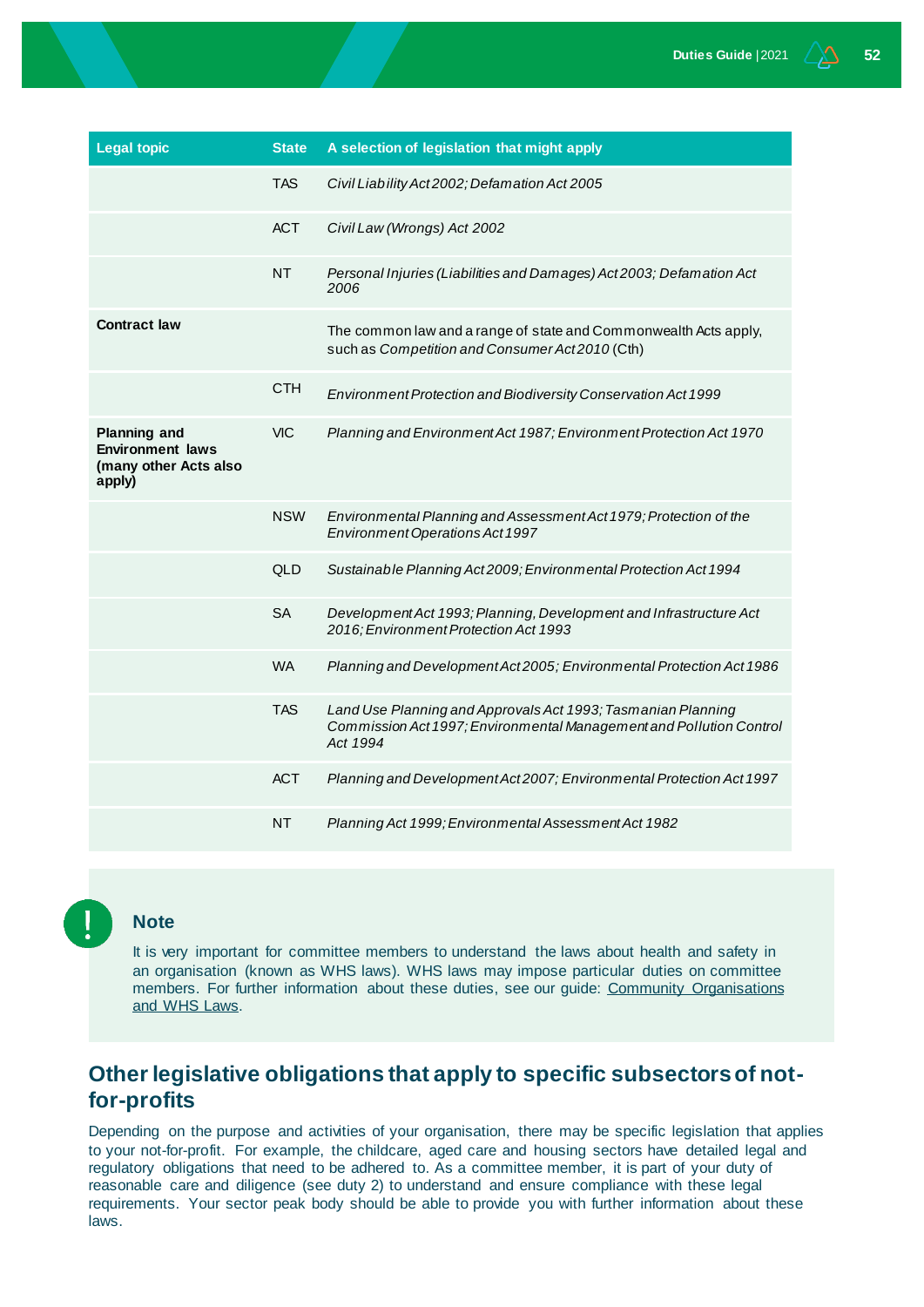| Legal topic | State | A selection of legislation that might apply |
|---|---|---|
| | TAS | *Civil Liability Act 2002; Defamation Act 2005* |
| | ACT | *Civil Law (Wrongs) Act 2002* |
| | NT | *Personal Injuries (Liabilities and Damages) Act 2003; Defamation Act 2006* |
| **Contract law** | | The common law and a range of state and Commonwealth Acts apply, such as *Competition and Consumer Act 2010* (Cth) |
| | CTH | *Environment Protection and Biodiversity Conservation Act 1999* |
| **Planning and Environment laws (many other Acts also apply)** | VIC | *Planning and Environment Act 1987; Environment Protection Act 1970* |
| | NSW | *Environmental Planning and Assessment Act 1979; Protection of the Environment Operations Act 1997* |
| | QLD | *Sustainable Planning Act 2009; Environmental Protection Act 1994* |
| | SA | *Development Act 1993; Planning, Development and Infrastructure Act 2016; Environment Protection Act 1993* |
| | WA | *Planning and Development Act 2005; Environmental Protection Act 1986* |
| | TAS | *Land Use Planning and Approvals Act 1993; Tasmanian Planning Commission Act 1997; Environmental Management and Pollution Control Act 1994* |
| | ACT | *Planning and Development Act 2007; Environmental Protection Act 1997* |
| | NT | *Planning Act 1999; Environmental Assessment Act 1982* |

### Note

It is very important for committee members to understand the laws about health and safety in an organisation (known as WHS laws). WHS laws may impose particular duties on committee members. For further information about these duties, see our guide: Community Organisations and WHS Laws.

## Other legislative obligations that apply to specific subsectors of not-for-profits

Depending on the purpose and activities of your organisation, there may be specific legislation that applies to your not-for-profit. For example, the childcare, aged care and housing sectors have detailed legal and regulatory obligations that need to be adhered to. As a committee member, it is part of your duty of reasonable care and diligence (see duty 2) to understand and ensure compliance with these legal requirements. Your sector peak body should be able to provide you with further information about these laws.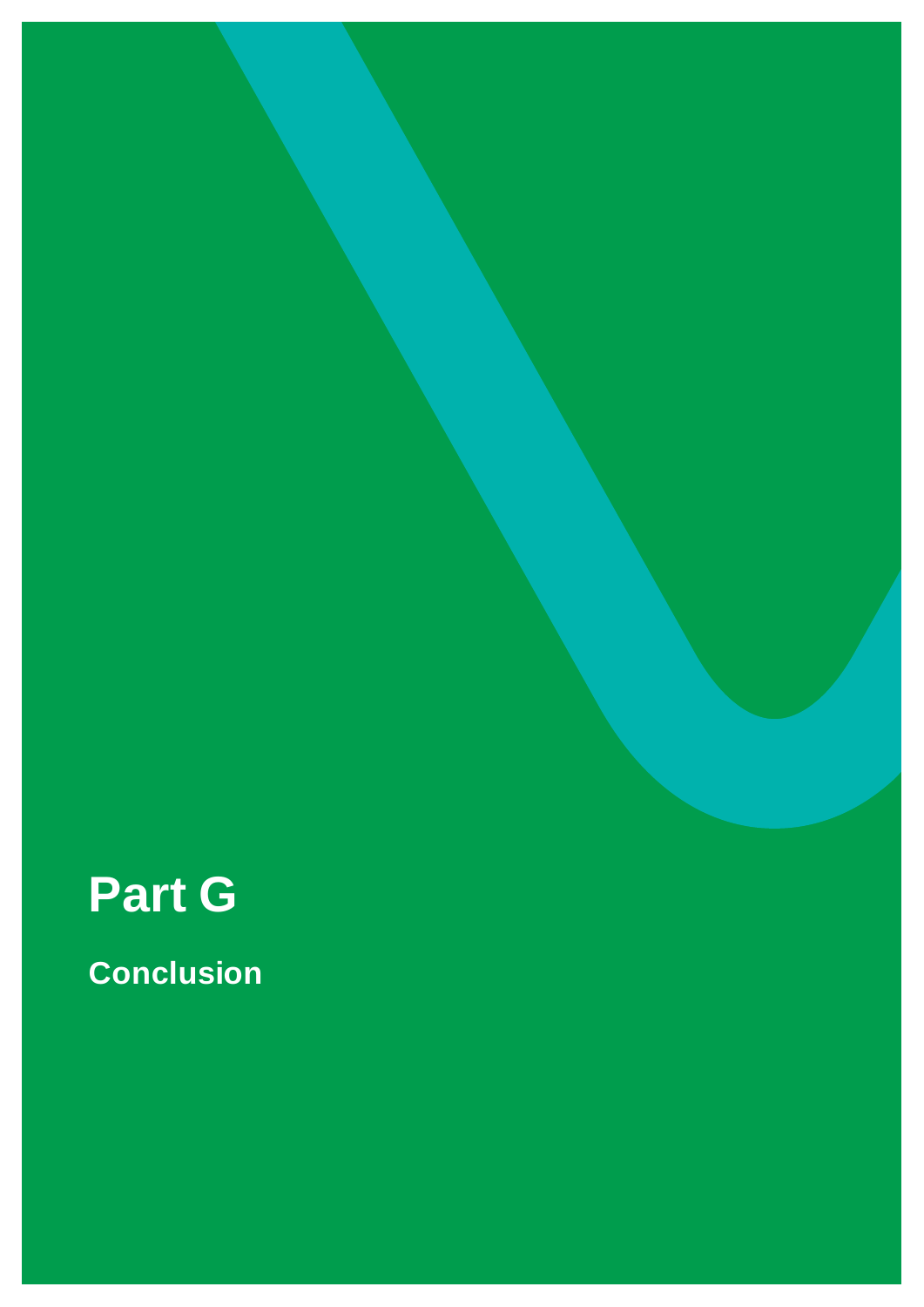# Part G

## Conclusion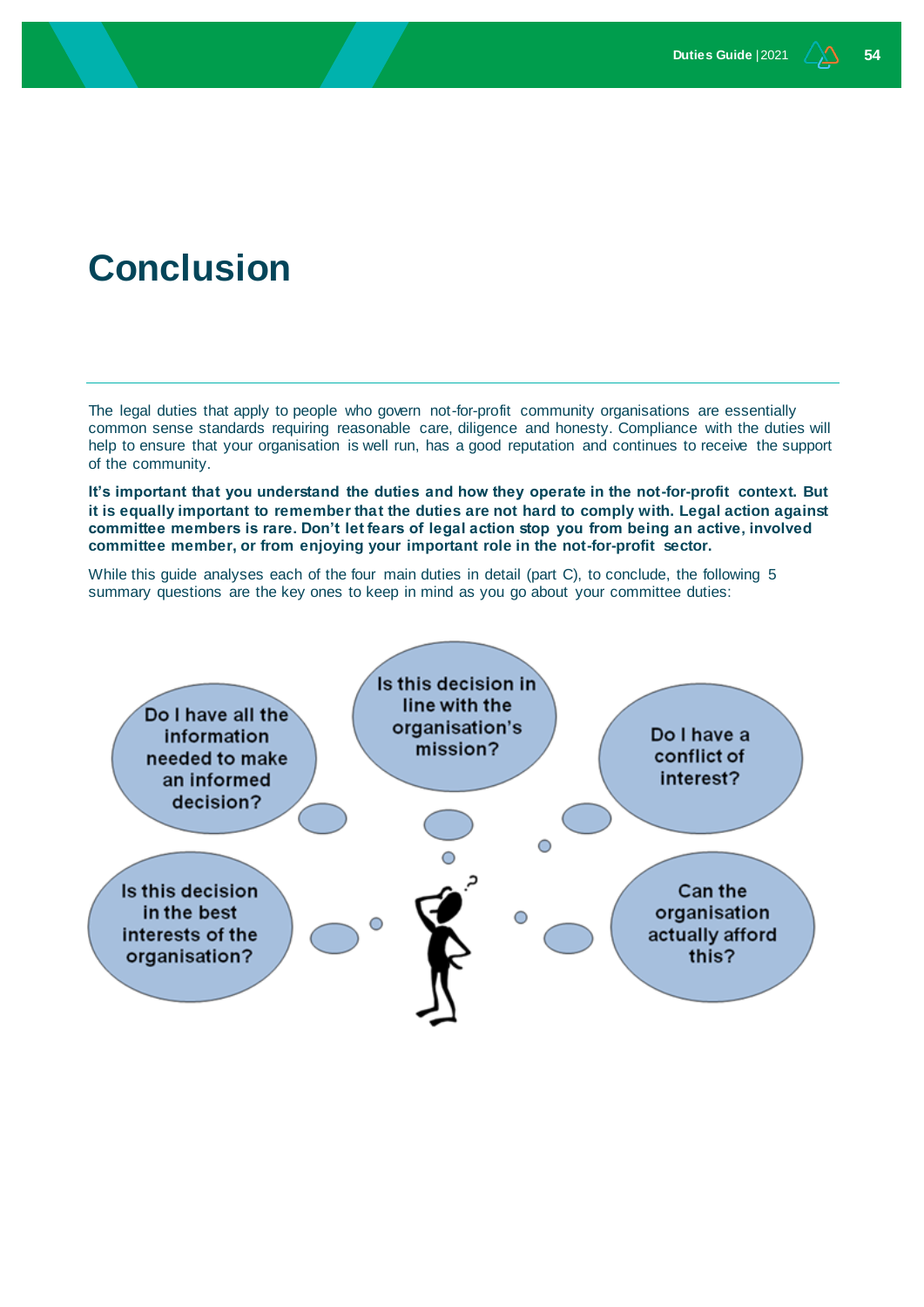# Conclusion

The legal duties that apply to people who govern not-for-profit community organisations are essentially common sense standards requiring reasonable care, diligence and honesty. Compliance with the duties will help to ensure that your organisation is well run, has a good reputation and continues to receive the support of the community.

**It's important that you understand the duties and how they operate in the not-for-profit context. But it is equally important to remember that the duties are not hard to comply with. Legal action against committee members is rare. Don't let fears of legal action stop you from being an active, involved committee member, or from enjoying your important role in the not-for-profit sector.**

While this guide analyses each of the four main duties in detail (part C), to conclude, the following 5 summary questions are the key ones to keep in mind as you go about your committee duties:

- Do I have all the information needed to make an informed decision?
- Is this decision in line with the organisation's mission?
- Do I have a conflict of interest?
- Is this decision in the best interests of the organisation?
- Can the organisation actually afford this?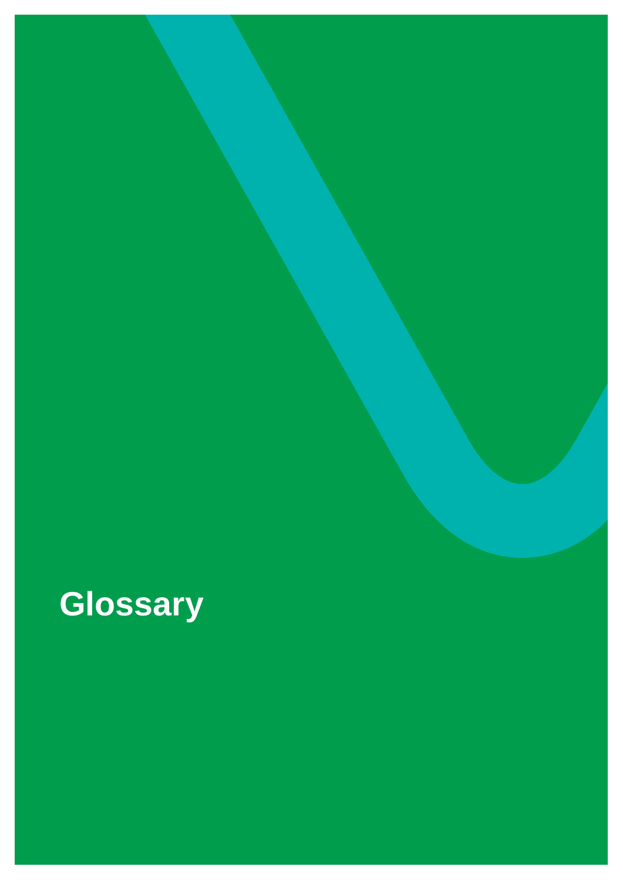# Glossary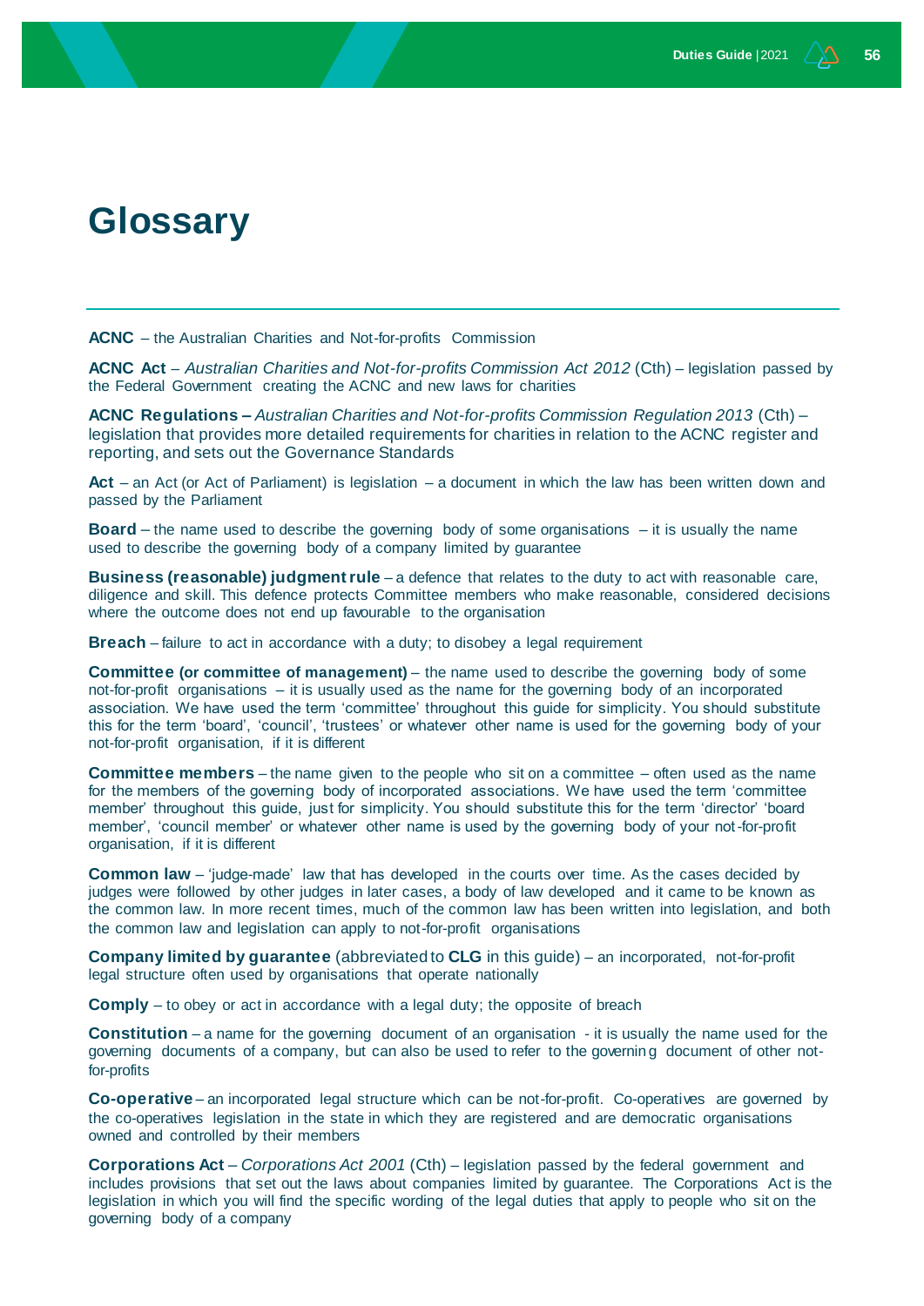# Glossary

**ACNC** – the Australian Charities and Not-for-profits Commission

**ACNC Act** – *Australian Charities and Not-for-profits Commission Act 2012* (Cth) – legislation passed by the Federal Government creating the ACNC and new laws for charities

**ACNC Regulations –** *Australian Charities and Not-for-profits Commission Regulation 2013* (Cth) – legislation that provides more detailed requirements for charities in relation to the ACNC register and reporting, and sets out the Governance Standards

**Act** – an Act (or Act of Parliament) is legislation – a document in which the law has been written down and passed by the Parliament

**Board** – the name used to describe the governing body of some organisations – it is usually the name used to describe the governing body of a company limited by guarantee

**Business (reasonable) judgment rule** – a defence that relates to the duty to act with reasonable care, diligence and skill. This defence protects Committee members who make reasonable, considered decisions where the outcome does not end up favourable to the organisation

**Breach** – failure to act in accordance with a duty; to disobey a legal requirement

**Committee (or committee of management)** – the name used to describe the governing body of some not-for-profit organisations – it is usually used as the name for the governing body of an incorporated association. We have used the term 'committee' throughout this guide for simplicity. You should substitute this for the term 'board', 'council', 'trustees' or whatever other name is used for the governing body of your not-for-profit organisation, if it is different

**Committee members** – the name given to the people who sit on a committee – often used as the name for the members of the governing body of incorporated associations. We have used the term 'committee member' throughout this guide, just for simplicity. You should substitute this for the term 'director' 'board member', 'council member' or whatever other name is used by the governing body of your not-for-profit organisation, if it is different

**Common law** – 'judge-made' law that has developed in the courts over time. As the cases decided by judges were followed by other judges in later cases, a body of law developed and it came to be known as the common law. In more recent times, much of the common law has been written into legislation, and both the common law and legislation can apply to not-for-profit organisations

**Company limited by guarantee** (abbreviated to **CLG** in this guide) – an incorporated, not-for-profit legal structure often used by organisations that operate nationally

**Comply** – to obey or act in accordance with a legal duty; the opposite of breach

**Constitution** – a name for the governing document of an organisation - it is usually the name used for the governing documents of a company, but can also be used to refer to the governing document of other not-for-profits

**Co-operative** – an incorporated legal structure which can be not-for-profit. Co-operatives are governed by the co-operatives legislation in the state in which they are registered and are democratic organisations owned and controlled by their members

**Corporations Act** – *Corporations Act 2001* (Cth) – legislation passed by the federal government and includes provisions that set out the laws about companies limited by guarantee. The Corporations Act is the legislation in which you will find the specific wording of the legal duties that apply to people who sit on the governing body of a company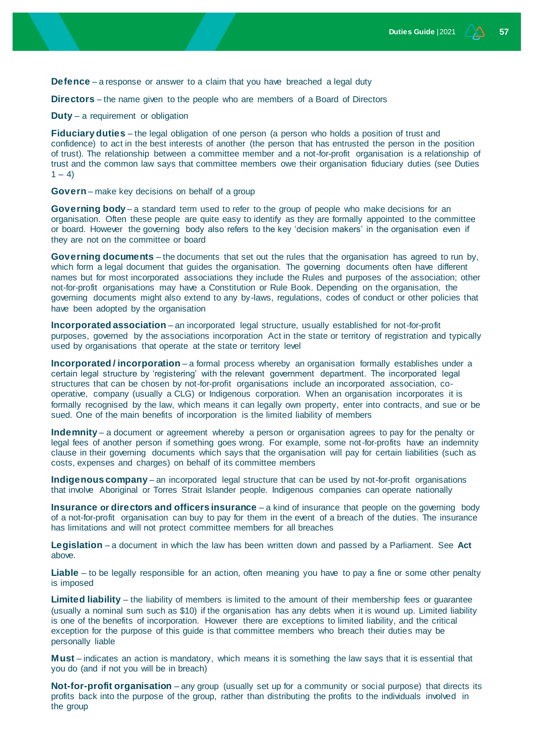**Defence** – a response or answer to a claim that you have breached a legal duty

**Directors** – the name given to the people who are members of a Board of Directors

**Duty** – a requirement or obligation

**Fiduciary duties** – the legal obligation of one person (a person who holds a position of trust and confidence) to act in the best interests of another (the person that has entrusted the person in the position of trust). The relationship between a committee member and a not-for-profit organisation is a relationship of trust and the common law says that committee members owe their organisation fiduciary duties (see Duties 1 – 4)

**Govern** – make key decisions on behalf of a group

**Governing body** – a standard term used to refer to the group of people who make decisions for an organisation. Often these people are quite easy to identify as they are formally appointed to the committee or board. However the governing body also refers to the key 'decision makers' in the organisation even if they are not on the committee or board

**Governing documents** – the documents that set out the rules that the organisation has agreed to run by, which form a legal document that guides the organisation. The governing documents often have different names but for most incorporated associations they include the Rules and purposes of the association; other not-for-profit organisations may have a Constitution or Rule Book. Depending on the organisation, the governing documents might also extend to any by-laws, regulations, codes of conduct or other policies that have been adopted by the organisation

**Incorporated association** – an incorporated legal structure, usually established for not-for-profit purposes, governed by the associations incorporation Act in the state or territory of registration and typically used by organisations that operate at the state or territory level

**Incorporated / incorporation** – a formal process whereby an organisation formally establishes under a certain legal structure by 'registering' with the relevant government department. The incorporated legal structures that can be chosen by not-for-profit organisations include an incorporated association, co-operative, company (usually a CLG) or Indigenous corporation. When an organisation incorporates it is formally recognised by the law, which means it can legally own property, enter into contracts, and sue or be sued. One of the main benefits of incorporation is the limited liability of members

**Indemnity** – a document or agreement whereby a person or organisation agrees to pay for the penalty or legal fees of another person if something goes wrong. For example, some not-for-profits have an indemnity clause in their governing documents which says that the organisation will pay for certain liabilities (such as costs, expenses and charges) on behalf of its committee members

**Indigenous company** – an incorporated legal structure that can be used by not-for-profit organisations that involve Aboriginal or Torres Strait Islander people. Indigenous companies can operate nationally

**Insurance or directors and officers insurance** – a kind of insurance that people on the governing body of a not-for-profit organisation can buy to pay for them in the event of a breach of the duties. The insurance has limitations and will not protect committee members for all breaches

**Legislation** – a document in which the law has been written down and passed by a Parliament. See **Act** above.

**Liable** – to be legally responsible for an action, often meaning you have to pay a fine or some other penalty is imposed

**Limited liability** – the liability of members is limited to the amount of their membership fees or guarantee (usually a nominal sum such as $10) if the organisation has any debts when it is wound up. Limited liability is one of the benefits of incorporation. However there are exceptions to limited liability, and the critical exception for the purpose of this guide is that committee members who breach their duties may be personally liable

**Must** – indicates an action is mandatory, which means it is something the law says that it is essential that you do (and if not you will be in breach)

**Not-for-profit organisation** – any group (usually set up for a community or social purpose) that directs its profits back into the purpose of the group, rather than distributing the profits to the individuals involved in the group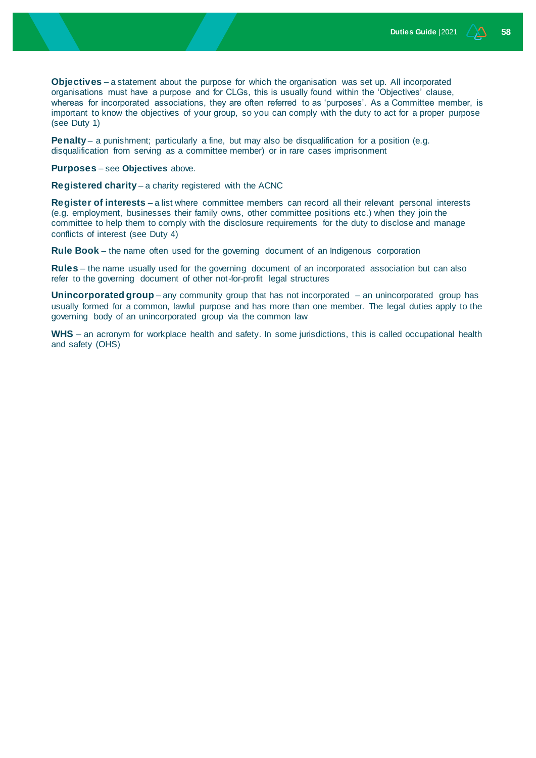**Objectives** – a statement about the purpose for which the organisation was set up. All incorporated organisations must have a purpose and for CLGs, this is usually found within the 'Objectives' clause, whereas for incorporated associations, they are often referred to as 'purposes'. As a Committee member, is important to know the objectives of your group, so you can comply with the duty to act for a proper purpose (see Duty 1)

**Penalty** – a punishment; particularly a fine, but may also be disqualification for a position (e.g. disqualification from serving as a committee member) or in rare cases imprisonment

**Purposes** – see **Objectives** above.

**Registered charity** – a charity registered with the ACNC

**Register of interests** – a list where committee members can record all their relevant personal interests (e.g. employment, businesses their family owns, other committee positions etc.) when they join the committee to help them to comply with the disclosure requirements for the duty to disclose and manage conflicts of interest (see Duty 4)

**Rule Book** – the name often used for the governing document of an Indigenous corporation

**Rules** – the name usually used for the governing document of an incorporated association but can also refer to the governing document of other not-for-profit legal structures

**Unincorporated group** – any community group that has not incorporated – an unincorporated group has usually formed for a common, lawful purpose and has more than one member. The legal duties apply to the governing body of an unincorporated group via the common law

**WHS** – an acronym for workplace health and safety. In some jurisdictions, this is called occupational health and safety (OHS)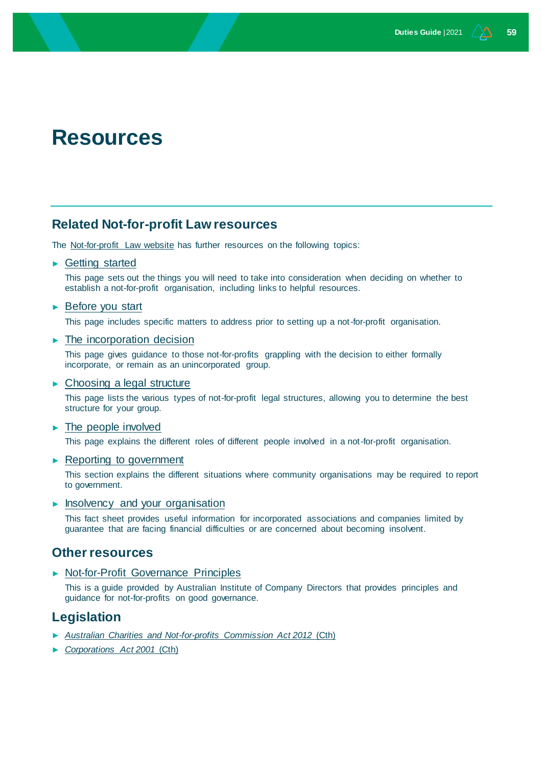# Resources

## Related Not-for-profit Law resources

The Not-for-profit Law website has further resources on the following topics:

- **Getting started**

  This page sets out the things you will need to take into consideration when deciding on whether to establish a not-for-profit organisation, including links to helpful resources.

- **Before you start**

  This page includes specific matters to address prior to setting up a not-for-profit organisation.

- **The incorporation decision**

  This page gives guidance to those not-for-profits grappling with the decision to either formally incorporate, or remain as an unincorporated group.

- **Choosing a legal structure**

  This page lists the various types of not-for-profit legal structures, allowing you to determine the best structure for your group.

- **The people involved**

  This page explains the different roles of different people involved in a not-for-profit organisation.

- **Reporting to government**

  This section explains the different situations where community organisations may be required to report to government.

- **Insolvency and your organisation**

  This fact sheet provides useful information for incorporated associations and companies limited by guarantee that are facing financial difficulties or are concerned about becoming insolvent.

## Other resources

- **Not-for-Profit Governance Principles**

  This is a guide provided by Australian Institute of Company Directors that provides principles and guidance for not-for-profits on good governance.

## Legislation

- *Australian Charities and Not-for-profits Commission Act 2012* (Cth)
- *Corporations Act 2001* (Cth)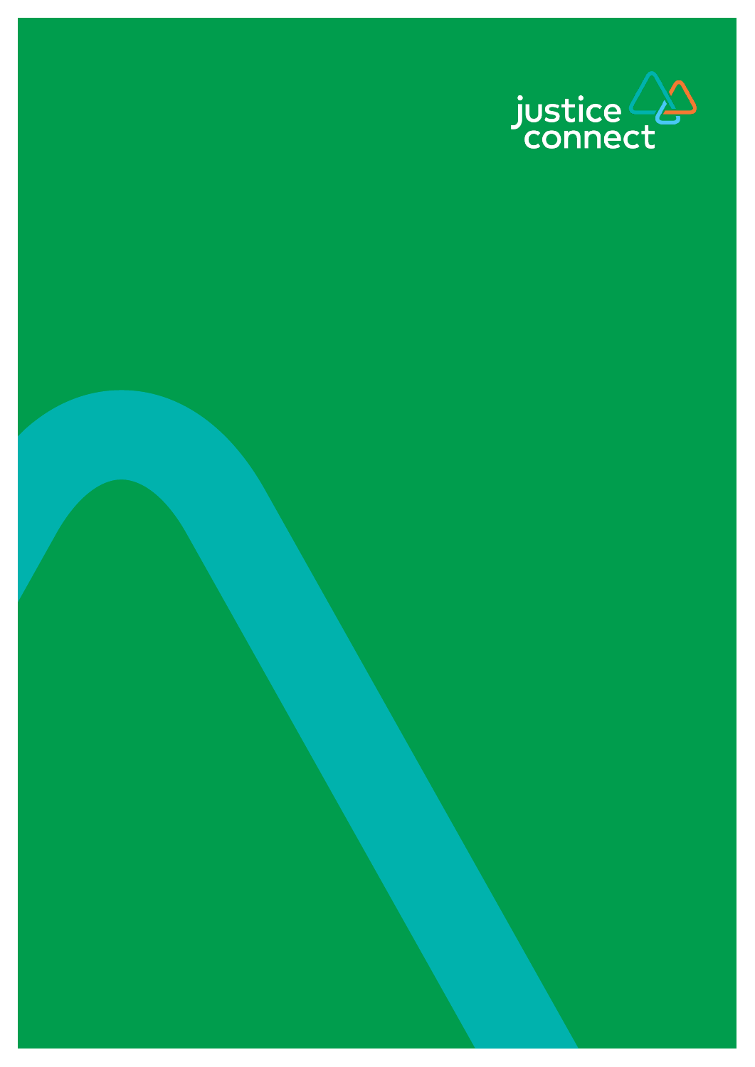justice connect